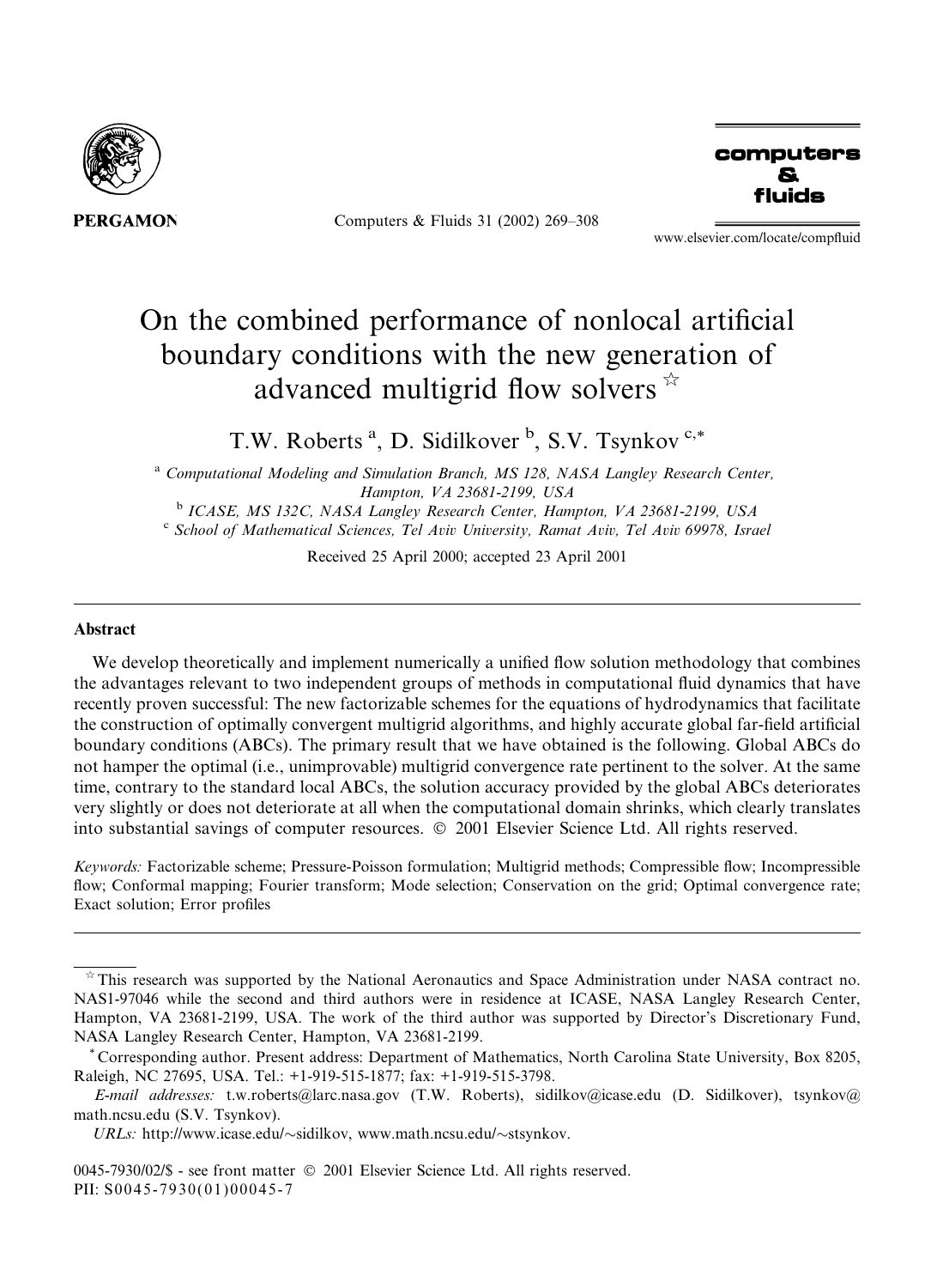# On the combined performance of nonlocal artificial boundary conditions with the new generation of advanced multigrid flow solvers ☆

T.W. Roberts [a], D. Sidilkover [b], S.V. Tsynkov [c,*]

[a] *Computational Modeling and Simulation Branch, MS 128, NASA Langley Research Center, Hampton, VA 23681-2199, USA*

[b] *ICASE, MS 132C, NASA Langley Research Center, Hampton, VA 23681-2199, USA*

[c] *School of Mathematical Sciences, Tel Aviv University, Ramat Aviv, Tel Aviv 69978, Israel*

Received 25 April 2000; accepted 23 April 2001

## Abstract

We develop theoretically and implement numerically a unified flow solution methodology that combines the advantages relevant to two independent groups of methods in computational fluid dynamics that have recently proven successful: The new factorizable schemes for the equations of hydrodynamics that facilitate the construction of optimally convergent multigrid algorithms, and highly accurate global far-field artificial boundary conditions (ABCs). The primary result that we have obtained is the following. Global ABCs do not hamper the optimal (i.e., unimprovable) multigrid convergence rate pertinent to the solver. At the same time, contrary to the standard local ABCs, the solution accuracy provided by the global ABCs deteriorates very slightly or does not deteriorate at all when the computational domain shrinks, which clearly translates into substantial savings of computer resources. © 2001 Elsevier Science Ltd. All rights reserved.

*Keywords:* Factorizable scheme; Pressure-Poisson formulation; Multigrid methods; Compressible flow; Incompressible flow; Conformal mapping; Fourier transform; Mode selection; Conservation on the grid; Optimal convergence rate; Exact solution; Error profiles

---

☆ This research was supported by the National Aeronautics and Space Administration under NASA contract no. NAS1-97046 while the second and third authors were in residence at ICASE, NASA Langley Research Center, Hampton, VA 23681-2199, USA. The work of the third author was supported by Director's Discretionary Fund, NASA Langley Research Center, Hampton, VA 23681-2199.

\* Corresponding author. Present address: Department of Mathematics, North Carolina State University, Box 8205, Raleigh, NC 27695, USA. Tel.: +1-919-515-1877; fax: +1-919-515-3798.

*E-mail addresses:* t.w.roberts@larc.nasa.gov (T.W. Roberts), sidilkov@icase.edu (D. Sidilkover), tsynkov@math.ncsu.edu (S.V. Tsynkov).

*URLs:* http://www.icase.edu/~sidilkov, www.math.ncsu.edu/~stsynkov.

0045-7930/02/$ - see front matter © 2001 Elsevier Science Ltd. All rights reserved.
PII: S0045-7930(01)00045-7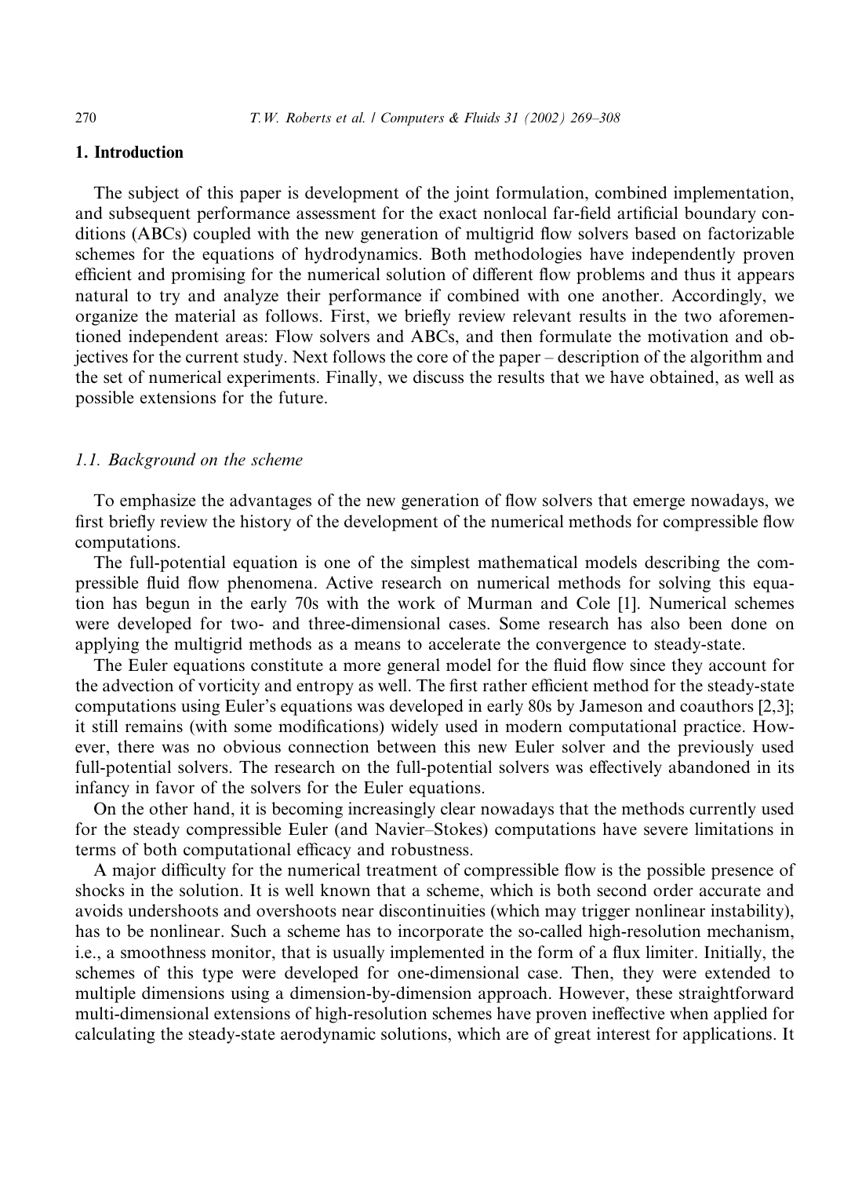## 1. Introduction

The subject of this paper is development of the joint formulation, combined implementation, and subsequent performance assessment for the exact nonlocal far-field artificial boundary conditions (ABCs) coupled with the new generation of multigrid flow solvers based on factorizable schemes for the equations of hydrodynamics. Both methodologies have independently proven efficient and promising for the numerical solution of different flow problems and thus it appears natural to try and analyze their performance if combined with one another. Accordingly, we organize the material as follows. First, we briefly review relevant results in the two aforementioned independent areas: Flow solvers and ABCs, and then formulate the motivation and objectives for the current study. Next follows the core of the paper – description of the algorithm and the set of numerical experiments. Finally, we discuss the results that we have obtained, as well as possible extensions for the future.

### 1.1. Background on the scheme

To emphasize the advantages of the new generation of flow solvers that emerge nowadays, we first briefly review the history of the development of the numerical methods for compressible flow computations.

The full-potential equation is one of the simplest mathematical models describing the compressible fluid flow phenomena. Active research on numerical methods for solving this equation has begun in the early 70s with the work of Murman and Cole [1]. Numerical schemes were developed for two- and three-dimensional cases. Some research has also been done on applying the multigrid methods as a means to accelerate the convergence to steady-state.

The Euler equations constitute a more general model for the fluid flow since they account for the advection of vorticity and entropy as well. The first rather efficient method for the steady-state computations using Euler's equations was developed in early 80s by Jameson and coauthors [2,3]; it still remains (with some modifications) widely used in modern computational practice. However, there was no obvious connection between this new Euler solver and the previously used full-potential solvers. The research on the full-potential solvers was effectively abandoned in its infancy in favor of the solvers for the Euler equations.

On the other hand, it is becoming increasingly clear nowadays that the methods currently used for the steady compressible Euler (and Navier–Stokes) computations have severe limitations in terms of both computational efficacy and robustness.

A major difficulty for the numerical treatment of compressible flow is the possible presence of shocks in the solution. It is well known that a scheme, which is both second order accurate and avoids undershoots and overshoots near discontinuities (which may trigger nonlinear instability), has to be nonlinear. Such a scheme has to incorporate the so-called high-resolution mechanism, i.e., a smoothness monitor, that is usually implemented in the form of a flux limiter. Initially, the schemes of this type were developed for one-dimensional case. Then, they were extended to multiple dimensions using a dimension-by-dimension approach. However, these straightforward multi-dimensional extensions of high-resolution schemes have proven ineffective when applied for calculating the steady-state aerodynamic solutions, which are of great interest for applications. It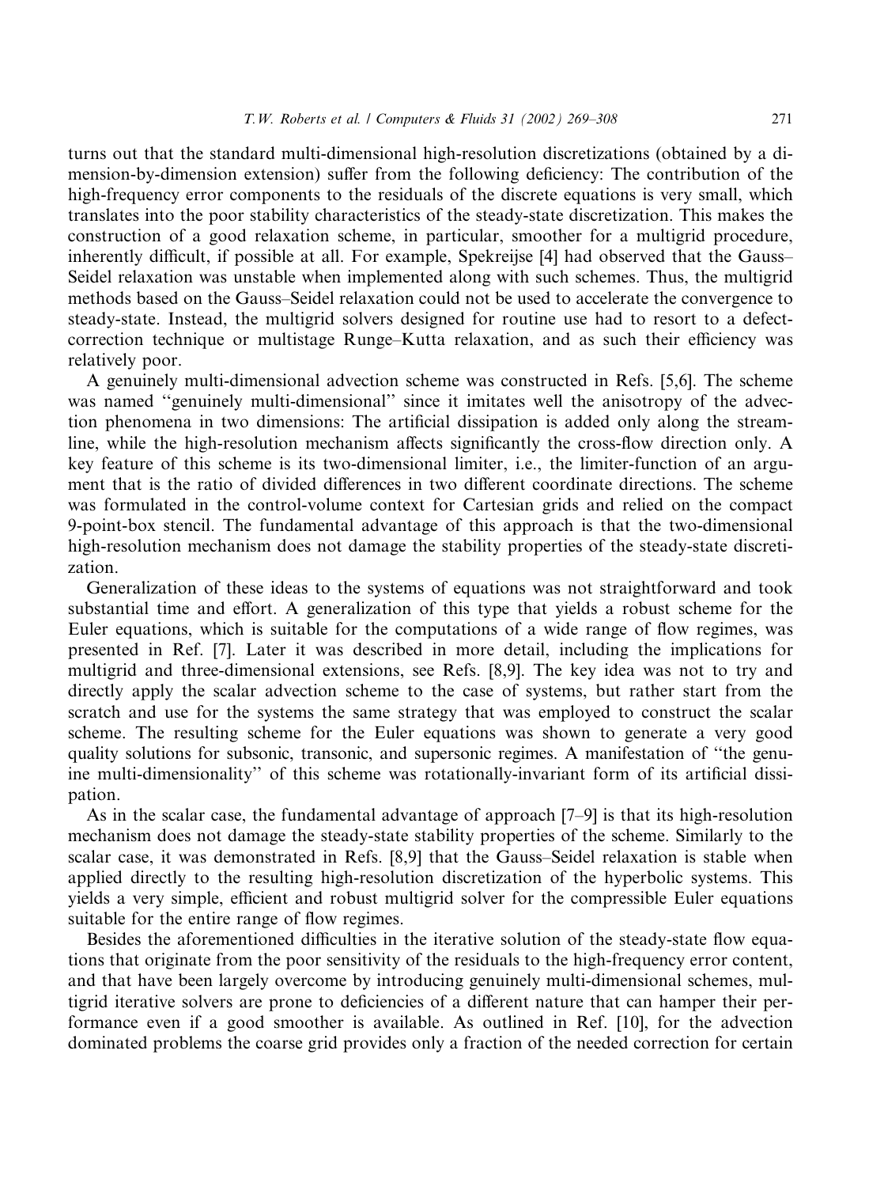turns out that the standard multi-dimensional high-resolution discretizations (obtained by a dimension-by-dimension extension) suffer from the following deficiency: The contribution of the high-frequency error components to the residuals of the discrete equations is very small, which translates into the poor stability characteristics of the steady-state discretization. This makes the construction of a good relaxation scheme, in particular, smoother for a multigrid procedure, inherently difficult, if possible at all. For example, Spekreijse [4] had observed that the Gauss–Seidel relaxation was unstable when implemented along with such schemes. Thus, the multigrid methods based on the Gauss–Seidel relaxation could not be used to accelerate the convergence to steady-state. Instead, the multigrid solvers designed for routine use had to resort to a defect-correction technique or multistage Runge–Kutta relaxation, and as such their efficiency was relatively poor.

A genuinely multi-dimensional advection scheme was constructed in Refs. [5,6]. The scheme was named "genuinely multi-dimensional" since it imitates well the anisotropy of the advection phenomena in two dimensions: The artificial dissipation is added only along the streamline, while the high-resolution mechanism affects significantly the cross-flow direction only. A key feature of this scheme is its two-dimensional limiter, i.e., the limiter-function of an argument that is the ratio of divided differences in two different coordinate directions. The scheme was formulated in the control-volume context for Cartesian grids and relied on the compact 9-point-box stencil. The fundamental advantage of this approach is that the two-dimensional high-resolution mechanism does not damage the stability properties of the steady-state discretization.

Generalization of these ideas to the systems of equations was not straightforward and took substantial time and effort. A generalization of this type that yields a robust scheme for the Euler equations, which is suitable for the computations of a wide range of flow regimes, was presented in Ref. [7]. Later it was described in more detail, including the implications for multigrid and three-dimensional extensions, see Refs. [8,9]. The key idea was not to try and directly apply the scalar advection scheme to the case of systems, but rather start from the scratch and use for the systems the same strategy that was employed to construct the scalar scheme. The resulting scheme for the Euler equations was shown to generate a very good quality solutions for subsonic, transonic, and supersonic regimes. A manifestation of "the genuine multi-dimensionality" of this scheme was rotationally-invariant form of its artificial dissipation.

As in the scalar case, the fundamental advantage of approach [7–9] is that its high-resolution mechanism does not damage the steady-state stability properties of the scheme. Similarly to the scalar case, it was demonstrated in Refs. [8,9] that the Gauss–Seidel relaxation is stable when applied directly to the resulting high-resolution discretization of the hyperbolic systems. This yields a very simple, efficient and robust multigrid solver for the compressible Euler equations suitable for the entire range of flow regimes.

Besides the aforementioned difficulties in the iterative solution of the steady-state flow equations that originate from the poor sensitivity of the residuals to the high-frequency error content, and that have been largely overcome by introducing genuinely multi-dimensional schemes, multigrid iterative solvers are prone to deficiencies of a different nature that can hamper their performance even if a good smoother is available. As outlined in Ref. [10], for the advection dominated problems the coarse grid provides only a fraction of the needed correction for certain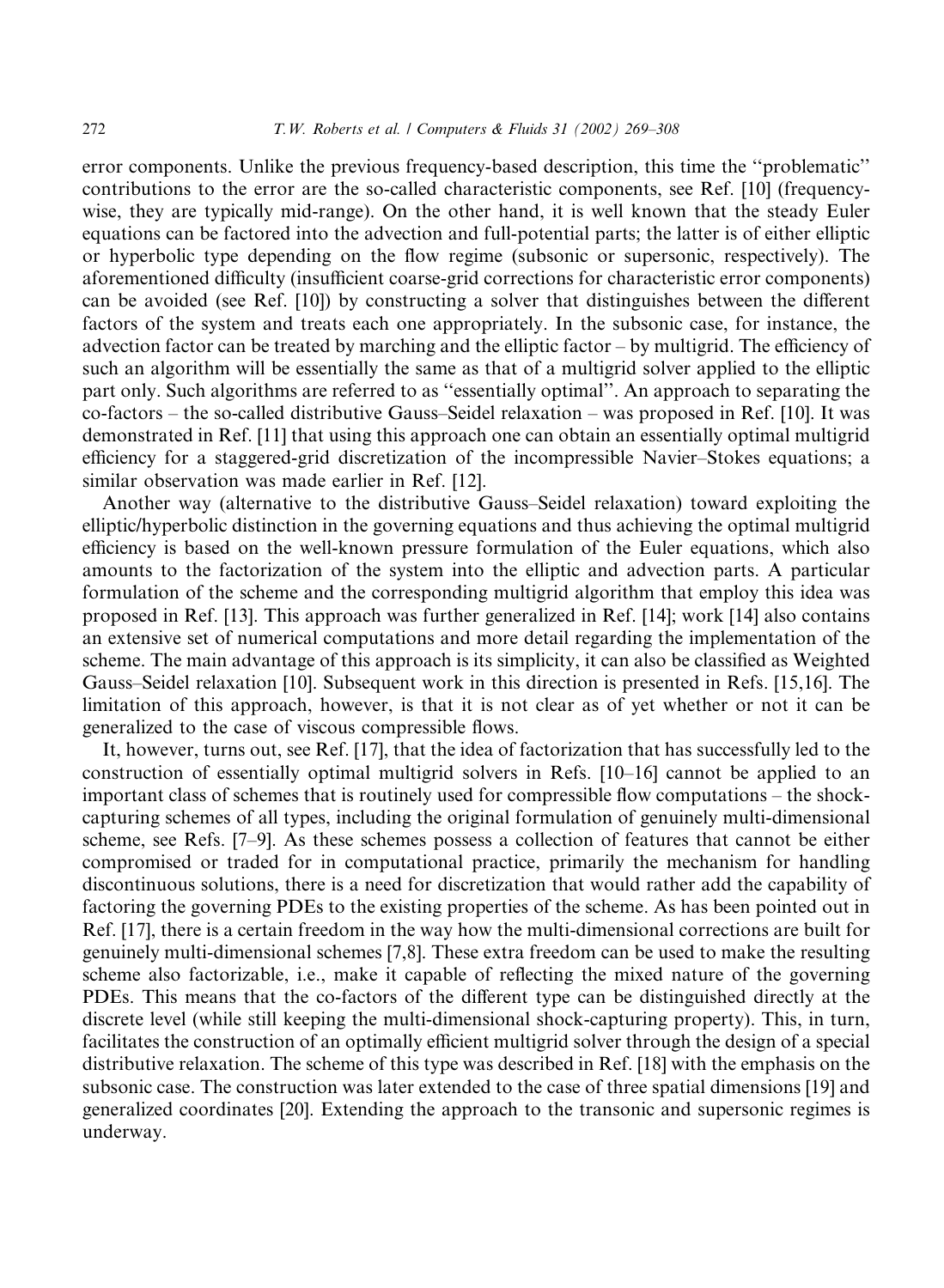error components. Unlike the previous frequency-based description, this time the "problematic" contributions to the error are the so-called characteristic components, see Ref. [10] (frequency-wise, they are typically mid-range). On the other hand, it is well known that the steady Euler equations can be factored into the advection and full-potential parts; the latter is of either elliptic or hyperbolic type depending on the flow regime (subsonic or supersonic, respectively). The aforementioned difficulty (insufficient coarse-grid corrections for characteristic error components) can be avoided (see Ref. [10]) by constructing a solver that distinguishes between the different factors of the system and treats each one appropriately. In the subsonic case, for instance, the advection factor can be treated by marching and the elliptic factor – by multigrid. The efficiency of such an algorithm will be essentially the same as that of a multigrid solver applied to the elliptic part only. Such algorithms are referred to as "essentially optimal". An approach to separating the co-factors – the so-called distributive Gauss–Seidel relaxation – was proposed in Ref. [10]. It was demonstrated in Ref. [11] that using this approach one can obtain an essentially optimal multigrid efficiency for a staggered-grid discretization of the incompressible Navier–Stokes equations; a similar observation was made earlier in Ref. [12].

Another way (alternative to the distributive Gauss–Seidel relaxation) toward exploiting the elliptic/hyperbolic distinction in the governing equations and thus achieving the optimal multigrid efficiency is based on the well-known pressure formulation of the Euler equations, which also amounts to the factorization of the system into the elliptic and advection parts. A particular formulation of the scheme and the corresponding multigrid algorithm that employ this idea was proposed in Ref. [13]. This approach was further generalized in Ref. [14]; work [14] also contains an extensive set of numerical computations and more detail regarding the implementation of the scheme. The main advantage of this approach is its simplicity, it can also be classified as Weighted Gauss–Seidel relaxation [10]. Subsequent work in this direction is presented in Refs. [15,16]. The limitation of this approach, however, is that it is not clear as of yet whether or not it can be generalized to the case of viscous compressible flows.

It, however, turns out, see Ref. [17], that the idea of factorization that has successfully led to the construction of essentially optimal multigrid solvers in Refs. [10–16] cannot be applied to an important class of schemes that is routinely used for compressible flow computations – the shock-capturing schemes of all types, including the original formulation of genuinely multi-dimensional scheme, see Refs. [7–9]. As these schemes possess a collection of features that cannot be either compromised or traded for in computational practice, primarily the mechanism for handling discontinuous solutions, there is a need for discretization that would rather add the capability of factoring the governing PDEs to the existing properties of the scheme. As has been pointed out in Ref. [17], there is a certain freedom in the way how the multi-dimensional corrections are built for genuinely multi-dimensional schemes [7,8]. These extra freedom can be used to make the resulting scheme also factorizable, i.e., make it capable of reflecting the mixed nature of the governing PDEs. This means that the co-factors of the different type can be distinguished directly at the discrete level (while still keeping the multi-dimensional shock-capturing property). This, in turn, facilitates the construction of an optimally efficient multigrid solver through the design of a special distributive relaxation. The scheme of this type was described in Ref. [18] with the emphasis on the subsonic case. The construction was later extended to the case of three spatial dimensions [19] and generalized coordinates [20]. Extending the approach to the transonic and supersonic regimes is underway.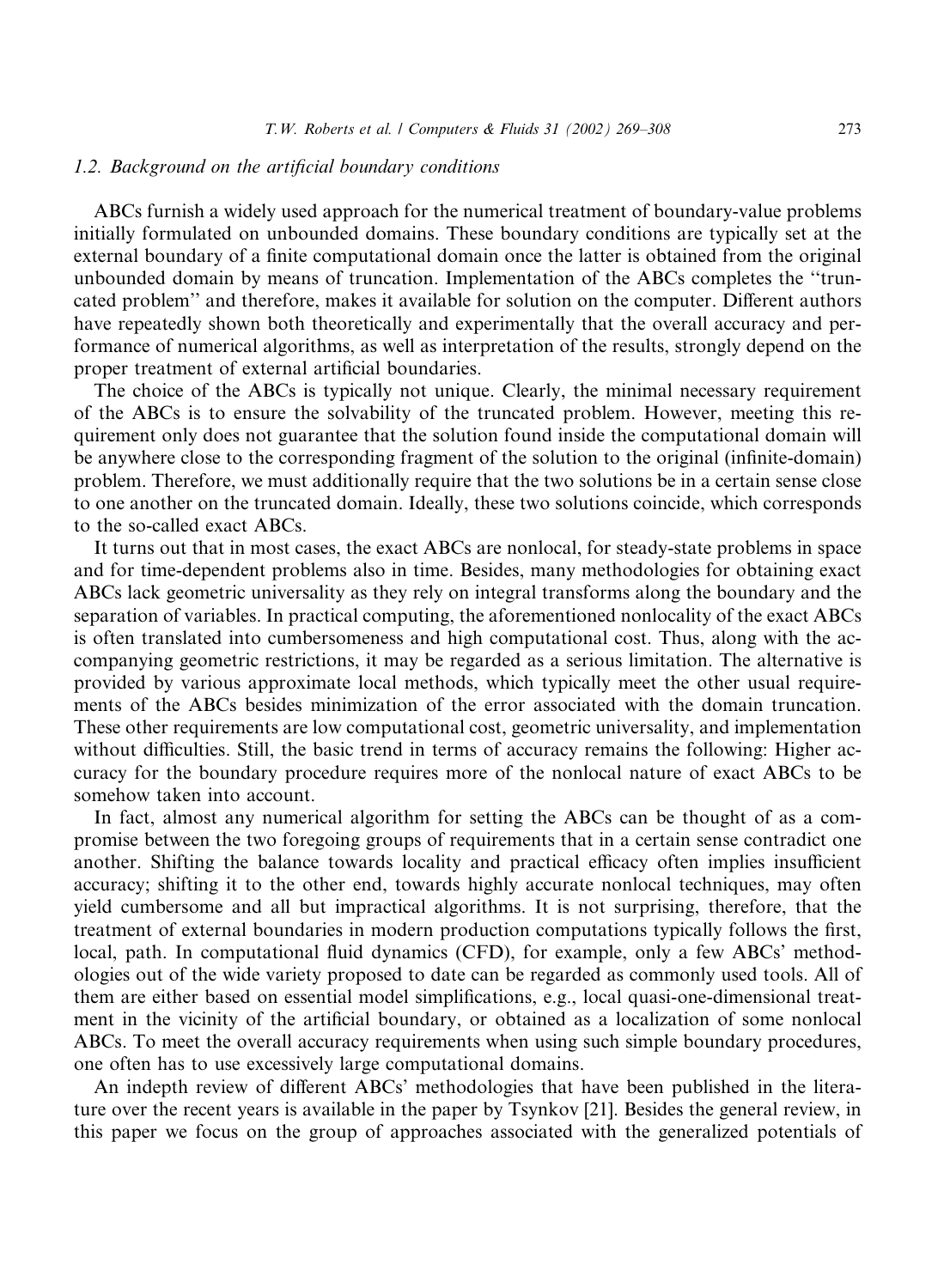### 1.2. Background on the artificial boundary conditions

ABCs furnish a widely used approach for the numerical treatment of boundary-value problems initially formulated on unbounded domains. These boundary conditions are typically set at the external boundary of a finite computational domain once the latter is obtained from the original unbounded domain by means of truncation. Implementation of the ABCs completes the "truncated problem" and therefore, makes it available for solution on the computer. Different authors have repeatedly shown both theoretically and experimentally that the overall accuracy and performance of numerical algorithms, as well as interpretation of the results, strongly depend on the proper treatment of external artificial boundaries.

The choice of the ABCs is typically not unique. Clearly, the minimal necessary requirement of the ABCs is to ensure the solvability of the truncated problem. However, meeting this requirement only does not guarantee that the solution found inside the computational domain will be anywhere close to the corresponding fragment of the solution to the original (infinite-domain) problem. Therefore, we must additionally require that the two solutions be in a certain sense close to one another on the truncated domain. Ideally, these two solutions coincide, which corresponds to the so-called exact ABCs.

It turns out that in most cases, the exact ABCs are nonlocal, for steady-state problems in space and for time-dependent problems also in time. Besides, many methodologies for obtaining exact ABCs lack geometric universality as they rely on integral transforms along the boundary and the separation of variables. In practical computing, the aforementioned nonlocality of the exact ABCs is often translated into cumbersomeness and high computational cost. Thus, along with the accompanying geometric restrictions, it may be regarded as a serious limitation. The alternative is provided by various approximate local methods, which typically meet the other usual requirements of the ABCs besides minimization of the error associated with the domain truncation. These other requirements are low computational cost, geometric universality, and implementation without difficulties. Still, the basic trend in terms of accuracy remains the following: Higher accuracy for the boundary procedure requires more of the nonlocal nature of exact ABCs to be somehow taken into account.

In fact, almost any numerical algorithm for setting the ABCs can be thought of as a compromise between the two foregoing groups of requirements that in a certain sense contradict one another. Shifting the balance towards locality and practical efficacy often implies insufficient accuracy; shifting it to the other end, towards highly accurate nonlocal techniques, may often yield cumbersome and all but impractical algorithms. It is not surprising, therefore, that the treatment of external boundaries in modern production computations typically follows the first, local, path. In computational fluid dynamics (CFD), for example, only a few ABCs' methodologies out of the wide variety proposed to date can be regarded as commonly used tools. All of them are either based on essential model simplifications, e.g., local quasi-one-dimensional treatment in the vicinity of the artificial boundary, or obtained as a localization of some nonlocal ABCs. To meet the overall accuracy requirements when using such simple boundary procedures, one often has to use excessively large computational domains.

An indepth review of different ABCs' methodologies that have been published in the literature over the recent years is available in the paper by Tsynkov [21]. Besides the general review, in this paper we focus on the group of approaches associated with the generalized potentials of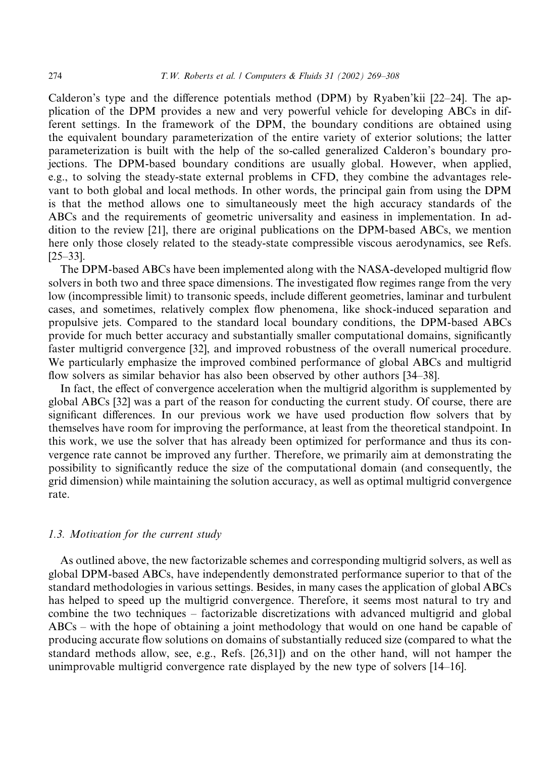Calderon's type and the difference potentials method (DPM) by Ryaben'kii [22–24]. The application of the DPM provides a new and very powerful vehicle for developing ABCs in different settings. In the framework of the DPM, the boundary conditions are obtained using the equivalent boundary parameterization of the entire variety of exterior solutions; the latter parameterization is built with the help of the so-called generalized Calderon's boundary projections. The DPM-based boundary conditions are usually global. However, when applied, e.g., to solving the steady-state external problems in CFD, they combine the advantages relevant to both global and local methods. In other words, the principal gain from using the DPM is that the method allows one to simultaneously meet the high accuracy standards of the ABCs and the requirements of geometric universality and easiness in implementation. In addition to the review [21], there are original publications on the DPM-based ABCs, we mention here only those closely related to the steady-state compressible viscous aerodynamics, see Refs. [25–33].

The DPM-based ABCs have been implemented along with the NASA-developed multigrid flow solvers in both two and three space dimensions. The investigated flow regimes range from the very low (incompressible limit) to transonic speeds, include different geometries, laminar and turbulent cases, and sometimes, relatively complex flow phenomena, like shock-induced separation and propulsive jets. Compared to the standard local boundary conditions, the DPM-based ABCs provide for much better accuracy and substantially smaller computational domains, significantly faster multigrid convergence [32], and improved robustness of the overall numerical procedure. We particularly emphasize the improved combined performance of global ABCs and multigrid flow solvers as similar behavior has also been observed by other authors [34–38].

In fact, the effect of convergence acceleration when the multigrid algorithm is supplemented by global ABCs [32] was a part of the reason for conducting the current study. Of course, there are significant differences. In our previous work we have used production flow solvers that by themselves have room for improving the performance, at least from the theoretical standpoint. In this work, we use the solver that has already been optimized for performance and thus its convergence rate cannot be improved any further. Therefore, we primarily aim at demonstrating the possibility to significantly reduce the size of the computational domain (and consequently, the grid dimension) while maintaining the solution accuracy, as well as optimal multigrid convergence rate.

### 1.3. Motivation for the current study

As outlined above, the new factorizable schemes and corresponding multigrid solvers, as well as global DPM-based ABCs, have independently demonstrated performance superior to that of the standard methodologies in various settings. Besides, in many cases the application of global ABCs has helped to speed up the multigrid convergence. Therefore, it seems most natural to try and combine the two techniques – factorizable discretizations with advanced multigrid and global ABCs – with the hope of obtaining a joint methodology that would on one hand be capable of producing accurate flow solutions on domains of substantially reduced size (compared to what the standard methods allow, see, e.g., Refs. [26,31]) and on the other hand, will not hamper the unimprovable multigrid convergence rate displayed by the new type of solvers [14–16].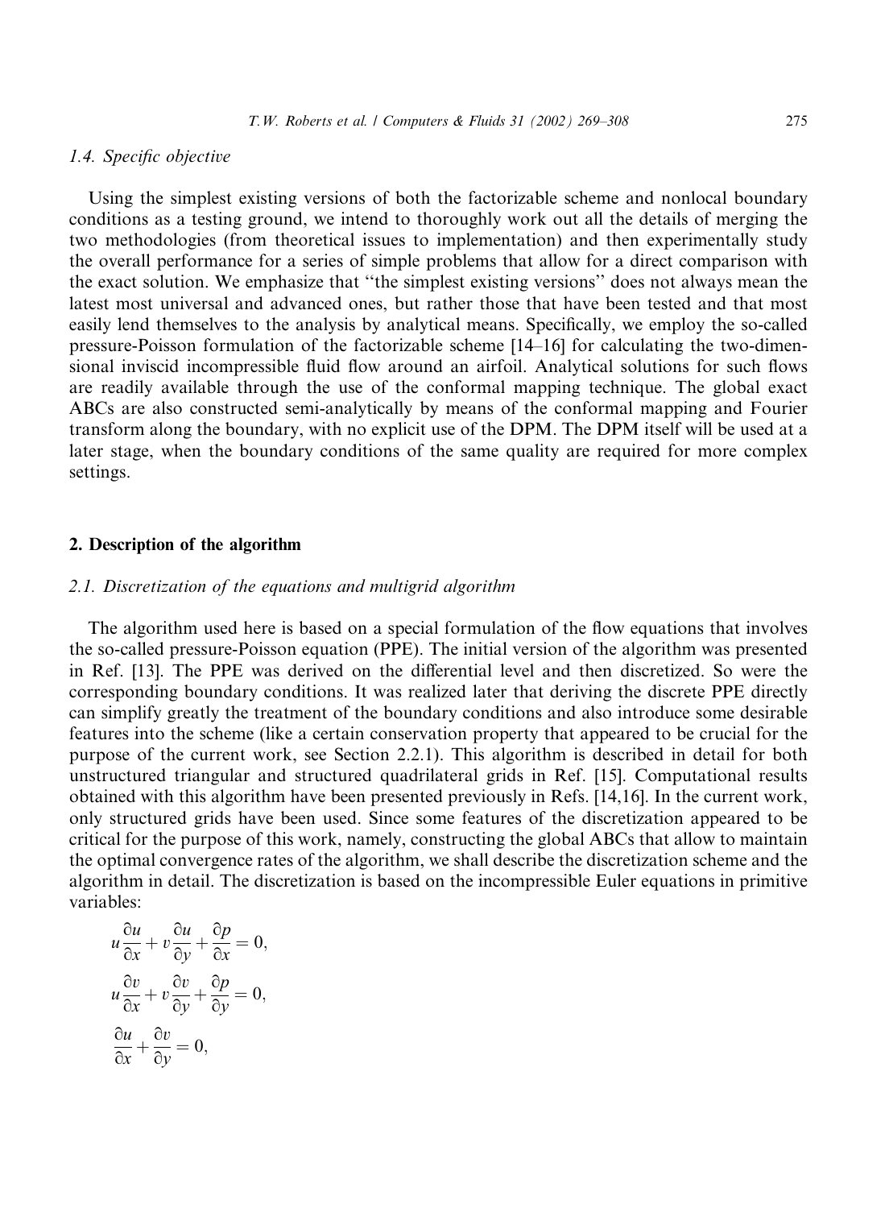### 1.4. Specific objective

Using the simplest existing versions of both the factorizable scheme and nonlocal boundary conditions as a testing ground, we intend to thoroughly work out all the details of merging the two methodologies (from theoretical issues to implementation) and then experimentally study the overall performance for a series of simple problems that allow for a direct comparison with the exact solution. We emphasize that "the simplest existing versions" does not always mean the latest most universal and advanced ones, but rather those that have been tested and that most easily lend themselves to the analysis by analytical means. Specifically, we employ the so-called pressure-Poisson formulation of the factorizable scheme [14–16] for calculating the two-dimensional inviscid incompressible fluid flow around an airfoil. Analytical solutions for such flows are readily available through the use of the conformal mapping technique. The global exact ABCs are also constructed semi-analytically by means of the conformal mapping and Fourier transform along the boundary, with no explicit use of the DPM. The DPM itself will be used at a later stage, when the boundary conditions of the same quality are required for more complex settings.

## 2. Description of the algorithm

### 2.1. Discretization of the equations and multigrid algorithm

The algorithm used here is based on a special formulation of the flow equations that involves the so-called pressure-Poisson equation (PPE). The initial version of the algorithm was presented in Ref. [13]. The PPE was derived on the differential level and then discretized. So were the corresponding boundary conditions. It was realized later that deriving the discrete PPE directly can simplify greatly the treatment of the boundary conditions and also introduce some desirable features into the scheme (like a certain conservation property that appeared to be crucial for the purpose of the current work, see Section 2.2.1). This algorithm is described in detail for both unstructured triangular and structured quadrilateral grids in Ref. [15]. Computational results obtained with this algorithm have been presented previously in Refs. [14,16]. In the current work, only structured grids have been used. Since some features of the discretization appeared to be critical for the purpose of this work, namely, constructing the global ABCs that allow to maintain the optimal convergence rates of the algorithm, we shall describe the discretization scheme and the algorithm in detail. The discretization is based on the incompressible Euler equations in primitive variables:

$$
\begin{aligned}
&u\frac{\partial u}{\partial x} + v\frac{\partial u}{\partial y} + \frac{\partial p}{\partial x} = 0, \\
&u\frac{\partial v}{\partial x} + v\frac{\partial v}{\partial y} + \frac{\partial p}{\partial y} = 0, \\
&\frac{\partial u}{\partial x} + \frac{\partial v}{\partial y} = 0,
\end{aligned}
$$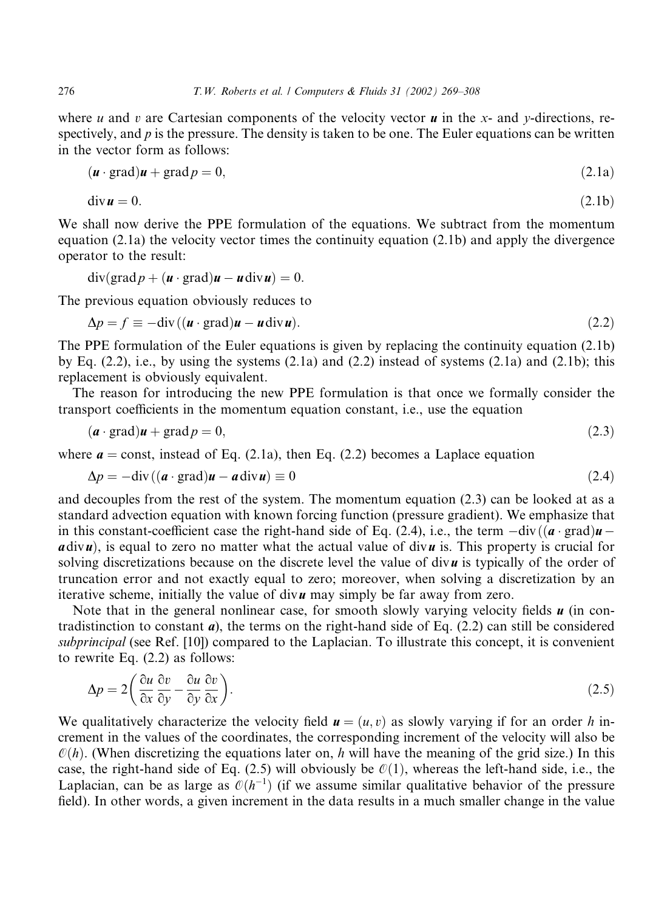where $u$ and $v$ are Cartesian components of the velocity vector $\boldsymbol{u}$ in the $x$- and $y$-directions, respectively, and $p$ is the pressure. The density is taken to be one. The Euler equations can be written in the vector form as follows:

$$(\boldsymbol{u} \cdot \operatorname{grad})\boldsymbol{u} + \operatorname{grad} p = 0, \tag{2.1a}$$

$$\operatorname{div} \boldsymbol{u} = 0. \tag{2.1b}$$

We shall now derive the PPE formulation of the equations. We subtract from the momentum equation (2.1a) the velocity vector times the continuity equation (2.1b) and apply the divergence operator to the result:

$$\operatorname{div}(\operatorname{grad} p + (\boldsymbol{u} \cdot \operatorname{grad})\boldsymbol{u} - \boldsymbol{u} \operatorname{div} \boldsymbol{u}) = 0.$$

The previous equation obviously reduces to

$$\Delta p = f \equiv -\operatorname{div}((\boldsymbol{u} \cdot \operatorname{grad})\boldsymbol{u} - \boldsymbol{u} \operatorname{div} \boldsymbol{u}). \tag{2.2}$$

The PPE formulation of the Euler equations is given by replacing the continuity equation (2.1b) by Eq. (2.2), i.e., by using the systems (2.1a) and (2.2) instead of systems (2.1a) and (2.1b); this replacement is obviously equivalent.

The reason for introducing the new PPE formulation is that once we formally consider the transport coefficients in the momentum equation constant, i.e., use the equation

$$(\boldsymbol{a} \cdot \operatorname{grad})\boldsymbol{u} + \operatorname{grad} p = 0, \tag{2.3}$$

where $\boldsymbol{a} = \text{const}$, instead of Eq. (2.1a), then Eq. (2.2) becomes a Laplace equation

$$\Delta p = -\operatorname{div}((\boldsymbol{a} \cdot \operatorname{grad})\boldsymbol{u} - \boldsymbol{a} \operatorname{div} \boldsymbol{u}) \equiv 0 \tag{2.4}$$

and decouples from the rest of the system. The momentum equation (2.3) can be looked at as a standard advection equation with known forcing function (pressure gradient). We emphasize that in this constant-coefficient case the right-hand side of Eq. (2.4), i.e., the term $-\operatorname{div}((\boldsymbol{a} \cdot \operatorname{grad})\boldsymbol{u} - \boldsymbol{a} \operatorname{div} \boldsymbol{u})$, is equal to zero no matter what the actual value of $\operatorname{div} \boldsymbol{u}$ is. This property is crucial for solving discretizations because on the discrete level the value of $\operatorname{div} \boldsymbol{u}$ is typically of the order of truncation error and not exactly equal to zero; moreover, when solving a discretization by an iterative scheme, initially the value of $\operatorname{div} \boldsymbol{u}$ may simply be far away from zero.

Note that in the general nonlinear case, for smooth slowly varying velocity fields $\boldsymbol{u}$ (in contradistinction to constant $\boldsymbol{a}$), the terms on the right-hand side of Eq. (2.2) can still be considered *subprincipal* (see Ref. [10]) compared to the Laplacian. To illustrate this concept, it is convenient to rewrite Eq. (2.2) as follows:

$$\Delta p = 2\left(\frac{\partial u}{\partial x}\frac{\partial v}{\partial y} - \frac{\partial u}{\partial y}\frac{\partial v}{\partial x}\right). \tag{2.5}$$

We qualitatively characterize the velocity field $\boldsymbol{u} = (u, v)$ as slowly varying if for an order $h$ increment in the values of the coordinates, the corresponding increment of the velocity will also be $\mathcal{O}(h)$. (When discretizing the equations later on, $h$ will have the meaning of the grid size.) In this case, the right-hand side of Eq. (2.5) will obviously be $\mathcal{O}(1)$, whereas the left-hand side, i.e., the Laplacian, can be as large as $\mathcal{O}(h^{-1})$ (if we assume similar qualitative behavior of the pressure field). In other words, a given increment in the data results in a much smaller change in the value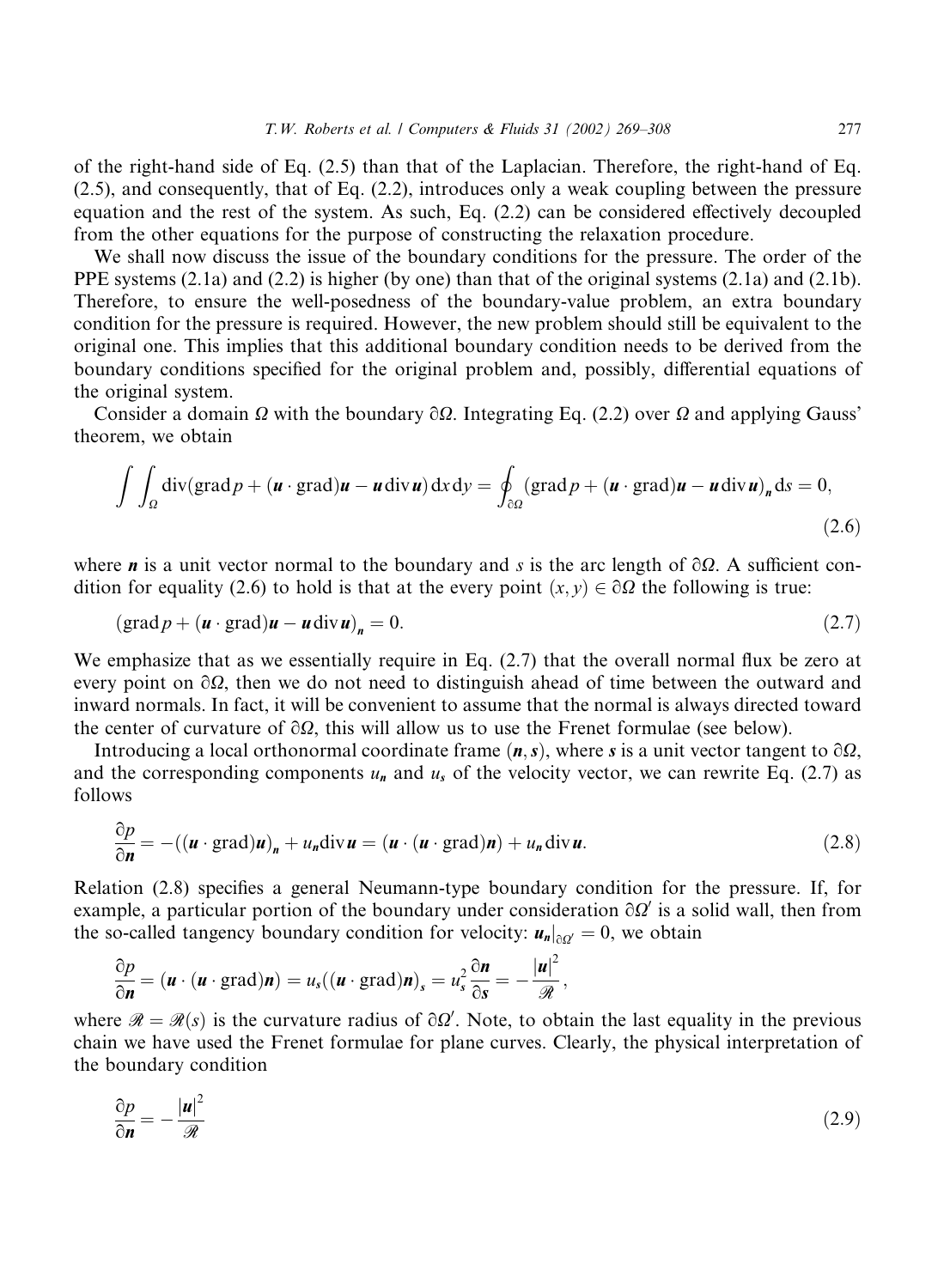of the right-hand side of Eq. (2.5) than that of the Laplacian. Therefore, the right-hand of Eq. (2.5), and consequently, that of Eq. (2.2), introduces only a weak coupling between the pressure equation and the rest of the system. As such, Eq. (2.2) can be considered effectively decoupled from the other equations for the purpose of constructing the relaxation procedure.

We shall now discuss the issue of the boundary conditions for the pressure. The order of the PPE systems (2.1a) and (2.2) is higher (by one) than that of the original systems (2.1a) and (2.1b). Therefore, to ensure the well-posedness of the boundary-value problem, an extra boundary condition for the pressure is required. However, the new problem should still be equivalent to the original one. This implies that this additional boundary condition needs to be derived from the boundary conditions specified for the original problem and, possibly, differential equations of the original system.

Consider a domain $\Omega$ with the boundary $\partial\Omega$. Integrating Eq. (2.2) over $\Omega$ and applying Gauss' theorem, we obtain

$$\int\int_{\Omega} \operatorname{div}(\operatorname{grad} p + (\boldsymbol{u} \cdot \operatorname{grad})\boldsymbol{u} - \boldsymbol{u} \operatorname{div} \boldsymbol{u})\, \mathrm{d}x\, \mathrm{d}y = \oint_{\partial\Omega} (\operatorname{grad} p + (\boldsymbol{u} \cdot \operatorname{grad})\boldsymbol{u} - \boldsymbol{u} \operatorname{div} \boldsymbol{u})_{\boldsymbol{n}}\, \mathrm{d}s = 0, \tag{2.6}$$

where $\boldsymbol{n}$ is a unit vector normal to the boundary and $s$ is the arc length of $\partial\Omega$. A sufficient condition for equality (2.6) to hold is that at the every point $(x, y) \in \partial\Omega$ the following is true:

$$(\operatorname{grad} p + (\boldsymbol{u} \cdot \operatorname{grad})\boldsymbol{u} - \boldsymbol{u} \operatorname{div} \boldsymbol{u})_{\boldsymbol{n}} = 0. \tag{2.7}$$

We emphasize that as we essentially require in Eq. (2.7) that the overall normal flux be zero at every point on $\partial\Omega$, then we do not need to distinguish ahead of time between the outward and inward normals. In fact, it will be convenient to assume that the normal is always directed toward the center of curvature of $\partial\Omega$, this will allow us to use the Frenet formulae (see below).

Introducing a local orthonormal coordinate frame $(\boldsymbol{n}, \boldsymbol{s})$, where $\boldsymbol{s}$ is a unit vector tangent to $\partial\Omega$, and the corresponding components $u_{\boldsymbol{n}}$ and $u_{\boldsymbol{s}}$ of the velocity vector, we can rewrite Eq. (2.7) as follows

$$\frac{\partial p}{\partial \boldsymbol{n}} = -((\boldsymbol{u} \cdot \operatorname{grad})\boldsymbol{u})_{\boldsymbol{n}} + u_{\boldsymbol{n}} \operatorname{div} \boldsymbol{u} = (\boldsymbol{u} \cdot (\boldsymbol{u} \cdot \operatorname{grad})\boldsymbol{n}) + u_{\boldsymbol{n}} \operatorname{div} \boldsymbol{u}. \tag{2.8}$$

Relation (2.8) specifies a general Neumann-type boundary condition for the pressure. If, for example, a particular portion of the boundary under consideration $\partial\Omega'$ is a solid wall, then from the so-called tangency boundary condition for velocity: $\boldsymbol{u}_{\boldsymbol{n}}|_{\partial\Omega'} = 0$, we obtain

$$\frac{\partial p}{\partial \boldsymbol{n}} = (\boldsymbol{u} \cdot (\boldsymbol{u} \cdot \operatorname{grad})\boldsymbol{n}) = u_{\boldsymbol{s}}((\boldsymbol{u} \cdot \operatorname{grad})\boldsymbol{n})_{\boldsymbol{s}} = u_{\boldsymbol{s}}^2 \frac{\partial \boldsymbol{n}}{\partial \boldsymbol{s}} = -\frac{|\boldsymbol{u}|^2}{\mathscr{R}},$$

where $\mathscr{R} = \mathscr{R}(s)$ is the curvature radius of $\partial\Omega'$. Note, to obtain the last equality in the previous chain we have used the Frenet formulae for plane curves. Clearly, the physical interpretation of the boundary condition

$$\frac{\partial p}{\partial \boldsymbol{n}} = -\frac{|\boldsymbol{u}|^2}{\mathscr{R}} \tag{2.9}$$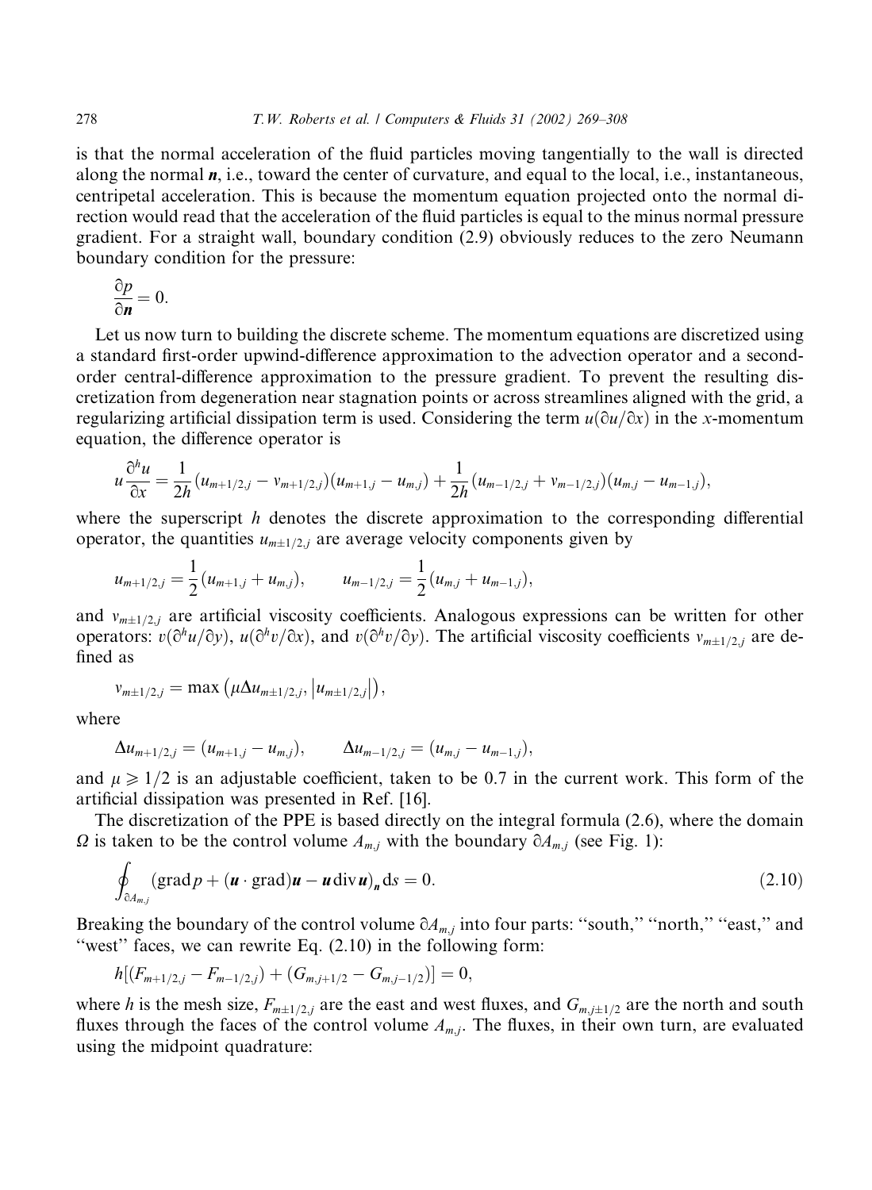is that the normal acceleration of the fluid particles moving tangentially to the wall is directed along the normal $\boldsymbol{n}$, i.e., toward the center of curvature, and equal to the local, i.e., instantaneous, centripetal acceleration. This is because the momentum equation projected onto the normal direction would read that the acceleration of the fluid particles is equal to the minus normal pressure gradient. For a straight wall, boundary condition (2.9) obviously reduces to the zero Neumann boundary condition for the pressure:

$$\frac{\partial p}{\partial \boldsymbol{n}} = 0.$$

Let us now turn to building the discrete scheme. The momentum equations are discretized using a standard first-order upwind-difference approximation to the advection operator and a second-order central-difference approximation to the pressure gradient. To prevent the resulting discretization from degeneration near stagnation points or across streamlines aligned with the grid, a regularizing artificial dissipation term is used. Considering the term $u(\partial u/\partial x)$ in the $x$-momentum equation, the difference operator is

$$u\frac{\partial^h u}{\partial x} = \frac{1}{2h}(u_{m+1/2,j} - v_{m+1/2,j})(u_{m+1,j} - u_{m,j}) + \frac{1}{2h}(u_{m-1/2,j} + v_{m-1/2,j})(u_{m,j} - u_{m-1,j}),$$

where the superscript $h$ denotes the discrete approximation to the corresponding differential operator, the quantities $u_{m\pm1/2,j}$ are average velocity components given by

$$u_{m+1/2,j} = \frac{1}{2}(u_{m+1,j} + u_{m,j}), \qquad u_{m-1/2,j} = \frac{1}{2}(u_{m,j} + u_{m-1,j}),$$

and $v_{m\pm1/2,j}$ are artificial viscosity coefficients. Analogous expressions can be written for other operators: $v(\partial^h u/\partial y)$, $u(\partial^h v/\partial x)$, and $v(\partial^h v/\partial y)$. The artificial viscosity coefficients $v_{m\pm1/2,j}$ are defined as

$$v_{m\pm1/2,j} = \max\left(\mu\Delta u_{m\pm1/2,j}, \left|u_{m\pm1/2,j}\right|\right),$$

where

$$\Delta u_{m+1/2,j} = (u_{m+1,j} - u_{m,j}), \qquad \Delta u_{m-1/2,j} = (u_{m,j} - u_{m-1,j}),$$

and $\mu \geqslant 1/2$ is an adjustable coefficient, taken to be 0.7 in the current work. This form of the artificial dissipation was presented in Ref. [16].

The discretization of the PPE is based directly on the integral formula (2.6), where the domain $\Omega$ is taken to be the control volume $A_{m,j}$ with the boundary $\partial A_{m,j}$ (see Fig. 1):

$$\oint_{\partial A_{m,j}} (\operatorname{grad} p + (\boldsymbol{u} \cdot \operatorname{grad})\boldsymbol{u} - \boldsymbol{u}\operatorname{div}\boldsymbol{u})_{\boldsymbol{n}}\,\mathrm{d}s = 0. \tag{2.10}$$

Breaking the boundary of the control volume $\partial A_{m,j}$ into four parts: "south," "north," "east," and "west" faces, we can rewrite Eq. (2.10) in the following form:

$$h[(F_{m+1/2,j} - F_{m-1/2,j}) + (G_{m,j+1/2} - G_{m,j-1/2})] = 0,$$

where $h$ is the mesh size, $F_{m\pm1/2,j}$ are the east and west fluxes, and $G_{m,j\pm1/2}$ are the north and south fluxes through the faces of the control volume $A_{m,j}$. The fluxes, in their own turn, are evaluated using the midpoint quadrature: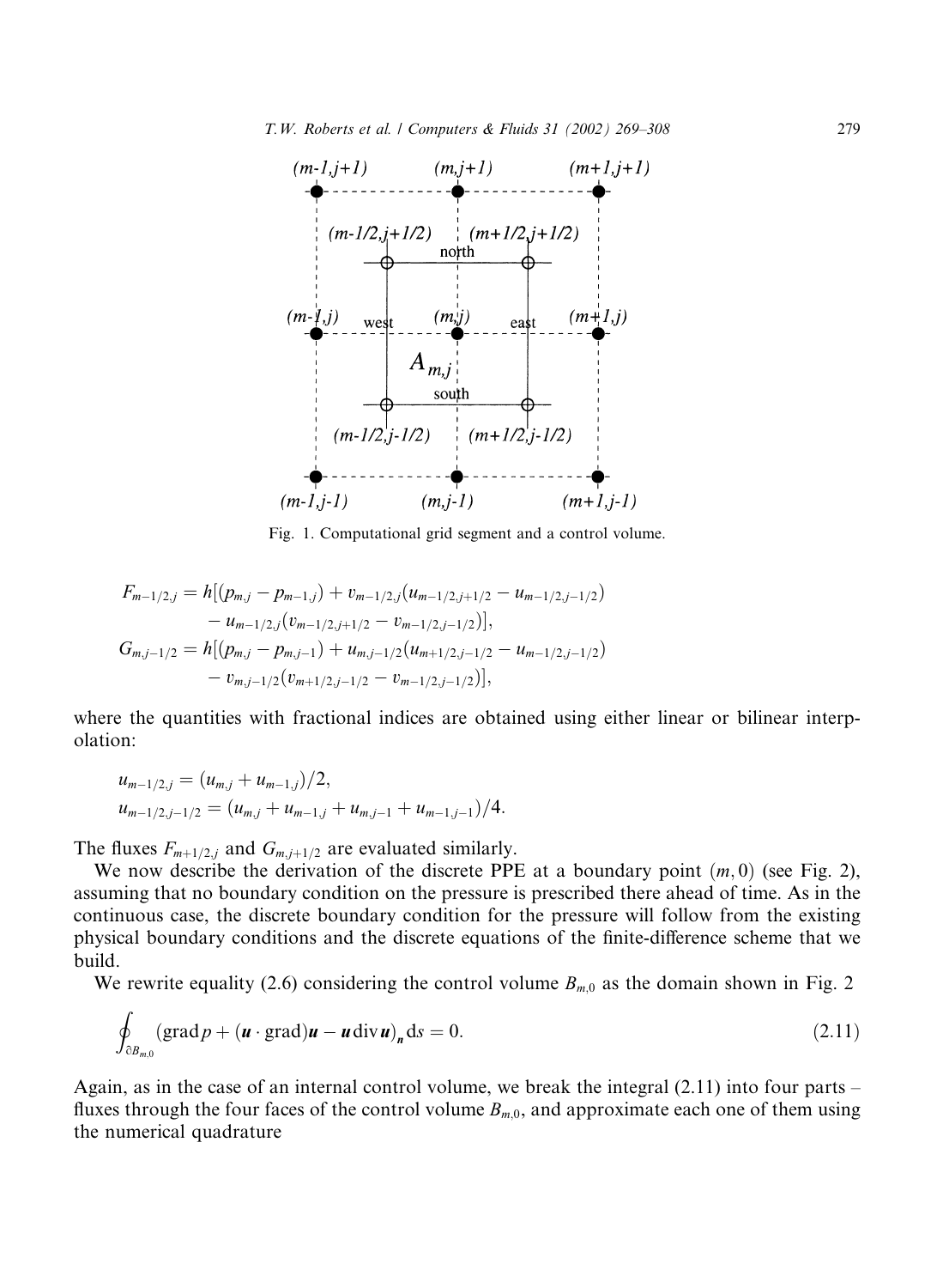(m-1,j+1) (m,j+1) (m+1,j+1)

(m-1/2,j+1/2) (m+1/2,j+1/2)

north

(m-1,j) west (m,j) east (m+1,j)

$A_{m,j}$

south

(m-1/2,j-1/2) (m+1/2,j-1/2)

(m-1,j-1) (m,j-1) (m+1,j-1)

Fig. 1. Computational grid segment and a control volume.

$$
\begin{aligned}
F_{m-1/2,j} &= h[(p_{m,j} - p_{m-1,j}) + v_{m-1/2,j}(u_{m-1/2,j+1/2} - u_{m-1/2,j-1/2}) \\
&\quad - u_{m-1/2,j}(v_{m-1/2,j+1/2} - v_{m-1/2,j-1/2})], \\
G_{m,j-1/2} &= h[(p_{m,j} - p_{m,j-1}) + u_{m,j-1/2}(u_{m+1/2,j-1/2} - u_{m-1/2,j-1/2}) \\
&\quad - v_{m,j-1/2}(v_{m+1/2,j-1/2} - v_{m-1/2,j-1/2})],
\end{aligned}
$$

where the quantities with fractional indices are obtained using either linear or bilinear interpolation:

$$
\begin{aligned}
u_{m-1/2,j} &= (u_{m,j} + u_{m-1,j})/2, \\
u_{m-1/2,j-1/2} &= (u_{m,j} + u_{m-1,j} + u_{m,j-1} + u_{m-1,j-1})/4.
\end{aligned}
$$

The fluxes $F_{m+1/2,j}$ and $G_{m,j+1/2}$ are evaluated similarly.

We now describe the derivation of the discrete PPE at a boundary point $(m, 0)$ (see Fig. 2), assuming that no boundary condition on the pressure is prescribed there ahead of time. As in the continuous case, the discrete boundary condition for the pressure will follow from the existing physical boundary conditions and the discrete equations of the finite-difference scheme that we build.

We rewrite equality (2.6) considering the control volume $B_{m,0}$ as the domain shown in Fig. 2

$$
\oint_{\partial B_{m,0}} (\operatorname{grad} p + (\boldsymbol{u} \cdot \operatorname{grad})\boldsymbol{u} - \boldsymbol{u} \operatorname{div} \boldsymbol{u})_{\boldsymbol{n}} \, \mathrm{d}s = 0. \tag{2.11}
$$

Again, as in the case of an internal control volume, we break the integral (2.11) into four parts – fluxes through the four faces of the control volume $B_{m,0}$, and approximate each one of them using the numerical quadrature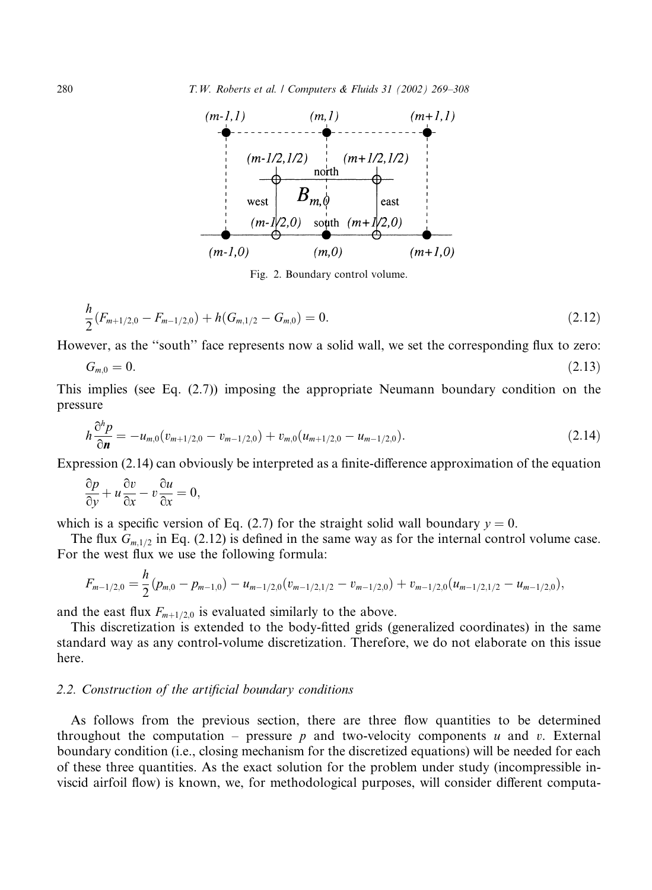Fig. 2. Boundary control volume.

$$\frac{h}{2}(F_{m+1/2,0} - F_{m-1/2,0}) + h(G_{m,1/2} - G_{m,0}) = 0. \tag{2.12}$$

However, as the ''south'' face represents now a solid wall, we set the corresponding flux to zero:

$$G_{m,0} = 0. \tag{2.13}$$

This implies (see Eq. (2.7)) imposing the appropriate Neumann boundary condition on the pressure

$$h\frac{\partial^h p}{\partial \boldsymbol{n}} = -u_{m,0}(v_{m+1/2,0} - v_{m-1/2,0}) + v_{m,0}(u_{m+1/2,0} - u_{m-1/2,0}). \tag{2.14}$$

Expression (2.14) can obviously be interpreted as a finite-difference approximation of the equation

$$\frac{\partial p}{\partial y} + u\frac{\partial v}{\partial x} - v\frac{\partial u}{\partial x} = 0,$$

which is a specific version of Eq. (2.7) for the straight solid wall boundary $y = 0$.

The flux $G_{m,1/2}$ in Eq. (2.12) is defined in the same way as for the internal control volume case. For the west flux we use the following formula:

$$F_{m-1/2,0} = \frac{h}{2}(p_{m,0} - p_{m-1,0}) - u_{m-1/2,0}(v_{m-1/2,1/2} - v_{m-1/2,0}) + v_{m-1/2,0}(u_{m-1/2,1/2} - u_{m-1/2,0}),$$

and the east flux $F_{m+1/2,0}$ is evaluated similarly to the above.

This discretization is extended to the body-fitted grids (generalized coordinates) in the same standard way as any control-volume discretization. Therefore, we do not elaborate on this issue here.

### 2.2. Construction of the artificial boundary conditions

As follows from the previous section, there are three flow quantities to be determined throughout the computation – pressure $p$ and two-velocity components $u$ and $v$. External boundary condition (i.e., closing mechanism for the discretized equations) will be needed for each of these three quantities. As the exact solution for the problem under study (incompressible inviscid airfoil flow) is known, we, for methodological purposes, will consider different computa-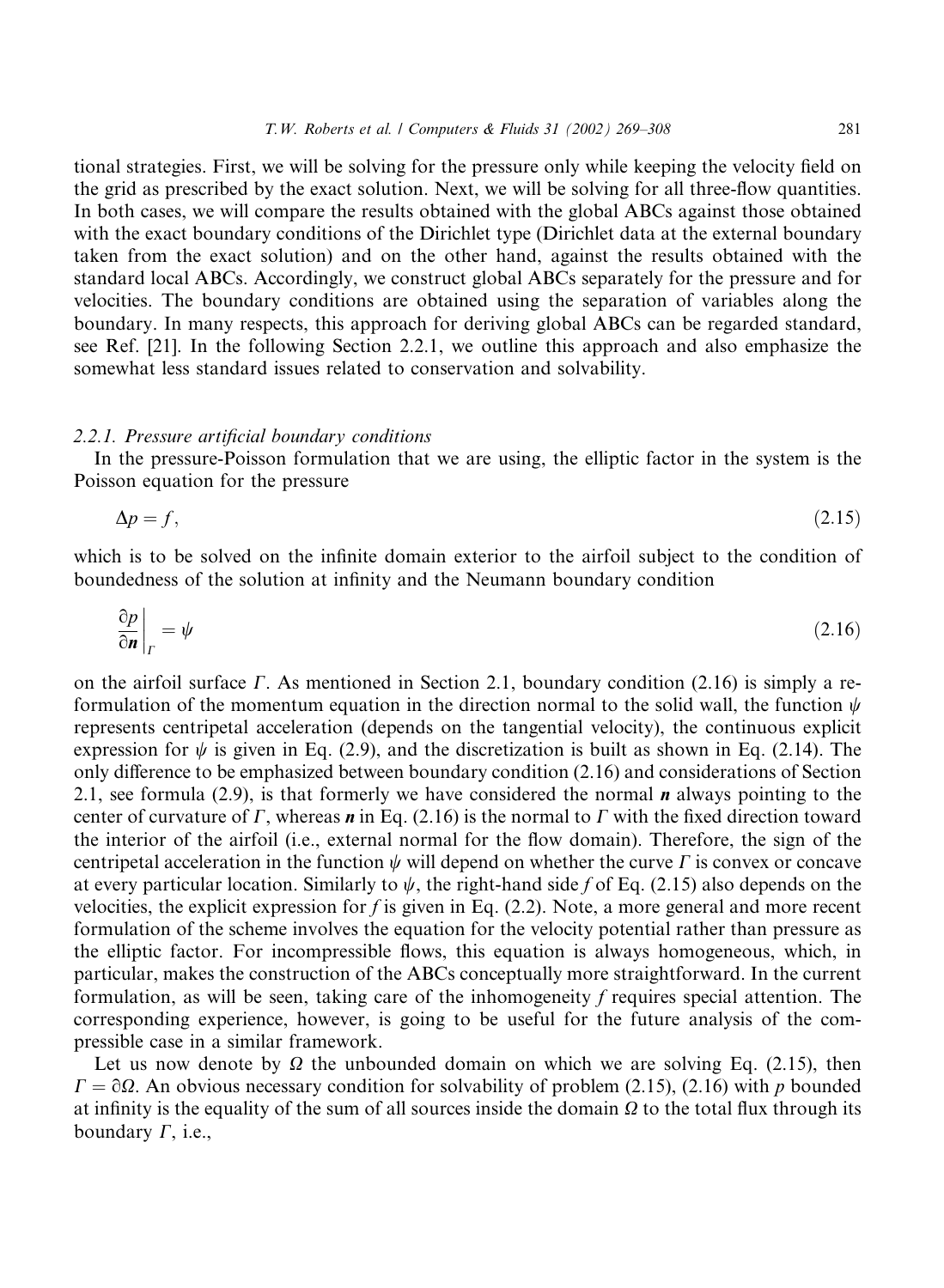tional strategies. First, we will be solving for the pressure only while keeping the velocity field on the grid as prescribed by the exact solution. Next, we will be solving for all three-flow quantities. In both cases, we will compare the results obtained with the global ABCs against those obtained with the exact boundary conditions of the Dirichlet type (Dirichlet data at the external boundary taken from the exact solution) and on the other hand, against the results obtained with the standard local ABCs. Accordingly, we construct global ABCs separately for the pressure and for velocities. The boundary conditions are obtained using the separation of variables along the boundary. In many respects, this approach for deriving global ABCs can be regarded standard, see Ref. [21]. In the following Section 2.2.1, we outline this approach and also emphasize the somewhat less standard issues related to conservation and solvability.

#### 2.2.1. Pressure artificial boundary conditions

In the pressure-Poisson formulation that we are using, the elliptic factor in the system is the Poisson equation for the pressure

$$\Delta p = f, \tag{2.15}$$

which is to be solved on the infinite domain exterior to the airfoil subject to the condition of boundedness of the solution at infinity and the Neumann boundary condition

$$\left.\frac{\partial p}{\partial \boldsymbol{n}}\right|_{\Gamma} = \psi \tag{2.16}$$

on the airfoil surface $\Gamma$. As mentioned in Section 2.1, boundary condition (2.16) is simply a reformulation of the momentum equation in the direction normal to the solid wall, the function $\psi$ represents centripetal acceleration (depends on the tangential velocity), the continuous explicit expression for $\psi$ is given in Eq. (2.9), and the discretization is built as shown in Eq. (2.14). The only difference to be emphasized between boundary condition (2.16) and considerations of Section 2.1, see formula (2.9), is that formerly we have considered the normal $\boldsymbol{n}$ always pointing to the center of curvature of $\Gamma$, whereas $\boldsymbol{n}$ in Eq. (2.16) is the normal to $\Gamma$ with the fixed direction toward the interior of the airfoil (i.e., external normal for the flow domain). Therefore, the sign of the centripetal acceleration in the function $\psi$ will depend on whether the curve $\Gamma$ is convex or concave at every particular location. Similarly to $\psi$, the right-hand side $f$ of Eq. (2.15) also depends on the velocities, the explicit expression for $f$ is given in Eq. (2.2). Note, a more general and more recent formulation of the scheme involves the equation for the velocity potential rather than pressure as the elliptic factor. For incompressible flows, this equation is always homogeneous, which, in particular, makes the construction of the ABCs conceptually more straightforward. In the current formulation, as will be seen, taking care of the inhomogeneity $f$ requires special attention. The corresponding experience, however, is going to be useful for the future analysis of the compressible case in a similar framework.

Let us now denote by $\Omega$ the unbounded domain on which we are solving Eq. (2.15), then $\Gamma = \partial\Omega$. An obvious necessary condition for solvability of problem (2.15), (2.16) with $p$ bounded at infinity is the equality of the sum of all sources inside the domain $\Omega$ to the total flux through its boundary $\Gamma$, i.e.,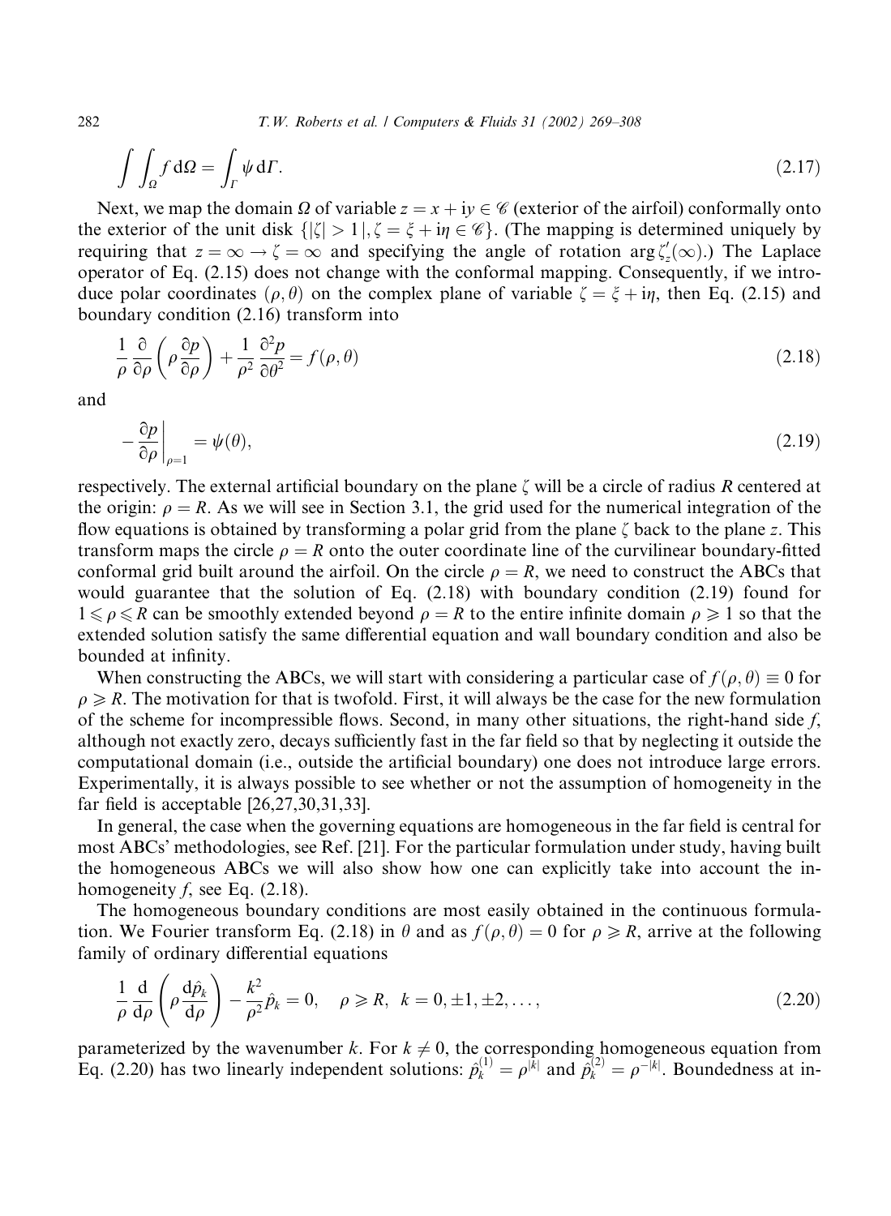$$\int\int_{\Omega} f \, d\Omega = \int_{\Gamma} \psi \, d\Gamma. \tag{2.17}$$

Next, we map the domain $\Omega$ of variable $z = x + iy \in \mathscr{C}$ (exterior of the airfoil) conformally onto the exterior of the unit disk $\{|\zeta| > 1|, \zeta = \xi + i\eta \in \mathscr{C}\}$. (The mapping is determined uniquely by requiring that $z = \infty \to \zeta = \infty$ and specifying the angle of rotation $\arg \zeta'_z(\infty)$.) The Laplace operator of Eq. (2.15) does not change with the conformal mapping. Consequently, if we introduce polar coordinates $(\rho, \theta)$ on the complex plane of variable $\zeta = \xi + i\eta$, then Eq. (2.15) and boundary condition (2.16) transform into

$$\frac{1}{\rho} \frac{\partial}{\partial \rho} \left( \rho \frac{\partial p}{\partial \rho} \right) + \frac{1}{\rho^2} \frac{\partial^2 p}{\partial \theta^2} = f(\rho, \theta) \tag{2.18}$$

and

$$-\left. \frac{\partial p}{\partial \rho} \right|_{\rho=1} = \psi(\theta), \tag{2.19}$$

respectively. The external artificial boundary on the plane $\zeta$ will be a circle of radius $R$ centered at the origin: $\rho = R$. As we will see in Section 3.1, the grid used for the numerical integration of the flow equations is obtained by transforming a polar grid from the plane $\zeta$ back to the plane $z$. This transform maps the circle $\rho = R$ onto the outer coordinate line of the curvilinear boundary-fitted conformal grid built around the airfoil. On the circle $\rho = R$, we need to construct the ABCs that would guarantee that the solution of Eq. (2.18) with boundary condition (2.19) found for $1 \leqslant \rho \leqslant R$ can be smoothly extended beyond $\rho = R$ to the entire infinite domain $\rho \geqslant 1$ so that the extended solution satisfy the same differential equation and wall boundary condition and also be bounded at infinity.

When constructing the ABCs, we will start with considering a particular case of $f(\rho, \theta) \equiv 0$ for $\rho \geqslant R$. The motivation for that is twofold. First, it will always be the case for the new formulation of the scheme for incompressible flows. Second, in many other situations, the right-hand side $f$, although not exactly zero, decays sufficiently fast in the far field so that by neglecting it outside the computational domain (i.e., outside the artificial boundary) one does not introduce large errors. Experimentally, it is always possible to see whether or not the assumption of homogeneity in the far field is acceptable [26,27,30,31,33].

In general, the case when the governing equations are homogeneous in the far field is central for most ABCs' methodologies, see Ref. [21]. For the particular formulation under study, having built the homogeneous ABCs we will also show how one can explicitly take into account the inhomogeneity $f$, see Eq. (2.18).

The homogeneous boundary conditions are most easily obtained in the continuous formulation. We Fourier transform Eq. (2.18) in $\theta$ and as $f(\rho, \theta) = 0$ for $\rho \geqslant R$, arrive at the following family of ordinary differential equations

$$\frac{1}{\rho} \frac{d}{d\rho} \left( \rho \frac{d\hat{p}_k}{d\rho} \right) - \frac{k^2}{\rho^2} \hat{p}_k = 0, \quad \rho \geqslant R, \;\; k = 0, \pm 1, \pm 2, \ldots, \tag{2.20}$$

parameterized by the wavenumber $k$. For $k \neq 0$, the corresponding homogeneous equation from Eq. (2.20) has two linearly independent solutions: $\hat{p}_k^{(1)} = \rho^{|k|}$ and $\hat{p}_k^{(2)} = \rho^{-|k|}$. Boundedness at in-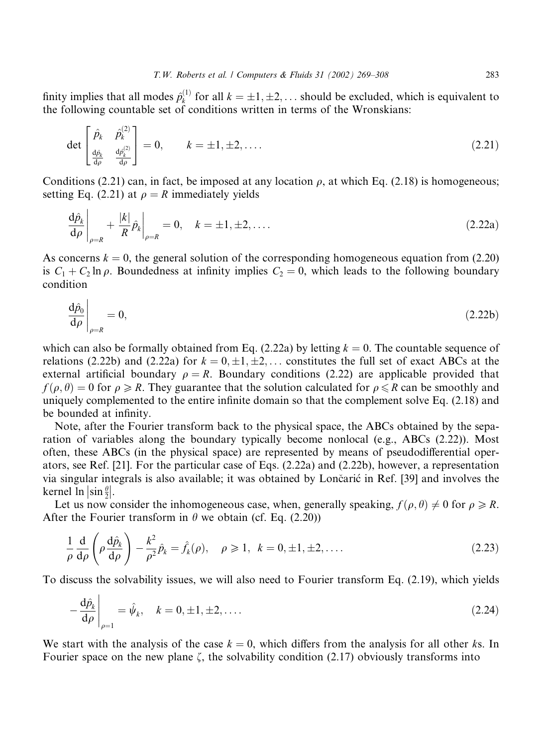finity implies that all modes $\hat{p}_k^{(1)}$ for all $k = \pm 1, \pm 2, \ldots$ should be excluded, which is equivalent to the following countable set of conditions written in terms of the Wronskians:

$$\det \begin{bmatrix} \hat{p}_k & \hat{p}_k^{(2)} \\ \frac{\mathrm{d}\hat{p}_k}{\mathrm{d}\rho} & \frac{\mathrm{d}\hat{p}_k^{(2)}}{\mathrm{d}\rho} \end{bmatrix} = 0, \qquad k = \pm 1, \pm 2, \ldots. \tag{2.21}$$

Conditions (2.21) can, in fact, be imposed at any location $\rho$, at which Eq. (2.18) is homogeneous; setting Eq. (2.21) at $\rho = R$ immediately yields

$$\left.\frac{\mathrm{d}\hat{p}_k}{\mathrm{d}\rho}\right|_{\rho=R} + \frac{|k|}{R}\hat{p}_k\bigg|_{\rho=R} = 0, \quad k = \pm 1, \pm 2, \ldots. \tag{2.22a}$$

As concerns $k = 0$, the general solution of the corresponding homogeneous equation from (2.20) is $C_1 + C_2 \ln \rho$. Boundedness at infinity implies $C_2 = 0$, which leads to the following boundary condition

$$\left.\frac{\mathrm{d}\hat{p}_0}{\mathrm{d}\rho}\right|_{\rho=R} = 0, \tag{2.22b}$$

which can also be formally obtained from Eq. (2.22a) by letting $k = 0$. The countable sequence of relations (2.22b) and (2.22a) for $k = 0, \pm 1, \pm 2, \ldots$ constitutes the full set of exact ABCs at the external artificial boundary $\rho = R$. Boundary conditions (2.22) are applicable provided that $f(\rho, \theta) = 0$ for $\rho \geqslant R$. They guarantee that the solution calculated for $\rho \leqslant R$ can be smoothly and uniquely complemented to the entire infinite domain so that the complement solve Eq. (2.18) and be bounded at infinity.

Note, after the Fourier transform back to the physical space, the ABCs obtained by the separation of variables along the boundary typically become nonlocal (e.g., ABCs (2.22)). Most often, these ABCs (in the physical space) are represented by means of pseudodifferential operators, see Ref. [21]. For the particular case of Eqs. (2.22a) and (2.22b), however, a representation via singular integrals is also available; it was obtained by Lončarić in Ref. [39] and involves the kernel $\ln\left|\sin\frac{\theta}{2}\right|$.

Let us now consider the inhomogeneous case, when, generally speaking, $f(\rho, \theta) \neq 0$ for $\rho \geqslant R$. After the Fourier transform in $\theta$ we obtain (cf. Eq. (2.20))

$$\frac{1}{\rho}\frac{\mathrm{d}}{\mathrm{d}\rho}\left(\rho\frac{\mathrm{d}\hat{p}_k}{\mathrm{d}\rho}\right) - \frac{k^2}{\rho^2}\hat{p}_k = \hat{f}_k(\rho), \quad \rho \geqslant 1, \;\; k = 0, \pm 1, \pm 2, \ldots. \tag{2.23}$$

To discuss the solvability issues, we will also need to Fourier transform Eq. (2.19), which yields

$$-\left.\frac{\mathrm{d}\hat{p}_k}{\mathrm{d}\rho}\right|_{\rho=1} = \hat{\psi}_k, \quad k = 0, \pm 1, \pm 2, \ldots. \tag{2.24}$$

We start with the analysis of the case $k = 0$, which differs from the analysis for all other $k$s. In Fourier space on the new plane $\zeta$, the solvability condition (2.17) obviously transforms into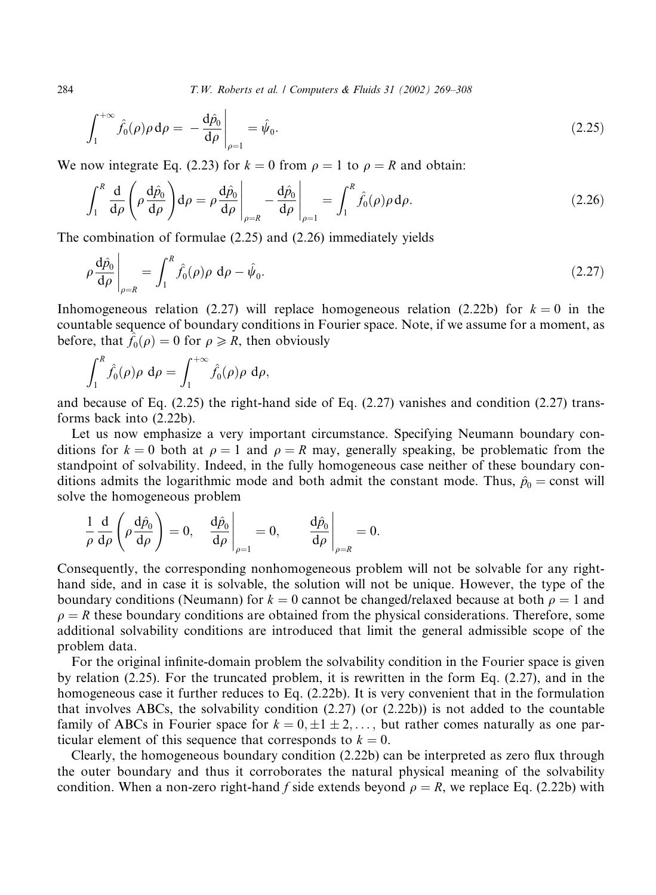$$\int_1^{+\infty} \hat{f}_0(\rho)\rho \, \mathrm{d}\rho = -\left.\frac{\mathrm{d}\hat{p}_0}{\mathrm{d}\rho}\right|_{\rho=1} = \hat{\psi}_0. \tag{2.25}$$

We now integrate Eq. (2.23) for $k = 0$ from $\rho = 1$ to $\rho = R$ and obtain:

$$\int_1^R \frac{\mathrm{d}}{\mathrm{d}\rho}\left(\rho \frac{\mathrm{d}\hat{p}_0}{\mathrm{d}\rho}\right)\mathrm{d}\rho = \left.\rho \frac{\mathrm{d}\hat{p}_0}{\mathrm{d}\rho}\right|_{\rho=R} - \left.\frac{\mathrm{d}\hat{p}_0}{\mathrm{d}\rho}\right|_{\rho=1} = \int_1^R \hat{f}_0(\rho)\rho \, \mathrm{d}\rho. \tag{2.26}$$

The combination of formulae (2.25) and (2.26) immediately yields

$$\left.\rho \frac{\mathrm{d}\hat{p}_0}{\mathrm{d}\rho}\right|_{\rho=R} = \int_1^R \hat{f}_0(\rho)\rho \, \mathrm{d}\rho - \hat{\psi}_0. \tag{2.27}$$

Inhomogeneous relation (2.27) will replace homogeneous relation (2.22b) for $k = 0$ in the countable sequence of boundary conditions in Fourier space. Note, if we assume for a moment, as before, that $\hat{f}_0(\rho) = 0$ for $\rho \geqslant R$, then obviously

$$\int_1^R \hat{f}_0(\rho)\rho \, \mathrm{d}\rho = \int_1^{+\infty} \hat{f}_0(\rho)\rho \, \mathrm{d}\rho,$$

and because of Eq. (2.25) the right-hand side of Eq. (2.27) vanishes and condition (2.27) transforms back into (2.22b).

Let us now emphasize a very important circumstance. Specifying Neumann boundary conditions for $k = 0$ both at $\rho = 1$ and $\rho = R$ may, generally speaking, be problematic from the standpoint of solvability. Indeed, in the fully homogeneous case neither of these boundary conditions admits the logarithmic mode and both admit the constant mode. Thus, $\hat{p}_0 = \text{const}$ will solve the homogeneous problem

$$\frac{1}{\rho}\frac{\mathrm{d}}{\mathrm{d}\rho}\left(\rho \frac{\mathrm{d}\hat{p}_0}{\mathrm{d}\rho}\right) = 0, \quad \left.\frac{\mathrm{d}\hat{p}_0}{\mathrm{d}\rho}\right|_{\rho=1} = 0, \qquad \left.\frac{\mathrm{d}\hat{p}_0}{\mathrm{d}\rho}\right|_{\rho=R} = 0.$$

Consequently, the corresponding nonhomogeneous problem will not be solvable for any right-hand side, and in case it is solvable, the solution will not be unique. However, the type of the boundary conditions (Neumann) for $k = 0$ cannot be changed/relaxed because at both $\rho = 1$ and $\rho = R$ these boundary conditions are obtained from the physical considerations. Therefore, some additional solvability conditions are introduced that limit the general admissible scope of the problem data.

For the original infinite-domain problem the solvability condition in the Fourier space is given by relation (2.25). For the truncated problem, it is rewritten in the form Eq. (2.27), and in the homogeneous case it further reduces to Eq. (2.22b). It is very convenient that in the formulation that involves ABCs, the solvability condition (2.27) (or (2.22b)) is not added to the countable family of ABCs in Fourier space for $k = 0, \pm 1 \pm 2, \ldots$, but rather comes naturally as one particular element of this sequence that corresponds to $k = 0$.

Clearly, the homogeneous boundary condition (2.22b) can be interpreted as zero flux through the outer boundary and thus it corroborates the natural physical meaning of the solvability condition. When a non-zero right-hand $f$ side extends beyond $\rho = R$, we replace Eq. (2.22b) with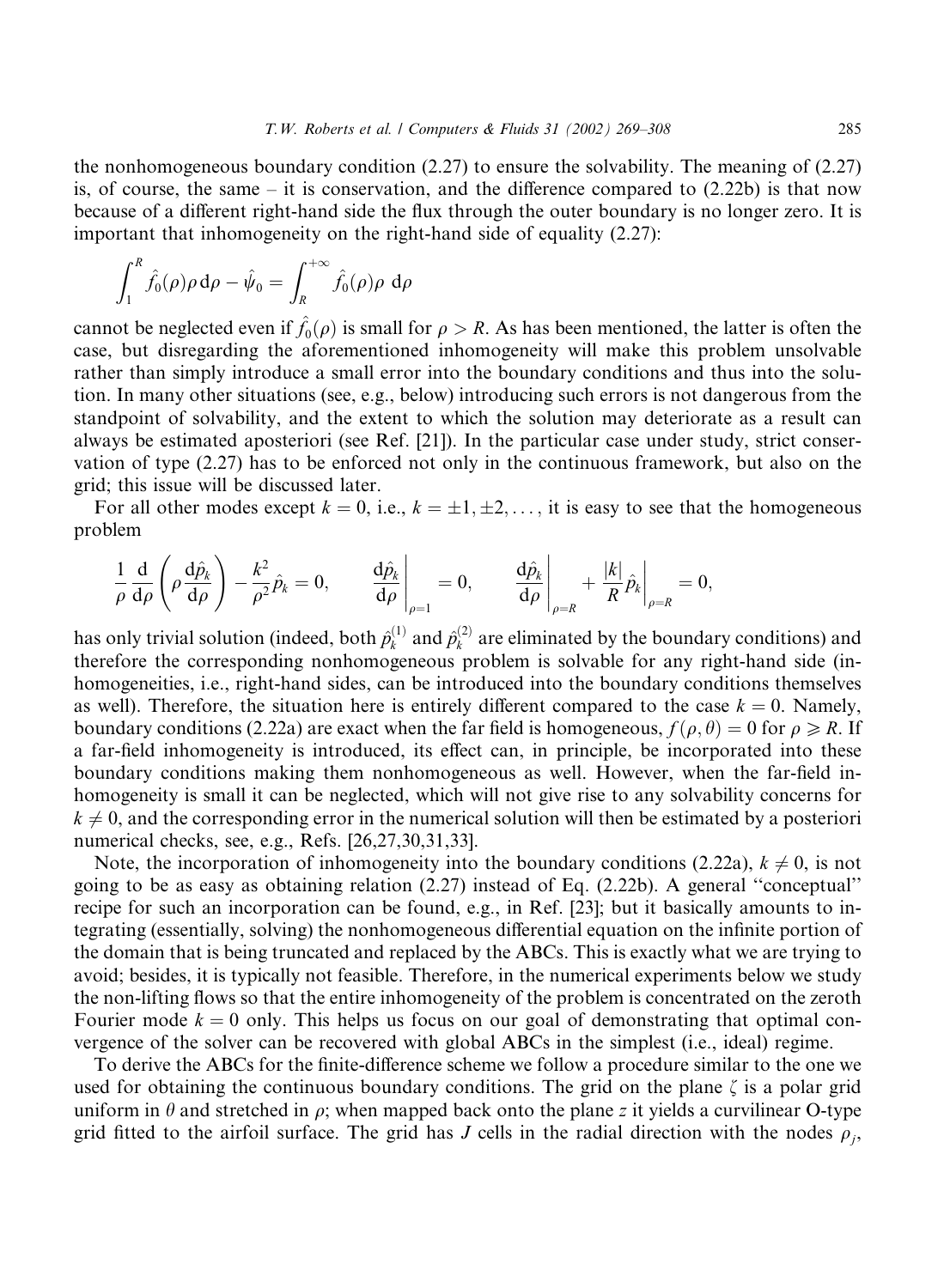the nonhomogeneous boundary condition (2.27) to ensure the solvability. The meaning of (2.27) is, of course, the same – it is conservation, and the difference compared to (2.22b) is that now because of a different right-hand side the flux through the outer boundary is no longer zero. It is important that inhomogeneity on the right-hand side of equality (2.27):

$$\int_1^R \hat{f}_0(\rho)\rho\,\mathrm{d}\rho - \hat{\psi}_0 = \int_R^{+\infty} \hat{f}_0(\rho)\rho\ \mathrm{d}\rho$$

cannot be neglected even if $\hat{f}_0(\rho)$ is small for $\rho > R$. As has been mentioned, the latter is often the case, but disregarding the aforementioned inhomogeneity will make this problem unsolvable rather than simply introduce a small error into the boundary conditions and thus into the solution. In many other situations (see, e.g., below) introducing such errors is not dangerous from the standpoint of solvability, and the extent to which the solution may deteriorate as a result can always be estimated aposteriori (see Ref. [21]). In the particular case under study, strict conservation of type (2.27) has to be enforced not only in the continuous framework, but also on the grid; this issue will be discussed later.

For all other modes except $k = 0$, i.e., $k = \pm 1, \pm 2, \dots$, it is easy to see that the homogeneous problem

$$\frac{1}{\rho}\frac{\mathrm{d}}{\mathrm{d}\rho}\left(\rho\frac{\mathrm{d}\hat{p}_k}{\mathrm{d}\rho}\right) - \frac{k^2}{\rho^2}\hat{p}_k = 0, \qquad \left.\frac{\mathrm{d}\hat{p}_k}{\mathrm{d}\rho}\right|_{\rho=1} = 0, \qquad \left.\frac{\mathrm{d}\hat{p}_k}{\mathrm{d}\rho}\right|_{\rho=R} + \frac{|k|}{R}\hat{p}_k\bigg|_{\rho=R} = 0,$$

has only trivial solution (indeed, both $\hat{p}_k^{(1)}$ and $\hat{p}_k^{(2)}$ are eliminated by the boundary conditions) and therefore the corresponding nonhomogeneous problem is solvable for any right-hand side (inhomogeneities, i.e., right-hand sides, can be introduced into the boundary conditions themselves as well). Therefore, the situation here is entirely different compared to the case $k = 0$. Namely, boundary conditions (2.22a) are exact when the far field is homogeneous, $f(\rho, \theta) = 0$ for $\rho \geqslant R$. If a far-field inhomogeneity is introduced, its effect can, in principle, be incorporated into these boundary conditions making them nonhomogeneous as well. However, when the far-field inhomogeneity is small it can be neglected, which will not give rise to any solvability concerns for $k \neq 0$, and the corresponding error in the numerical solution will then be estimated by a posteriori numerical checks, see, e.g., Refs. [26,27,30,31,33].

Note, the incorporation of inhomogeneity into the boundary conditions (2.22a), $k \neq 0$, is not going to be as easy as obtaining relation (2.27) instead of Eq. (2.22b). A general "conceptual" recipe for such an incorporation can be found, e.g., in Ref. [23]; but it basically amounts to integrating (essentially, solving) the nonhomogeneous differential equation on the infinite portion of the domain that is being truncated and replaced by the ABCs. This is exactly what we are trying to avoid; besides, it is typically not feasible. Therefore, in the numerical experiments below we study the non-lifting flows so that the entire inhomogeneity of the problem is concentrated on the zeroth Fourier mode $k = 0$ only. This helps us focus on our goal of demonstrating that optimal convergence of the solver can be recovered with global ABCs in the simplest (i.e., ideal) regime.

To derive the ABCs for the finite-difference scheme we follow a procedure similar to the one we used for obtaining the continuous boundary conditions. The grid on the plane $\zeta$ is a polar grid uniform in $\theta$ and stretched in $\rho$; when mapped back onto the plane $z$ it yields a curvilinear O-type grid fitted to the airfoil surface. The grid has $J$ cells in the radial direction with the nodes $\rho_j$,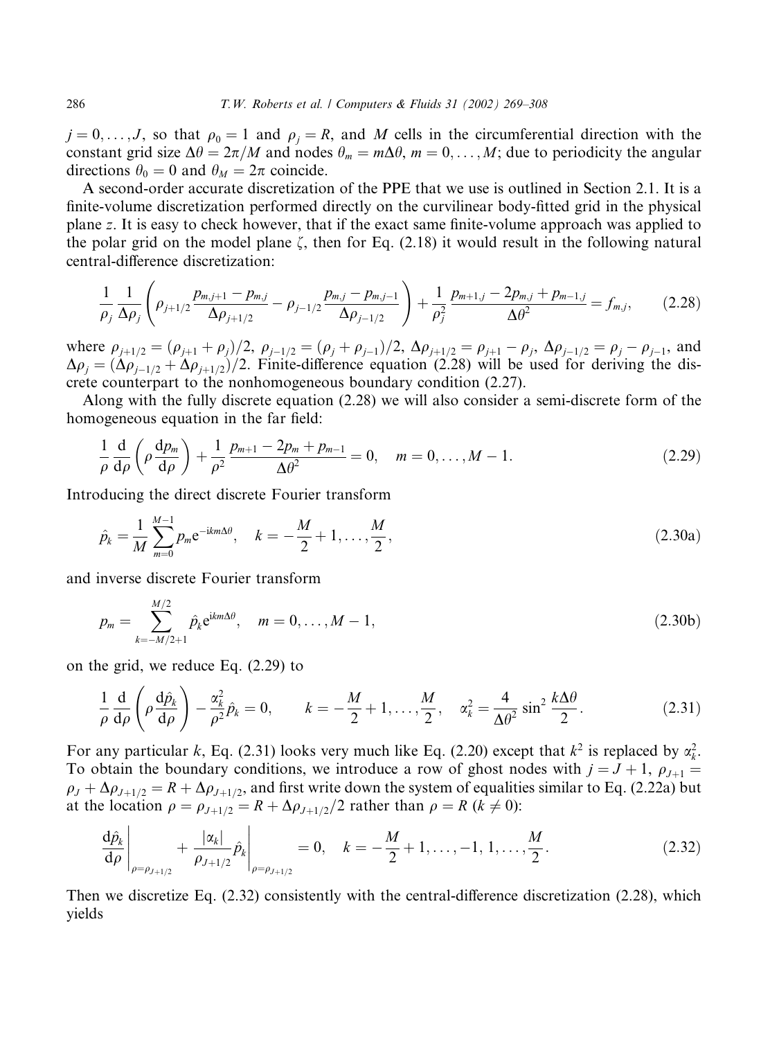$j = 0, \ldots, J$, so that $\rho_0 = 1$ and $\rho_j = R$, and $M$ cells in the circumferential direction with the constant grid size $\Delta\theta = 2\pi/M$ and nodes $\theta_m = m\Delta\theta$, $m = 0, \ldots, M$; due to periodicity the angular directions $\theta_0 = 0$ and $\theta_M = 2\pi$ coincide.

A second-order accurate discretization of the PPE that we use is outlined in Section 2.1. It is a finite-volume discretization performed directly on the curvilinear body-fitted grid in the physical plane $z$. It is easy to check however, that if the exact same finite-volume approach was applied to the polar grid on the model plane $\zeta$, then for Eq. (2.18) it would result in the following natural central-difference discretization:

$$\frac{1}{\rho_j}\frac{1}{\Delta\rho_j}\left(\rho_{j+1/2}\frac{p_{m,j+1}-p_{m,j}}{\Delta\rho_{j+1/2}} - \rho_{j-1/2}\frac{p_{m,j}-p_{m,j-1}}{\Delta\rho_{j-1/2}}\right) + \frac{1}{\rho_j^2}\frac{p_{m+1,j}-2p_{m,j}+p_{m-1,j}}{\Delta\theta^2} = f_{m,j}, \tag{2.28}$$

where $\rho_{j+1/2} = (\rho_{j+1}+\rho_j)/2$, $\rho_{j-1/2} = (\rho_j+\rho_{j-1})/2$, $\Delta\rho_{j+1/2} = \rho_{j+1}-\rho_j$, $\Delta\rho_{j-1/2} = \rho_j - \rho_{j-1}$, and $\Delta\rho_j = (\Delta\rho_{j-1/2}+\Delta\rho_{j+1/2})/2$. Finite-difference equation (2.28) will be used for deriving the discrete counterpart to the nonhomogeneous boundary condition (2.27).

Along with the fully discrete equation (2.28) we will also consider a semi-discrete form of the homogeneous equation in the far field:

$$\frac{1}{\rho}\frac{\mathrm{d}}{\mathrm{d}\rho}\left(\rho\frac{\mathrm{d}p_m}{\mathrm{d}\rho}\right) + \frac{1}{\rho^2}\frac{p_{m+1}-2p_m+p_{m-1}}{\Delta\theta^2} = 0, \quad m = 0, \ldots, M-1. \tag{2.29}$$

Introducing the direct discrete Fourier transform

$$\hat{p}_k = \frac{1}{M}\sum_{m=0}^{M-1} p_m \mathrm{e}^{-\mathrm{i}km\Delta\theta}, \quad k = -\frac{M}{2}+1, \ldots, \frac{M}{2}, \tag{2.30a}$$

and inverse discrete Fourier transform

$$p_m = \sum_{k=-M/2+1}^{M/2} \hat{p}_k \mathrm{e}^{\mathrm{i}km\Delta\theta}, \quad m = 0, \ldots, M-1, \tag{2.30b}$$

on the grid, we reduce Eq. (2.29) to

$$\frac{1}{\rho}\frac{\mathrm{d}}{\mathrm{d}\rho}\left(\rho\frac{\mathrm{d}\hat{p}_k}{\mathrm{d}\rho}\right) - \frac{\alpha_k^2}{\rho^2}\hat{p}_k = 0, \qquad k = -\frac{M}{2}+1, \ldots, \frac{M}{2}, \quad \alpha_k^2 = \frac{4}{\Delta\theta^2}\sin^2\frac{k\Delta\theta}{2}. \tag{2.31}$$

For any particular $k$, Eq. (2.31) looks very much like Eq. (2.20) except that $k^2$ is replaced by $\alpha_k^2$. To obtain the boundary conditions, we introduce a row of ghost nodes with $j = J+1$, $\rho_{J+1} = \rho_J + \Delta\rho_{J+1/2} = R + \Delta\rho_{J+1/2}$, and first write down the system of equalities similar to Eq. (2.22a) but at the location $\rho = \rho_{J+1/2} = R + \Delta\rho_{J+1/2}/2$ rather than $\rho = R$ ($k \neq 0$):

$$\left.\frac{\mathrm{d}\hat{p}_k}{\mathrm{d}\rho}\right|_{\rho=\rho_{J+1/2}} + \left.\frac{|\alpha_k|}{\rho_{J+1/2}}\hat{p}_k\right|_{\rho=\rho_{J+1/2}} = 0, \quad k = -\frac{M}{2}+1, \ldots, -1, 1, \ldots, \frac{M}{2}. \tag{2.32}$$

Then we discretize Eq. (2.32) consistently with the central-difference discretization (2.28), which yields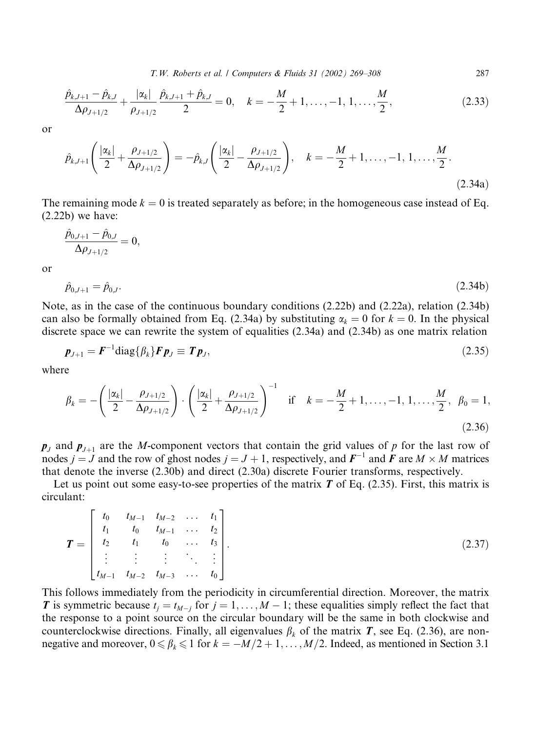$$\frac{\hat{p}_{k,J+1} - \hat{p}_{k,J}}{\Delta\rho_{J+1/2}} + \frac{|\alpha_k|}{\rho_{J+1/2}} \frac{\hat{p}_{k,J+1} + \hat{p}_{k,J}}{2} = 0, \quad k = -\frac{M}{2}+1, \ldots, -1, 1, \ldots, \frac{M}{2}, \tag{2.33}$$

or

$$\hat{p}_{k,J+1}\left(\frac{|\alpha_k|}{2} + \frac{\rho_{J+1/2}}{\Delta\rho_{J+1/2}}\right) = -\hat{p}_{k,J}\left(\frac{|\alpha_k|}{2} - \frac{\rho_{J+1/2}}{\Delta\rho_{J+1/2}}\right), \quad k = -\frac{M}{2}+1, \ldots, -1, 1, \ldots, \frac{M}{2}. \tag{2.34a}$$

The remaining mode $k = 0$ is treated separately as before; in the homogeneous case instead of Eq. (2.22b) we have:

$$\frac{\hat{p}_{0,J+1} - \hat{p}_{0,J}}{\Delta\rho_{J+1/2}} = 0,$$

or

$$\hat{p}_{0,J+1} = \hat{p}_{0,J}. \tag{2.34b}$$

Note, as in the case of the continuous boundary conditions (2.22b) and (2.22a), relation (2.34b) can also be formally obtained from Eq. (2.34a) by substituting $\alpha_k = 0$ for $k = 0$. In the physical discrete space we can rewrite the system of equalities (2.34a) and (2.34b) as one matrix relation

$$\boldsymbol{p}_{J+1} = \boldsymbol{F}^{-1}\text{diag}\{\beta_k\}\boldsymbol{F}\boldsymbol{p}_J \equiv \boldsymbol{T}\boldsymbol{p}_J, \tag{2.35}$$

where

$$\beta_k = -\left(\frac{|\alpha_k|}{2} - \frac{\rho_{J+1/2}}{\Delta\rho_{J+1/2}}\right) \cdot \left(\frac{|\alpha_k|}{2} + \frac{\rho_{J+1/2}}{\Delta\rho_{J+1/2}}\right)^{-1} \quad \text{if} \quad k = -\frac{M}{2}+1, \ldots, -1, 1, \ldots, \frac{M}{2}, \;\; \beta_0 = 1, \tag{2.36}$$

$\boldsymbol{p}_J$ and $\boldsymbol{p}_{J+1}$ are the $M$-component vectors that contain the grid values of $p$ for the last row of nodes $j = J$ and the row of ghost nodes $j = J + 1$, respectively, and $\boldsymbol{F}^{-1}$ and $\boldsymbol{F}$ are $M \times M$ matrices that denote the inverse (2.30b) and direct (2.30a) discrete Fourier transforms, respectively.

Let us point out some easy-to-see properties of the matrix $\boldsymbol{T}$ of Eq. (2.35). First, this matrix is circulant:

$$\boldsymbol{T} = \begin{bmatrix} t_0 & t_{M-1} & t_{M-2} & \ldots & t_1 \\ t_1 & t_0 & t_{M-1} & \ldots & t_2 \\ t_2 & t_1 & t_0 & \ldots & t_3 \\ \vdots & \vdots & \vdots & \ddots & \vdots \\ t_{M-1} & t_{M-2} & t_{M-3} & \ldots & t_0 \end{bmatrix}. \tag{2.37}$$

This follows immediately from the periodicity in circumferential direction. Moreover, the matrix $\boldsymbol{T}$ is symmetric because $t_j = t_{M-j}$ for $j = 1, \ldots, M-1$; these equalities simply reflect the fact that the response to a point source on the circular boundary will be the same in both clockwise and counterclockwise directions. Finally, all eigenvalues $\beta_k$ of the matrix $\boldsymbol{T}$, see Eq. (2.36), are non-negative and moreover, $0 \leqslant \beta_k \leqslant 1$ for $k = -M/2+1, \ldots, M/2$. Indeed, as mentioned in Section 3.1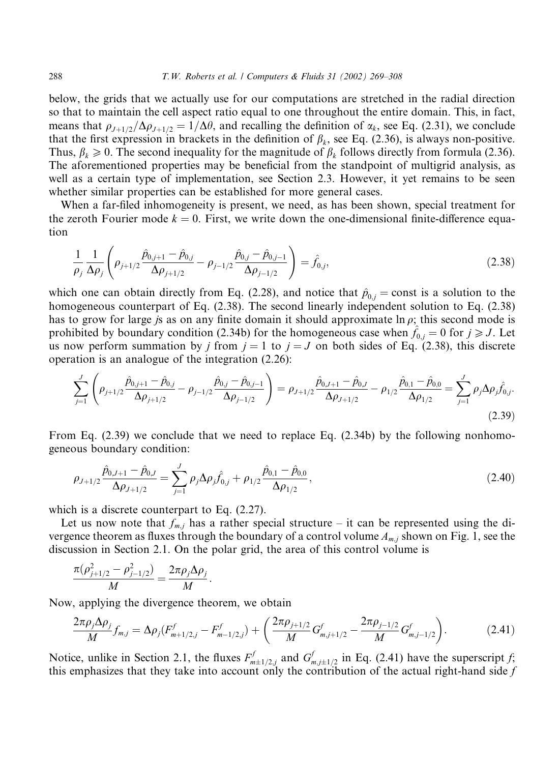below, the grids that we actually use for our computations are stretched in the radial direction so that to maintain the cell aspect ratio equal to one throughout the entire domain. This, in fact, means that $\rho_{J+1/2}/\Delta\rho_{J+1/2} = 1/\Delta\theta$, and recalling the definition of $\alpha_k$, see Eq. (2.31), we conclude that the first expression in brackets in the definition of $\beta_k$, see Eq. (2.36), is always non-positive. Thus, $\beta_k \geqslant 0$. The second inequality for the magnitude of $\beta_k$ follows directly from formula (2.36). The aforementioned properties may be beneficial from the standpoint of multigrid analysis, as well as a certain type of implementation, see Section 2.3. However, it yet remains to be seen whether similar properties can be established for more general cases.

When a far-filed inhomogeneity is present, we need, as has been shown, special treatment for the zeroth Fourier mode $k = 0$. First, we write down the one-dimensional finite-difference equation

$$\frac{1}{\rho_j}\frac{1}{\Delta\rho_j}\left(\rho_{j+1/2}\frac{\hat{p}_{0,j+1}-\hat{p}_{0,j}}{\Delta\rho_{j+1/2}} - \rho_{j-1/2}\frac{\hat{p}_{0,j}-\hat{p}_{0,j-1}}{\Delta\rho_{j-1/2}}\right) = \hat{f}_{0,j}, \tag{2.38}$$

which one can obtain directly from Eq. (2.28), and notice that $\hat{p}_{0,j} = \text{const}$ is a solution to the homogeneous counterpart of Eq. (2.38). The second linearly independent solution to Eq. (2.38) has to grow for large $j$s as on any finite domain it should approximate $\ln\rho$; this second mode is prohibited by boundary condition (2.34b) for the homogeneous case when $\hat{f}_{0,j} = 0$ for $j \geqslant J$. Let us now perform summation by $j$ from $j = 1$ to $j = J$ on both sides of Eq. (2.38), this discrete operation is an analogue of the integration (2.26):

$$\sum_{j=1}^{J}\left(\rho_{j+1/2}\frac{\hat{p}_{0,j+1}-\hat{p}_{0,j}}{\Delta\rho_{j+1/2}} - \rho_{j-1/2}\frac{\hat{p}_{0,j}-\hat{p}_{0,j-1}}{\Delta\rho_{j-1/2}}\right) = \rho_{J+1/2}\frac{\hat{p}_{0,J+1}-\hat{p}_{0,J}}{\Delta\rho_{J+1/2}} - \rho_{1/2}\frac{\hat{p}_{0,1}-\hat{p}_{0,0}}{\Delta\rho_{1/2}} = \sum_{j=1}^{J}\rho_j\Delta\rho_j\hat{f}_{0,j}. \tag{2.39}$$

From Eq. (2.39) we conclude that we need to replace Eq. (2.34b) by the following nonhomogeneous boundary condition:

$$\rho_{J+1/2}\frac{\hat{p}_{0,J+1}-\hat{p}_{0,J}}{\Delta\rho_{J+1/2}} = \sum_{j=1}^{J}\rho_j\Delta\rho_j\hat{f}_{0,j} + \rho_{1/2}\frac{\hat{p}_{0,1}-\hat{p}_{0,0}}{\Delta\rho_{1/2}}, \tag{2.40}$$

which is a discrete counterpart to Eq. (2.27).

Let us now note that $f_{m,j}$ has a rather special structure – it can be represented using the divergence theorem as fluxes through the boundary of a control volume $A_{m,j}$ shown on Fig. 1, see the discussion in Section 2.1. On the polar grid, the area of this control volume is

$$\frac{\pi(\rho_{j+1/2}^2 - \rho_{j-1/2}^2)}{M} = \frac{2\pi\rho_j\Delta\rho_j}{M}.$$

Now, applying the divergence theorem, we obtain

$$\frac{2\pi\rho_j\Delta\rho_j}{M}f_{m,j} = \Delta\rho_j(F^f_{m+1/2,j} - F^f_{m-1/2,j}) + \left(\frac{2\pi\rho_{j+1/2}}{M}G^f_{m,j+1/2} - \frac{2\pi\rho_{j-1/2}}{M}G^f_{m,j-1/2}\right). \tag{2.41}$$

Notice, unlike in Section 2.1, the fluxes $F^f_{m\pm1/2,j}$ and $G^f_{m,j\pm1/2}$ in Eq. (2.41) have the superscript $f$; this emphasizes that they take into account only the contribution of the actual right-hand side $f$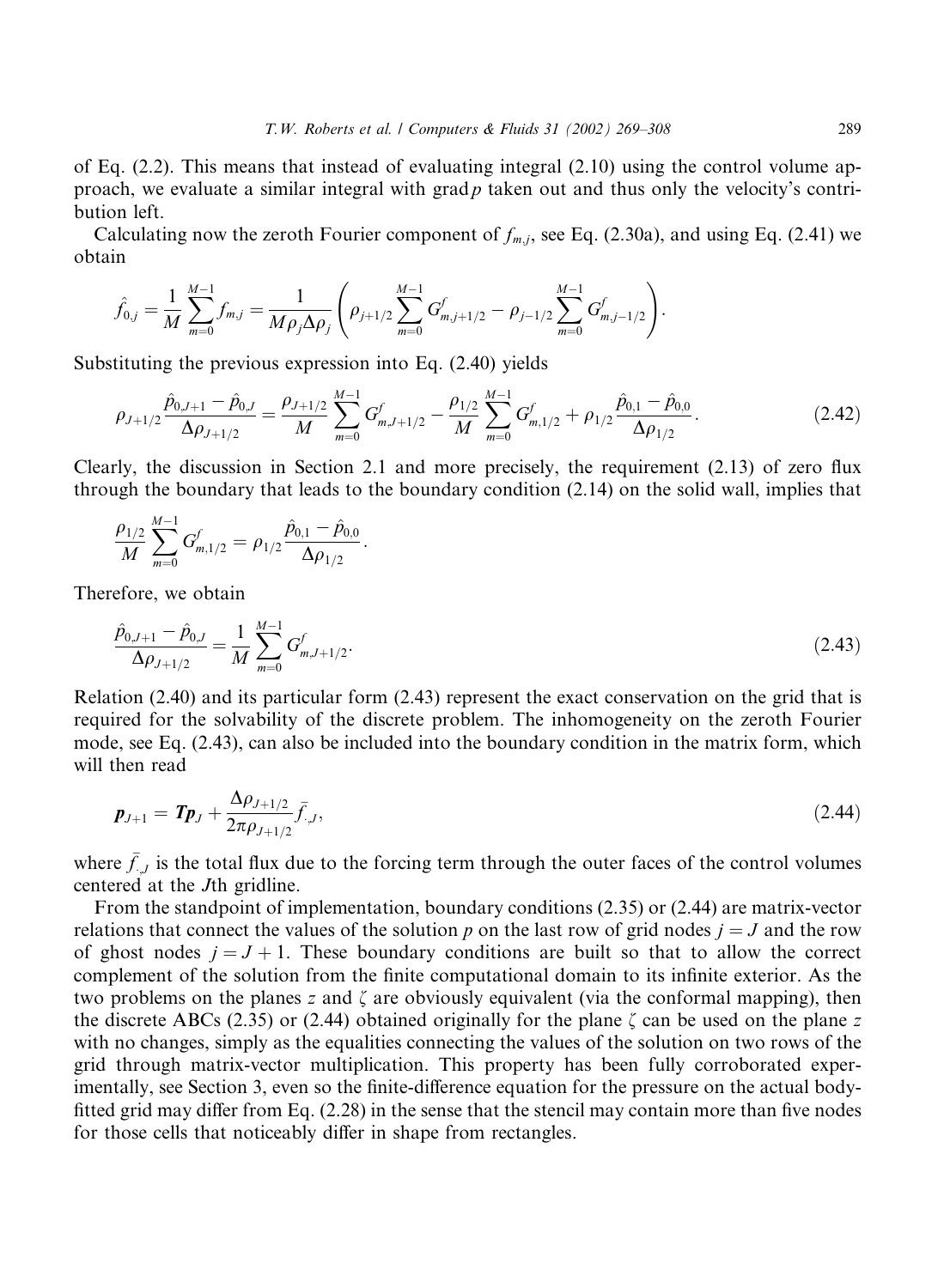of Eq. (2.2). This means that instead of evaluating integral (2.10) using the control volume approach, we evaluate a similar integral with grad $p$ taken out and thus only the velocity's contribution left.

Calculating now the zeroth Fourier component of $f_{m,j}$, see Eq. (2.30a), and using Eq. (2.41) we obtain

$$\hat{f}_{0,j} = \frac{1}{M}\sum_{m=0}^{M-1} f_{m,j} = \frac{1}{M\rho_j \Delta\rho_j}\left(\rho_{j+1/2}\sum_{m=0}^{M-1} G^f_{m,j+1/2} - \rho_{j-1/2}\sum_{m=0}^{M-1} G^f_{m,j-1/2}\right).$$

Substituting the previous expression into Eq. (2.40) yields

$$\rho_{J+1/2}\frac{\hat{p}_{0,J+1} - \hat{p}_{0,J}}{\Delta\rho_{J+1/2}} = \frac{\rho_{J+1/2}}{M}\sum_{m=0}^{M-1} G^f_{m,J+1/2} - \frac{\rho_{1/2}}{M}\sum_{m=0}^{M-1} G^f_{m,1/2} + \rho_{1/2}\frac{\hat{p}_{0,1} - \hat{p}_{0,0}}{\Delta\rho_{1/2}}. \tag{2.42}$$

Clearly, the discussion in Section 2.1 and more precisely, the requirement (2.13) of zero flux through the boundary that leads to the boundary condition (2.14) on the solid wall, implies that

$$\frac{\rho_{1/2}}{M}\sum_{m=0}^{M-1} G^f_{m,1/2} = \rho_{1/2}\frac{\hat{p}_{0,1} - \hat{p}_{0,0}}{\Delta\rho_{1/2}}.$$

Therefore, we obtain

$$\frac{\hat{p}_{0,J+1} - \hat{p}_{0,J}}{\Delta\rho_{J+1/2}} = \frac{1}{M}\sum_{m=0}^{M-1} G^f_{m,J+1/2}. \tag{2.43}$$

Relation (2.40) and its particular form (2.43) represent the exact conservation on the grid that is required for the solvability of the discrete problem. The inhomogeneity on the zeroth Fourier mode, see Eq. (2.43), can also be included into the boundary condition in the matrix form, which will then read

$$\boldsymbol{p}_{J+1} = \boldsymbol{T}\boldsymbol{p}_J + \frac{\Delta\rho_{J+1/2}}{2\pi\rho_{J+1/2}}\bar{f}_{\cdot,J}, \tag{2.44}$$

where $\bar{f}_{\cdot,J}$ is the total flux due to the forcing term through the outer faces of the control volumes centered at the $J$th gridline.

From the standpoint of implementation, boundary conditions (2.35) or (2.44) are matrix-vector relations that connect the values of the solution $p$ on the last row of grid nodes $j = J$ and the row of ghost nodes $j = J + 1$. These boundary conditions are built so that to allow the correct complement of the solution from the finite computational domain to its infinite exterior. As the two problems on the planes $z$ and $\zeta$ are obviously equivalent (via the conformal mapping), then the discrete ABCs (2.35) or (2.44) obtained originally for the plane $\zeta$ can be used on the plane $z$ with no changes, simply as the equalities connecting the values of the solution on two rows of the grid through matrix-vector multiplication. This property has been fully corroborated experimentally, see Section 3, even so the finite-difference equation for the pressure on the actual body-fitted grid may differ from Eq. (2.28) in the sense that the stencil may contain more than five nodes for those cells that noticeably differ in shape from rectangles.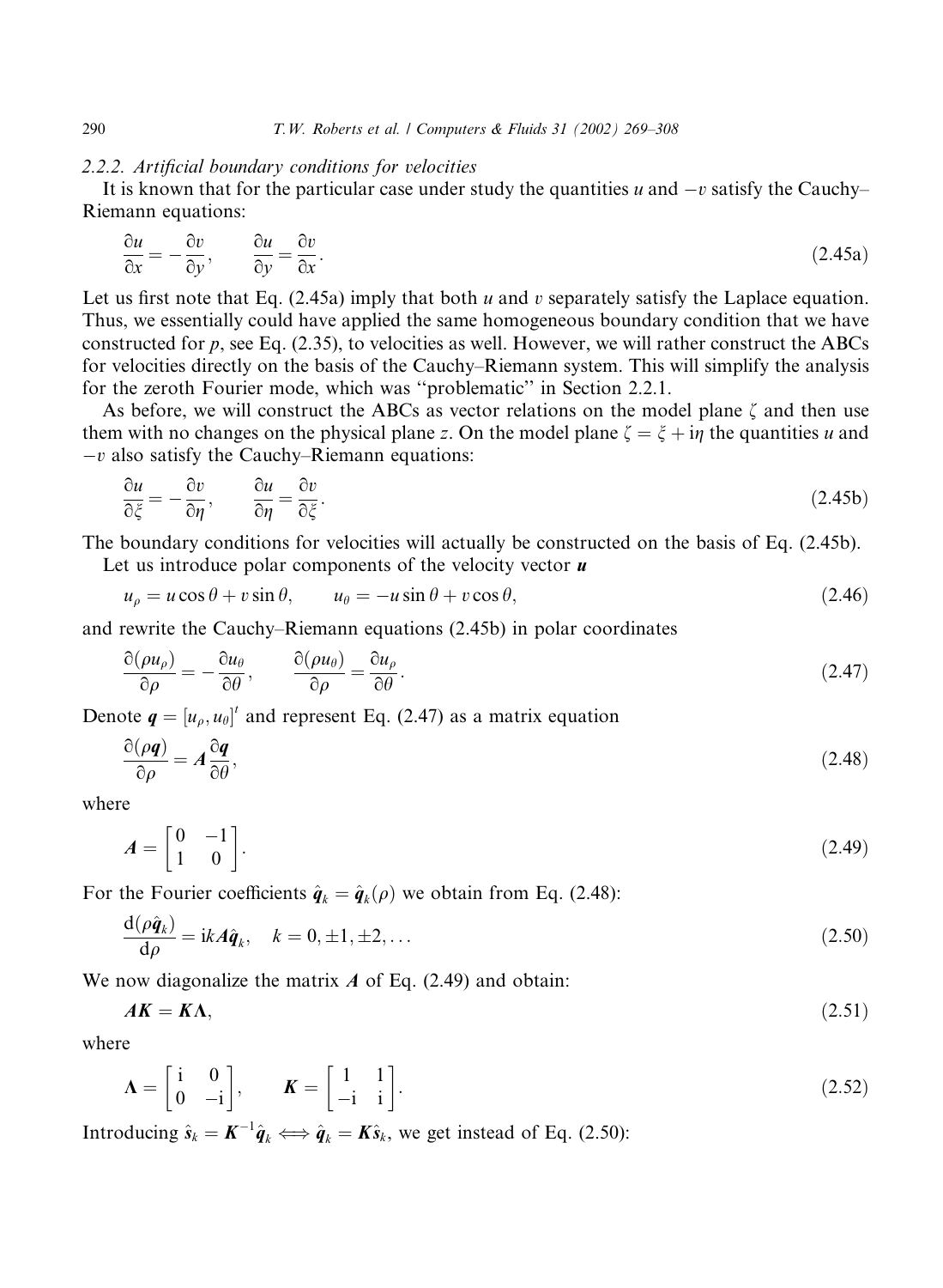#### 2.2.2. Artificial boundary conditions for velocities

It is known that for the particular case under study the quantities $u$ and $-v$ satisfy the Cauchy–Riemann equations:

$$\frac{\partial u}{\partial x} = -\frac{\partial v}{\partial y}, \qquad \frac{\partial u}{\partial y} = \frac{\partial v}{\partial x}. \tag{2.45a}$$

Let us first note that Eq. (2.45a) imply that both $u$ and $v$ separately satisfy the Laplace equation. Thus, we essentially could have applied the same homogeneous boundary condition that we have constructed for $p$, see Eq. (2.35), to velocities as well. However, we will rather construct the ABCs for velocities directly on the basis of the Cauchy–Riemann system. This will simplify the analysis for the zeroth Fourier mode, which was "problematic" in Section 2.2.1.

As before, we will construct the ABCs as vector relations on the model plane $\zeta$ and then use them with no changes on the physical plane $z$. On the model plane $\zeta = \xi + \mathrm{i}\eta$ the quantities $u$ and $-v$ also satisfy the Cauchy–Riemann equations:

$$\frac{\partial u}{\partial \xi} = -\frac{\partial v}{\partial \eta}, \qquad \frac{\partial u}{\partial \eta} = \frac{\partial v}{\partial \xi}. \tag{2.45b}$$

The boundary conditions for velocities will actually be constructed on the basis of Eq. (2.45b).

Let us introduce polar components of the velocity vector $\boldsymbol{u}$

$$u_\rho = u\cos\theta + v\sin\theta, \qquad u_\theta = -u\sin\theta + v\cos\theta, \tag{2.46}$$

and rewrite the Cauchy–Riemann equations (2.45b) in polar coordinates

$$\frac{\partial(\rho u_\rho)}{\partial \rho} = -\frac{\partial u_\theta}{\partial \theta}, \qquad \frac{\partial(\rho u_\theta)}{\partial \rho} = \frac{\partial u_\rho}{\partial \theta}. \tag{2.47}$$

Denote $\boldsymbol{q} = [u_\rho, u_\theta]^t$ and represent Eq. (2.47) as a matrix equation

$$\frac{\partial(\rho \boldsymbol{q})}{\partial \rho} = \boldsymbol{A}\frac{\partial \boldsymbol{q}}{\partial \theta}, \tag{2.48}$$

where

$$\boldsymbol{A} = \begin{bmatrix} 0 & -1 \\ 1 & 0 \end{bmatrix}. \tag{2.49}$$

For the Fourier coefficients $\hat{\boldsymbol{q}}_k = \hat{\boldsymbol{q}}_k(\rho)$ we obtain from Eq. (2.48):

$$\frac{\mathrm{d}(\rho \hat{\boldsymbol{q}}_k)}{\mathrm{d}\rho} = \mathrm{i}k\boldsymbol{A}\hat{\boldsymbol{q}}_k, \quad k = 0, \pm 1, \pm 2, \ldots \tag{2.50}$$

We now diagonalize the matrix $\boldsymbol{A}$ of Eq. (2.49) and obtain:

$$\boldsymbol{A}\boldsymbol{K} = \boldsymbol{K}\boldsymbol{\Lambda}, \tag{2.51}$$

where

$$\boldsymbol{\Lambda} = \begin{bmatrix} \mathrm{i} & 0 \\ 0 & -\mathrm{i} \end{bmatrix}, \qquad \boldsymbol{K} = \begin{bmatrix} 1 & 1 \\ -\mathrm{i} & \mathrm{i} \end{bmatrix}. \tag{2.52}$$

Introducing $\hat{\boldsymbol{s}}_k = \boldsymbol{K}^{-1}\hat{\boldsymbol{q}}_k \Longleftrightarrow \hat{\boldsymbol{q}}_k = \boldsymbol{K}\hat{\boldsymbol{s}}_k$, we get instead of Eq. (2.50):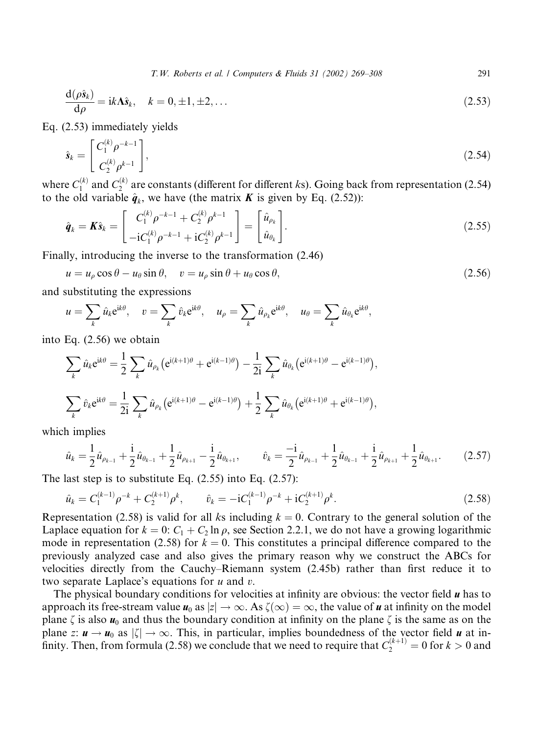$$\frac{d(\rho\hat{\boldsymbol{s}}_k)}{d\rho} = ik\boldsymbol{\Lambda}\hat{\boldsymbol{s}}_k, \quad k = 0, \pm 1, \pm 2, \ldots \tag{2.53}$$

Eq. (2.53) immediately yields

$$\hat{\boldsymbol{s}}_k = \begin{bmatrix} C_1^{(k)}\rho^{-k-1} \\ C_2^{(k)}\rho^{k-1} \end{bmatrix}, \tag{2.54}$$

where $C_1^{(k)}$ and $C_2^{(k)}$ are constants (different for different $k$s). Going back from representation (2.54) to the old variable $\hat{\boldsymbol{q}}_k$, we have (the matrix $\boldsymbol{K}$ is given by Eq. (2.52)):

$$\hat{\boldsymbol{q}}_k = \boldsymbol{K}\hat{\boldsymbol{s}}_k = \begin{bmatrix} C_1^{(k)}\rho^{-k-1} + C_2^{(k)}\rho^{k-1} \\ -iC_1^{(k)}\rho^{-k-1} + iC_2^{(k)}\rho^{k-1} \end{bmatrix} = \begin{bmatrix} \hat{u}_{\rho_k} \\ \hat{u}_{\theta_k} \end{bmatrix}. \tag{2.55}$$

Finally, introducing the inverse to the transformation (2.46)

$$u = u_\rho\cos\theta - u_\theta\sin\theta, \quad v = u_\rho\sin\theta + u_\theta\cos\theta, \tag{2.56}$$

and substituting the expressions

$$u = \sum_k \hat{u}_k e^{ik\theta}, \quad v = \sum_k \hat{v}_k e^{ik\theta}, \quad u_\rho = \sum_k \hat{u}_{\rho_k} e^{ik\theta}, \quad u_\theta = \sum_k \hat{u}_{\theta_k} e^{ik\theta},$$

into Eq. (2.56) we obtain

$$\sum_k \hat{u}_k e^{ik\theta} = \frac{1}{2}\sum_k \hat{u}_{\rho_k}\left(e^{i(k+1)\theta} + e^{i(k-1)\theta}\right) - \frac{1}{2i}\sum_k \hat{u}_{\theta_k}\left(e^{i(k+1)\theta} - e^{i(k-1)\theta}\right),$$

$$\sum_k \hat{v}_k e^{ik\theta} = \frac{1}{2i}\sum_k \hat{u}_{\rho_k}\left(e^{i(k+1)\theta} - e^{i(k-1)\theta}\right) + \frac{1}{2}\sum_k \hat{u}_{\theta_k}\left(e^{i(k+1)\theta} + e^{i(k-1)\theta}\right),$$

which implies

$$\hat{u}_k = \frac{1}{2}\hat{u}_{\rho_{k-1}} + \frac{i}{2}\hat{u}_{\theta_{k-1}} + \frac{1}{2}\hat{u}_{\rho_{k+1}} - \frac{i}{2}\hat{u}_{\theta_{k+1}}, \qquad \hat{v}_k = \frac{-i}{2}\hat{u}_{\rho_{k-1}} + \frac{1}{2}\hat{u}_{\theta_{k-1}} + \frac{i}{2}\hat{u}_{\rho_{k+1}} + \frac{1}{2}\hat{u}_{\theta_{k+1}}. \tag{2.57}$$

The last step is to substitute Eq. (2.55) into Eq. (2.57):

$$\hat{u}_k = C_1^{(k-1)}\rho^{-k} + C_2^{(k+1)}\rho^k, \qquad \hat{v}_k = -iC_1^{(k-1)}\rho^{-k} + iC_2^{(k+1)}\rho^k. \tag{2.58}$$

Representation (2.58) is valid for all $k$s including $k = 0$. Contrary to the general solution of the Laplace equation for $k = 0$: $C_1 + C_2\ln\rho$, see Section 2.2.1, we do not have a growing logarithmic mode in representation (2.58) for $k = 0$. This constitutes a principal difference compared to the previously analyzed case and also gives the primary reason why we construct the ABCs for velocities directly from the Cauchy–Riemann system (2.45b) rather than first reduce it to two separate Laplace's equations for $u$ and $v$.

The physical boundary conditions for velocities at infinity are obvious: the vector field $\boldsymbol{u}$ has to approach its free-stream value $\boldsymbol{u}_0$ as $|z| \to \infty$. As $\zeta(\infty) = \infty$, the value of $\boldsymbol{u}$ at infinity on the model plane $\zeta$ is also $\boldsymbol{u}_0$ and thus the boundary condition at infinity on the plane $\zeta$ is the same as on the plane $z$: $\boldsymbol{u} \to \boldsymbol{u}_0$ as $|\zeta| \to \infty$. This, in particular, implies boundedness of the vector field $\boldsymbol{u}$ at infinity. Then, from formula (2.58) we conclude that we need to require that $C_2^{(k+1)} = 0$ for $k > 0$ and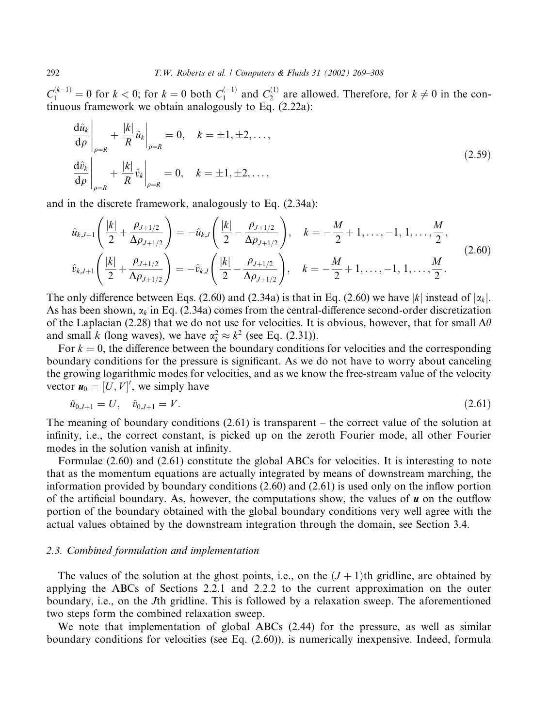$C_1^{(k-1)} = 0$ for $k < 0$; for $k = 0$ both $C_1^{(-1)}$ and $C_2^{(1)}$ are allowed. Therefore, for $k \neq 0$ in the continuous framework we obtain analogously to Eq. (2.22a):

$$
\begin{aligned}
&\left.\frac{\mathrm{d}\hat{u}_k}{\mathrm{d}\rho}\right|_{\rho=R} + \left.\frac{|k|}{R}\hat{u}_k\right|_{\rho=R} = 0, \quad k = \pm 1, \pm 2, \ldots, \\
&\left.\frac{\mathrm{d}\hat{v}_k}{\mathrm{d}\rho}\right|_{\rho=R} + \left.\frac{|k|}{R}\hat{v}_k\right|_{\rho=R} = 0, \quad k = \pm 1, \pm 2, \ldots,
\end{aligned}
\tag{2.59}
$$

and in the discrete framework, analogously to Eq. (2.34a):

$$
\begin{aligned}
&\hat{u}_{k,J+1}\left(\frac{|k|}{2} + \frac{\rho_{J+1/2}}{\Delta\rho_{J+1/2}}\right) = -\hat{u}_{k,J}\left(\frac{|k|}{2} - \frac{\rho_{J+1/2}}{\Delta\rho_{J+1/2}}\right), \quad k = -\frac{M}{2}+1, \ldots, -1, 1, \ldots, \frac{M}{2}, \\
&\hat{v}_{k,J+1}\left(\frac{|k|}{2} + \frac{\rho_{J+1/2}}{\Delta\rho_{J+1/2}}\right) = -\hat{v}_{k,J}\left(\frac{|k|}{2} - \frac{\rho_{J+1/2}}{\Delta\rho_{J+1/2}}\right), \quad k = -\frac{M}{2}+1, \ldots, -1, 1, \ldots, \frac{M}{2}.
\end{aligned}
\tag{2.60}
$$

The only difference between Eqs. (2.60) and (2.34a) is that in Eq. (2.60) we have $|k|$ instead of $|\alpha_k|$. As has been shown, $\alpha_k$ in Eq. (2.34a) comes from the central-difference second-order discretization of the Laplacian (2.28) that we do not use for velocities. It is obvious, however, that for small $\Delta\theta$ and small $k$ (long waves), we have $\alpha_k^2 \approx k^2$ (see Eq. (2.31)).

For $k = 0$, the difference between the boundary conditions for velocities and the corresponding boundary conditions for the pressure is significant. As we do not have to worry about canceling the growing logarithmic modes for velocities, and as we know the free-stream value of the velocity vector $\boldsymbol{u}_0 = [U, V]^t$, we simply have

$$
\hat{u}_{0,J+1} = U, \quad \hat{v}_{0,J+1} = V. \tag{2.61}
$$

The meaning of boundary conditions (2.61) is transparent – the correct value of the solution at infinity, i.e., the correct constant, is picked up on the zeroth Fourier mode, all other Fourier modes in the solution vanish at infinity.

Formulae (2.60) and (2.61) constitute the global ABCs for velocities. It is interesting to note that as the momentum equations are actually integrated by means of downstream marching, the information provided by boundary conditions (2.60) and (2.61) is used only on the inflow portion of the artificial boundary. As, however, the computations show, the values of $\boldsymbol{u}$ on the outflow portion of the boundary obtained with the global boundary conditions very well agree with the actual values obtained by the downstream integration through the domain, see Section 3.4.

### 2.3. Combined formulation and implementation

The values of the solution at the ghost points, i.e., on the $(J+1)$th gridline, are obtained by applying the ABCs of Sections 2.2.1 and 2.2.2 to the current approximation on the outer boundary, i.e., on the $J$th gridline. This is followed by a relaxation sweep. The aforementioned two steps form the combined relaxation sweep.

We note that implementation of global ABCs (2.44) for the pressure, as well as similar boundary conditions for velocities (see Eq. (2.60)), is numerically inexpensive. Indeed, formula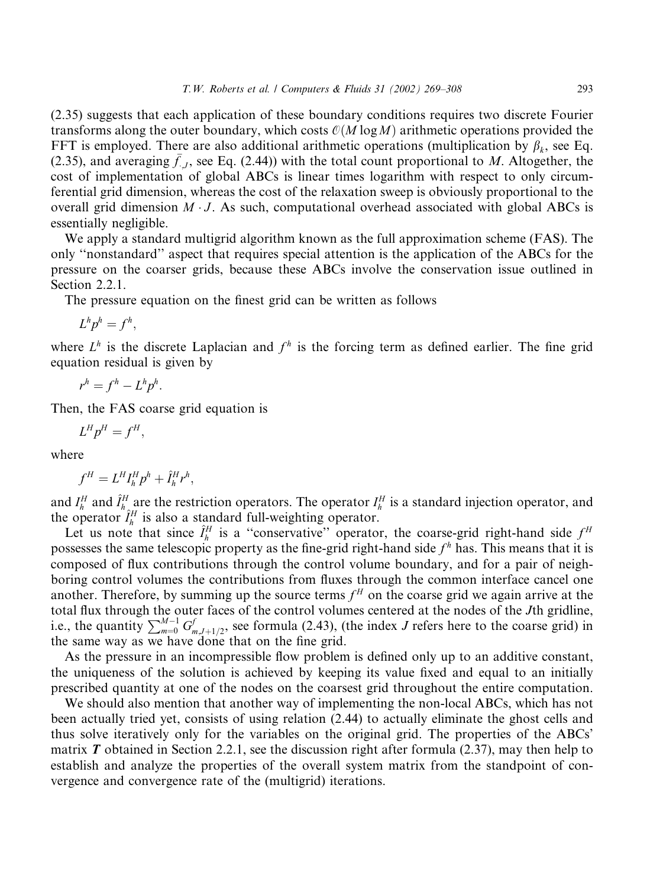(2.35) suggests that each application of these boundary conditions requires two discrete Fourier transforms along the outer boundary, which costs $\mathcal{O}(M \log M)$ arithmetic operations provided the FFT is employed. There are also additional arithmetic operations (multiplication by $\beta_k$, see Eq. (2.35), and averaging $\bar{f}_{\cdot,J}$, see Eq. (2.44)) with the total count proportional to $M$. Altogether, the cost of implementation of global ABCs is linear times logarithm with respect to only circumferential grid dimension, whereas the cost of the relaxation sweep is obviously proportional to the overall grid dimension $M \cdot J$. As such, computational overhead associated with global ABCs is essentially negligible.

We apply a standard multigrid algorithm known as the full approximation scheme (FAS). The only "nonstandard" aspect that requires special attention is the application of the ABCs for the pressure on the coarser grids, because these ABCs involve the conservation issue outlined in Section 2.2.1.

The pressure equation on the finest grid can be written as follows

$$L^h p^h = f^h,$$

where $L^h$ is the discrete Laplacian and $f^h$ is the forcing term as defined earlier. The fine grid equation residual is given by

$$r^h = f^h - L^h p^h.$$

Then, the FAS coarse grid equation is

$$L^H p^H = f^H,$$

where

$$f^H = L^H I_h^H p^h + \hat{I}_h^H r^h,$$

and $I_h^H$ and $\hat{I}_h^H$ are the restriction operators. The operator $I_h^H$ is a standard injection operator, and the operator $\hat{I}_h^H$ is also a standard full-weighting operator.

Let us note that since $\hat{I}_h^H$ is a "conservative" operator, the coarse-grid right-hand side $f^H$ possesses the same telescopic property as the fine-grid right-hand side $f^h$ has. This means that it is composed of flux contributions through the control volume boundary, and for a pair of neighboring control volumes the contributions from fluxes through the common interface cancel one another. Therefore, by summing up the source terms $f^H$ on the coarse grid we again arrive at the total flux through the outer faces of the control volumes centered at the nodes of the $J$th gridline, i.e., the quantity $\sum_{m=0}^{M-1} G^f_{m,J+1/2}$, see formula (2.43), (the index $J$ refers here to the coarse grid) in the same way as we have done that on the fine grid.

As the pressure in an incompressible flow problem is defined only up to an additive constant, the uniqueness of the solution is achieved by keeping its value fixed and equal to an initially prescribed quantity at one of the nodes on the coarsest grid throughout the entire computation.

We should also mention that another way of implementing the non-local ABCs, which has not been actually tried yet, consists of using relation (2.44) to actually eliminate the ghost cells and thus solve iteratively only for the variables on the original grid. The properties of the ABCs' matrix $\boldsymbol{T}$ obtained in Section 2.2.1, see the discussion right after formula (2.37), may then help to establish and analyze the properties of the overall system matrix from the standpoint of convergence and convergence rate of the (multigrid) iterations.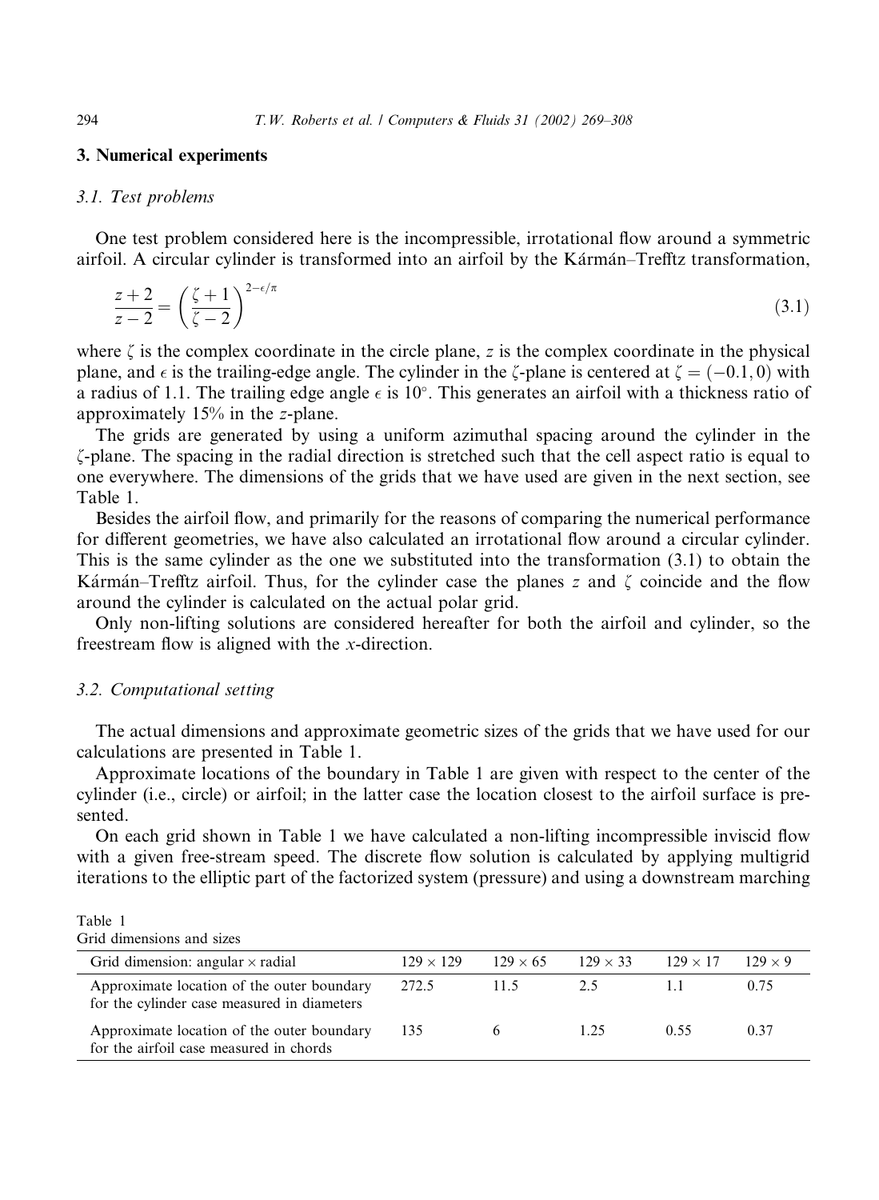## 3. Numerical experiments

### 3.1. Test problems

One test problem considered here is the incompressible, irrotational flow around a symmetric airfoil. A circular cylinder is transformed into an airfoil by the Kármán–Trefftz transformation,

$$\frac{z+2}{z-2} = \left(\frac{\zeta+1}{\zeta-2}\right)^{2-\epsilon/\pi} \tag{3.1}$$

where $\zeta$ is the complex coordinate in the circle plane, $z$ is the complex coordinate in the physical plane, and $\epsilon$ is the trailing-edge angle. The cylinder in the $\zeta$-plane is centered at $\zeta = (-0.1, 0)$ with a radius of 1.1. The trailing edge angle $\epsilon$ is 10°. This generates an airfoil with a thickness ratio of approximately 15% in the $z$-plane.

The grids are generated by using a uniform azimuthal spacing around the cylinder in the $\zeta$-plane. The spacing in the radial direction is stretched such that the cell aspect ratio is equal to one everywhere. The dimensions of the grids that we have used are given in the next section, see Table 1.

Besides the airfoil flow, and primarily for the reasons of comparing the numerical performance for different geometries, we have also calculated an irrotational flow around a circular cylinder. This is the same cylinder as the one we substituted into the transformation (3.1) to obtain the Kármán–Trefftz airfoil. Thus, for the cylinder case the planes $z$ and $\zeta$ coincide and the flow around the cylinder is calculated on the actual polar grid.

Only non-lifting solutions are considered hereafter for both the airfoil and cylinder, so the freestream flow is aligned with the $x$-direction.

### 3.2. Computational setting

The actual dimensions and approximate geometric sizes of the grids that we have used for our calculations are presented in Table 1.

Approximate locations of the boundary in Table 1 are given with respect to the center of the cylinder (i.e., circle) or airfoil; in the latter case the location closest to the airfoil surface is presented.

On each grid shown in Table 1 we have calculated a non-lifting incompressible inviscid flow with a given free-stream speed. The discrete flow solution is calculated by applying multigrid iterations to the elliptic part of the factorized system (pressure) and using a downstream marching

Table 1
Grid dimensions and sizes

| Grid dimension: angular × radial | 129 × 129 | 129 × 65 | 129 × 33 | 129 × 17 | 129 × 9 |
|---|---|---|---|---|---|
| Approximate location of the outer boundary for the cylinder case measured in diameters | 272.5 | 11.5 | 2.5 | 1.1 | 0.75 |
| Approximate location of the outer boundary for the airfoil case measured in chords | 135 | 6 | 1.25 | 0.55 | 0.37 |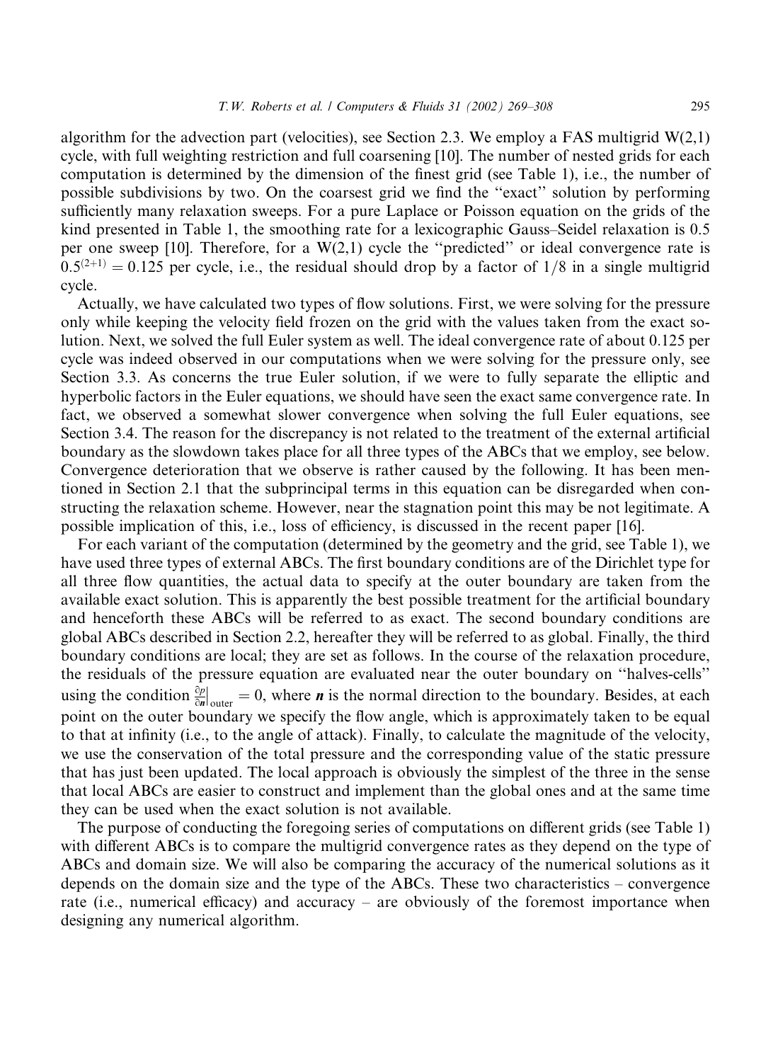algorithm for the advection part (velocities), see Section 2.3. We employ a FAS multigrid W(2,1) cycle, with full weighting restriction and full coarsening [10]. The number of nested grids for each computation is determined by the dimension of the finest grid (see Table 1), i.e., the number of possible subdivisions by two. On the coarsest grid we find the "exact" solution by performing sufficiently many relaxation sweeps. For a pure Laplace or Poisson equation on the grids of the kind presented in Table 1, the smoothing rate for a lexicographic Gauss–Seidel relaxation is 0.5 per one sweep [10]. Therefore, for a W(2,1) cycle the "predicted" or ideal convergence rate is $0.5^{(2+1)} = 0.125$ per cycle, i.e., the residual should drop by a factor of $1/8$ in a single multigrid cycle.

Actually, we have calculated two types of flow solutions. First, we were solving for the pressure only while keeping the velocity field frozen on the grid with the values taken from the exact solution. Next, we solved the full Euler system as well. The ideal convergence rate of about 0.125 per cycle was indeed observed in our computations when we were solving for the pressure only, see Section 3.3. As concerns the true Euler solution, if we were to fully separate the elliptic and hyperbolic factors in the Euler equations, we should have seen the exact same convergence rate. In fact, we observed a somewhat slower convergence when solving the full Euler equations, see Section 3.4. The reason for the discrepancy is not related to the treatment of the external artificial boundary as the slowdown takes place for all three types of the ABCs that we employ, see below. Convergence deterioration that we observe is rather caused by the following. It has been mentioned in Section 2.1 that the subprincipal terms in this equation can be disregarded when constructing the relaxation scheme. However, near the stagnation point this may be not legitimate. A possible implication of this, i.e., loss of efficiency, is discussed in the recent paper [16].

For each variant of the computation (determined by the geometry and the grid, see Table 1), we have used three types of external ABCs. The first boundary conditions are of the Dirichlet type for all three flow quantities, the actual data to specify at the outer boundary are taken from the available exact solution. This is apparently the best possible treatment for the artificial boundary and henceforth these ABCs will be referred to as exact. The second boundary conditions are global ABCs described in Section 2.2, hereafter they will be referred to as global. Finally, the third boundary conditions are local; they are set as follows. In the course of the relaxation procedure, the residuals of the pressure equation are evaluated near the outer boundary on "halves-cells" using the condition $\frac{\partial p}{\partial \boldsymbol{n}}\big|_{\text{outer}} = 0$, where $\boldsymbol{n}$ is the normal direction to the boundary. Besides, at each point on the outer boundary we specify the flow angle, which is approximately taken to be equal to that at infinity (i.e., to the angle of attack). Finally, to calculate the magnitude of the velocity, we use the conservation of the total pressure and the corresponding value of the static pressure that has just been updated. The local approach is obviously the simplest of the three in the sense that local ABCs are easier to construct and implement than the global ones and at the same time they can be used when the exact solution is not available.

The purpose of conducting the foregoing series of computations on different grids (see Table 1) with different ABCs is to compare the multigrid convergence rates as they depend on the type of ABCs and domain size. We will also be comparing the accuracy of the numerical solutions as it depends on the domain size and the type of the ABCs. These two characteristics – convergence rate (i.e., numerical efficacy) and accuracy – are obviously of the foremost importance when designing any numerical algorithm.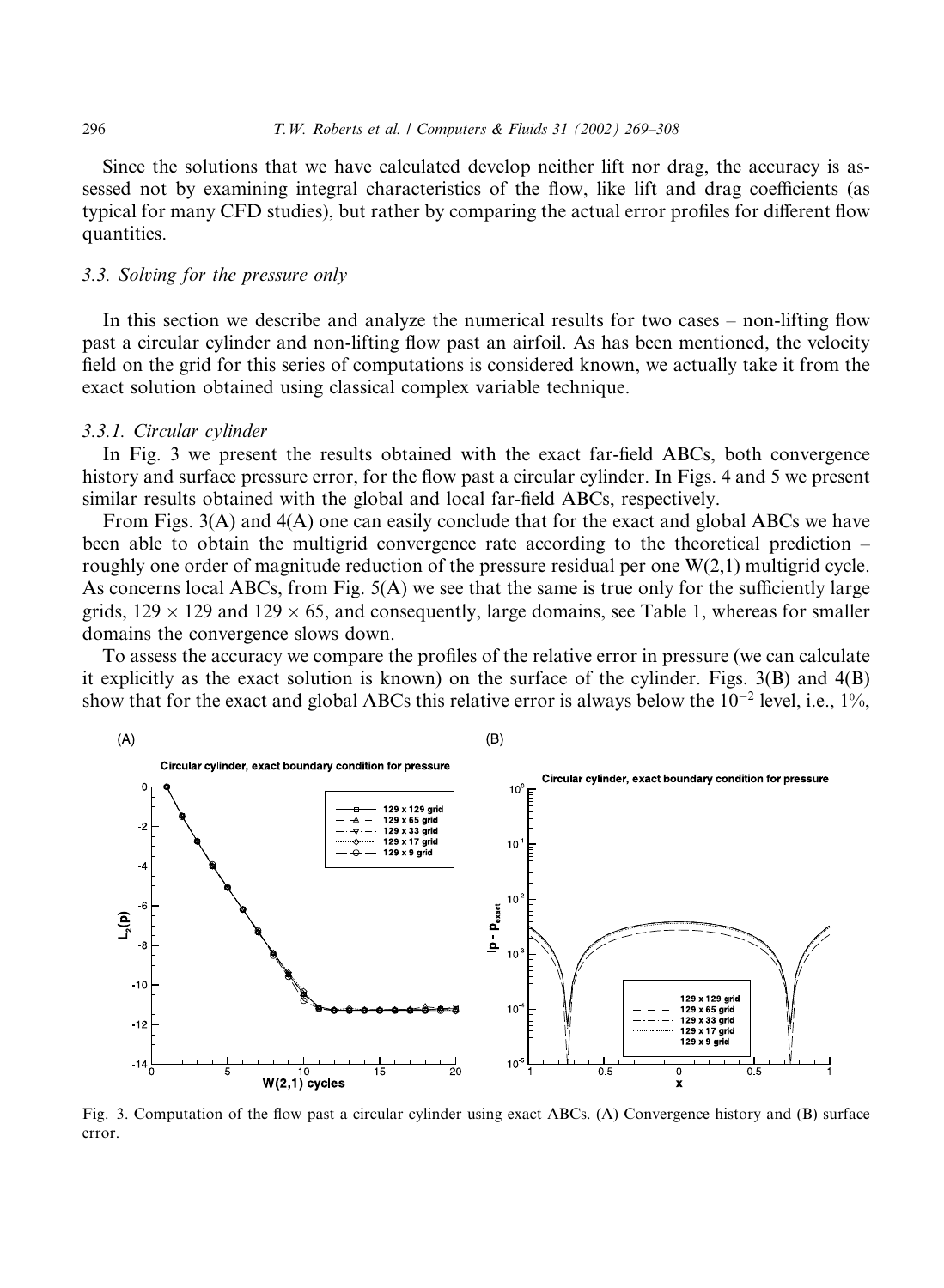Since the solutions that we have calculated develop neither lift nor drag, the accuracy is assessed not by examining integral characteristics of the flow, like lift and drag coefficients (as typical for many CFD studies), but rather by comparing the actual error profiles for different flow quantities.

### 3.3. *Solving for the pressure only*

In this section we describe and analyze the numerical results for two cases – non-lifting flow past a circular cylinder and non-lifting flow past an airfoil. As has been mentioned, the velocity field on the grid for this series of computations is considered known, we actually take it from the exact solution obtained using classical complex variable technique.

#### 3.3.1. *Circular cylinder*

In Fig. 3 we present the results obtained with the exact far-field ABCs, both convergence history and surface pressure error, for the flow past a circular cylinder. In Figs. 4 and 5 we present similar results obtained with the global and local far-field ABCs, respectively.

From Figs. 3(A) and 4(A) one can easily conclude that for the exact and global ABCs we have been able to obtain the multigrid convergence rate according to the theoretical prediction – roughly one order of magnitude reduction of the pressure residual per one W(2,1) multigrid cycle. As concerns local ABCs, from Fig. 5(A) we see that the same is true only for the sufficiently large grids, $129 \times 129$ and $129 \times 65$, and consequently, large domains, see Table 1, whereas for smaller domains the convergence slows down.

To assess the accuracy we compare the profiles of the relative error in pressure (we can calculate it explicitly as the exact solution is known) on the surface of the cylinder. Figs. 3(B) and 4(B) show that for the exact and global ABCs this relative error is always below the $10^{-2}$ level, i.e., 1%,

Fig. 3. Computation of the flow past a circular cylinder using exact ABCs. (A) Convergence history and (B) surface error.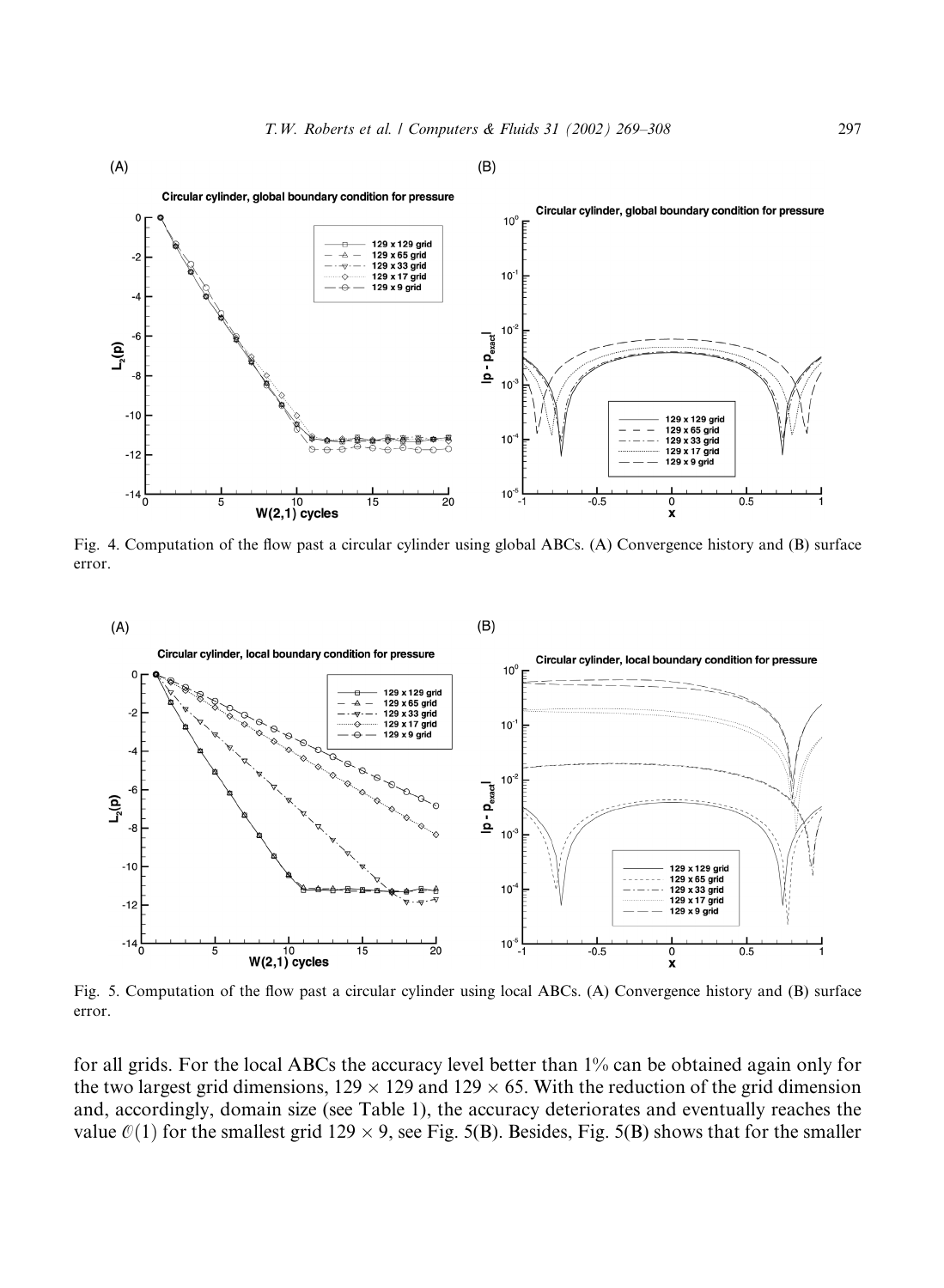Fig. 4. Computation of the flow past a circular cylinder using global ABCs. (A) Convergence history and (B) surface error.

Fig. 5. Computation of the flow past a circular cylinder using local ABCs. (A) Convergence history and (B) surface error.

for all grids. For the local ABCs the accuracy level better than 1% can be obtained again only for the two largest grid dimensions, $129 \times 129$ and $129 \times 65$. With the reduction of the grid dimension and, accordingly, domain size (see Table 1), the accuracy deteriorates and eventually reaches the value $\mathcal{O}(1)$ for the smallest grid $129 \times 9$, see Fig. 5(B). Besides, Fig. 5(B) shows that for the smaller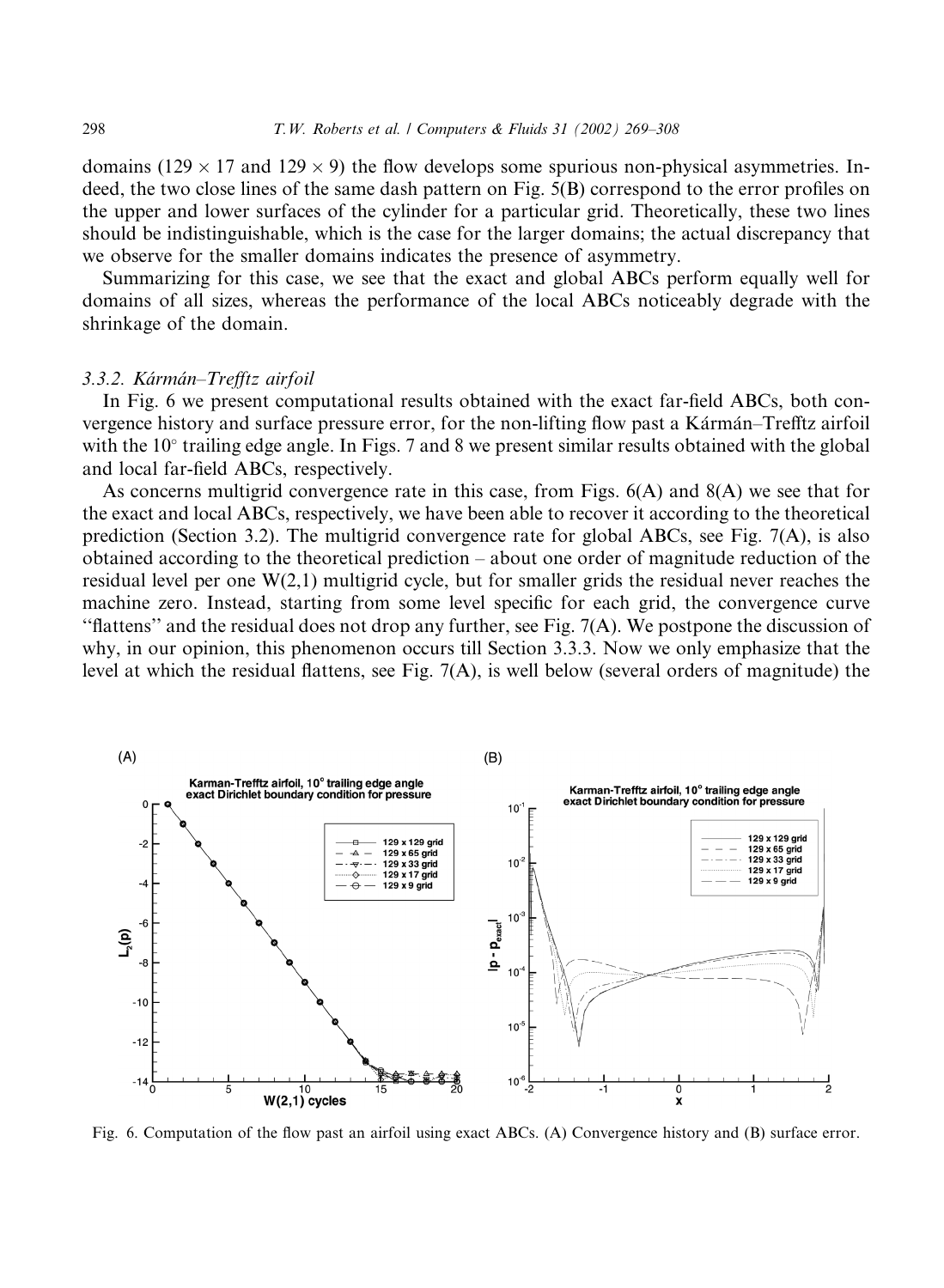domains ($129 \times 17$ and $129 \times 9$) the flow develops some spurious non-physical asymmetries. Indeed, the two close lines of the same dash pattern on Fig. 5(B) correspond to the error profiles on the upper and lower surfaces of the cylinder for a particular grid. Theoretically, these two lines should be indistinguishable, which is the case for the larger domains; the actual discrepancy that we observe for the smaller domains indicates the presence of asymmetry.

Summarizing for this case, we see that the exact and global ABCs perform equally well for domains of all sizes, whereas the performance of the local ABCs noticeably degrade with the shrinkage of the domain.

### 3.3.2. Kármán–Trefftz airfoil

In Fig. 6 we present computational results obtained with the exact far-field ABCs, both convergence history and surface pressure error, for the non-lifting flow past a Kármán–Trefftz airfoil with the 10° trailing edge angle. In Figs. 7 and 8 we present similar results obtained with the global and local far-field ABCs, respectively.

As concerns multigrid convergence rate in this case, from Figs. 6(A) and 8(A) we see that for the exact and local ABCs, respectively, we have been able to recover it according to the theoretical prediction (Section 3.2). The multigrid convergence rate for global ABCs, see Fig. 7(A), is also obtained according to the theoretical prediction – about one order of magnitude reduction of the residual level per one W(2,1) multigrid cycle, but for smaller grids the residual never reaches the machine zero. Instead, starting from some level specific for each grid, the convergence curve "flattens" and the residual does not drop any further, see Fig. 7(A). We postpone the discussion of why, in our opinion, this phenomenon occurs till Section 3.3.3. Now we only emphasize that the level at which the residual flattens, see Fig. 7(A), is well below (several orders of magnitude) the

(A)

Karman-Trefftz airfoil, 10° trailing edge angle
exact Dirichlet boundary condition for pressure

129 x 129 grid
129 x 65 grid
129 x 33 grid
129 x 17 grid
129 x 9 grid

$L_2(p)$

W(2,1) cycles

(B)

Karman-Trefftz airfoil, 10° trailing edge angle
exact Dirichlet boundary condition for pressure

129 x 129 grid
129 x 65 grid
129 x 33 grid
129 x 17 grid
129 x 9 grid

$|p - p_{exact}|$

x

Fig. 6. Computation of the flow past an airfoil using exact ABCs. (A) Convergence history and (B) surface error.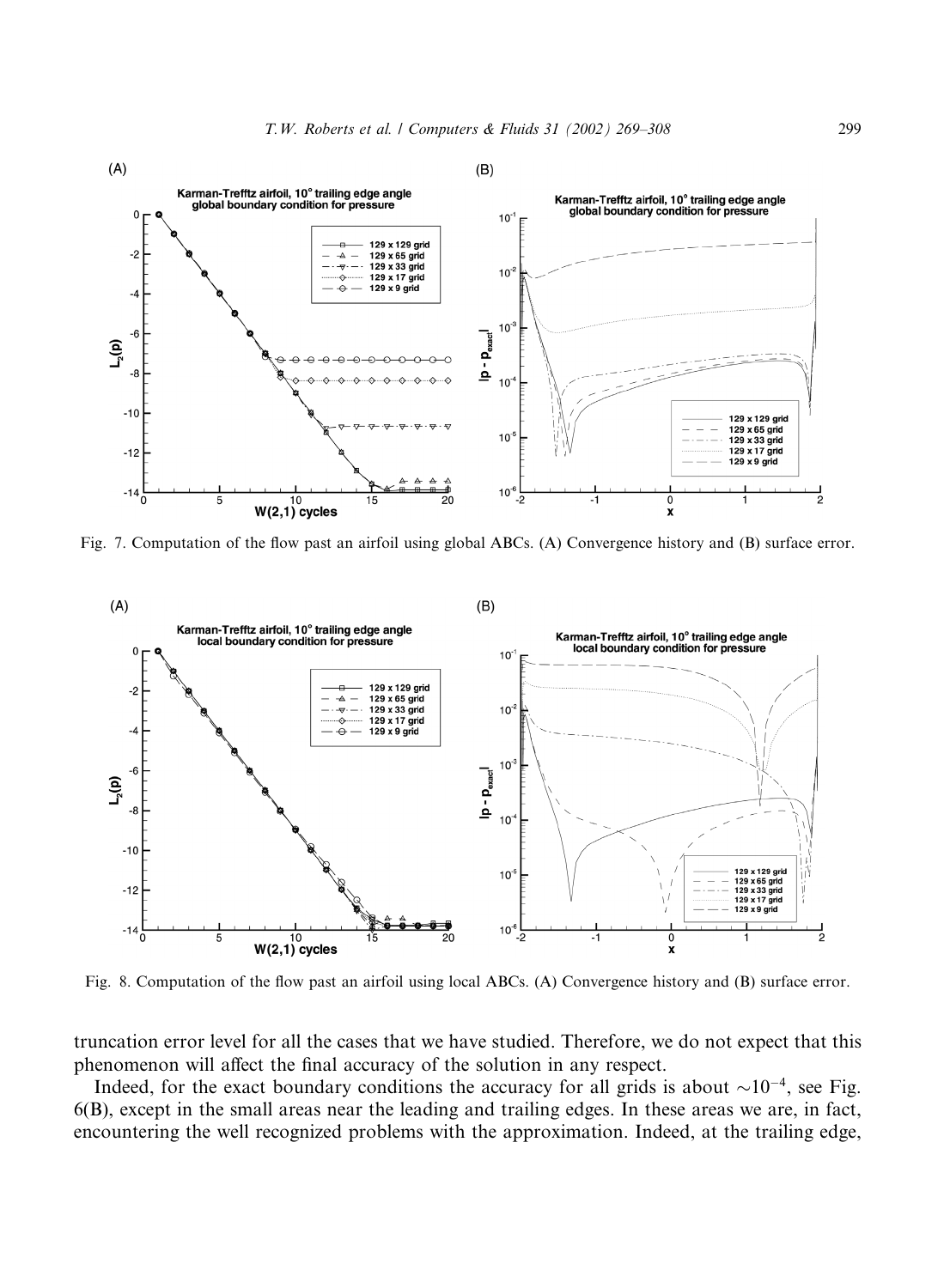(A)

Karman-Trefftz airfoil, 10° trailing edge angle
global boundary condition for pressure

$L_2(p)$

W(2,1) cycles

129 x 129 grid
129 x 65 grid
129 x 33 grid
129 x 17 grid
129 x 9 grid

(B)

Karman-Trefftz airfoil, 10° trailing edge angle
global boundary condition for pressure

$|p - p_{exact}|$

x

129 x 129 grid
129 x 65 grid
129 x 33 grid
129 x 17 grid
129 x 9 grid

Fig. 7. Computation of the flow past an airfoil using global ABCs. (A) Convergence history and (B) surface error.

(A)

Karman-Trefftz airfoil, 10° trailing edge angle
local boundary condition for pressure

$L_2(p)$

W(2,1) cycles

129 x 129 grid
129 x 65 grid
129 x 33 grid
129 x 17 grid
129 x 9 grid

(B)

Karman-Trefftz airfoil, 10° trailing edge angle
local boundary condition for pressure

$|p - p_{exact}|$

x

129 x 129 grid
129 x 65 grid
129 x 33 grid
129 x 17 grid
129 x 9 grid

Fig. 8. Computation of the flow past an airfoil using local ABCs. (A) Convergence history and (B) surface error.

truncation error level for all the cases that we have studied. Therefore, we do not expect that this phenomenon will affect the final accuracy of the solution in any respect.

Indeed, for the exact boundary conditions the accuracy for all grids is about $\sim 10^{-4}$, see Fig. 6(B), except in the small areas near the leading and trailing edges. In these areas we are, in fact, encountering the well recognized problems with the approximation. Indeed, at the trailing edge,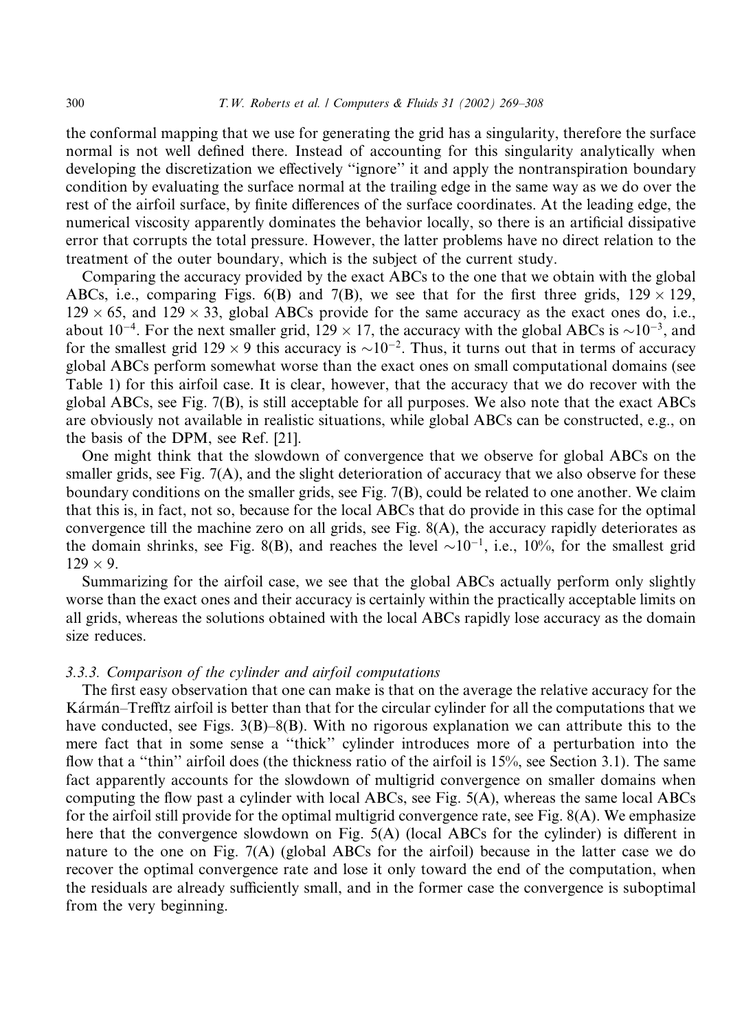the conformal mapping that we use for generating the grid has a singularity, therefore the surface normal is not well defined there. Instead of accounting for this singularity analytically when developing the discretization we effectively "ignore" it and apply the nontranspiration boundary condition by evaluating the surface normal at the trailing edge in the same way as we do over the rest of the airfoil surface, by finite differences of the surface coordinates. At the leading edge, the numerical viscosity apparently dominates the behavior locally, so there is an artificial dissipative error that corrupts the total pressure. However, the latter problems have no direct relation to the treatment of the outer boundary, which is the subject of the current study.

Comparing the accuracy provided by the exact ABCs to the one that we obtain with the global ABCs, i.e., comparing Figs. 6(B) and 7(B), we see that for the first three grids, $129 \times 129$, $129 \times 65$, and $129 \times 33$, global ABCs provide for the same accuracy as the exact ones do, i.e., about $10^{-4}$. For the next smaller grid, $129 \times 17$, the accuracy with the global ABCs is $\sim 10^{-3}$, and for the smallest grid $129 \times 9$ this accuracy is $\sim 10^{-2}$. Thus, it turns out that in terms of accuracy global ABCs perform somewhat worse than the exact ones on small computational domains (see Table 1) for this airfoil case. It is clear, however, that the accuracy that we do recover with the global ABCs, see Fig. 7(B), is still acceptable for all purposes. We also note that the exact ABCs are obviously not available in realistic situations, while global ABCs can be constructed, e.g., on the basis of the DPM, see Ref. [21].

One might think that the slowdown of convergence that we observe for global ABCs on the smaller grids, see Fig. 7(A), and the slight deterioration of accuracy that we also observe for these boundary conditions on the smaller grids, see Fig. 7(B), could be related to one another. We claim that this is, in fact, not so, because for the local ABCs that do provide in this case for the optimal convergence till the machine zero on all grids, see Fig. 8(A), the accuracy rapidly deteriorates as the domain shrinks, see Fig. 8(B), and reaches the level $\sim 10^{-1}$, i.e., 10%, for the smallest grid $129 \times 9$.

Summarizing for the airfoil case, we see that the global ABCs actually perform only slightly worse than the exact ones and their accuracy is certainly within the practically acceptable limits on all grids, whereas the solutions obtained with the local ABCs rapidly lose accuracy as the domain size reduces.

### *3.3.3. Comparison of the cylinder and airfoil computations*

The first easy observation that one can make is that on the average the relative accuracy for the Kármán–Trefftz airfoil is better than that for the circular cylinder for all the computations that we have conducted, see Figs. 3(B)–8(B). With no rigorous explanation we can attribute this to the mere fact that in some sense a "thick" cylinder introduces more of a perturbation into the flow that a "thin" airfoil does (the thickness ratio of the airfoil is 15%, see Section 3.1). The same fact apparently accounts for the slowdown of multigrid convergence on smaller domains when computing the flow past a cylinder with local ABCs, see Fig. 5(A), whereas the same local ABCs for the airfoil still provide for the optimal multigrid convergence rate, see Fig. 8(A). We emphasize here that the convergence slowdown on Fig. 5(A) (local ABCs for the cylinder) is different in nature to the one on Fig. 7(A) (global ABCs for the airfoil) because in the latter case we do recover the optimal convergence rate and lose it only toward the end of the computation, when the residuals are already sufficiently small, and in the former case the convergence is suboptimal from the very beginning.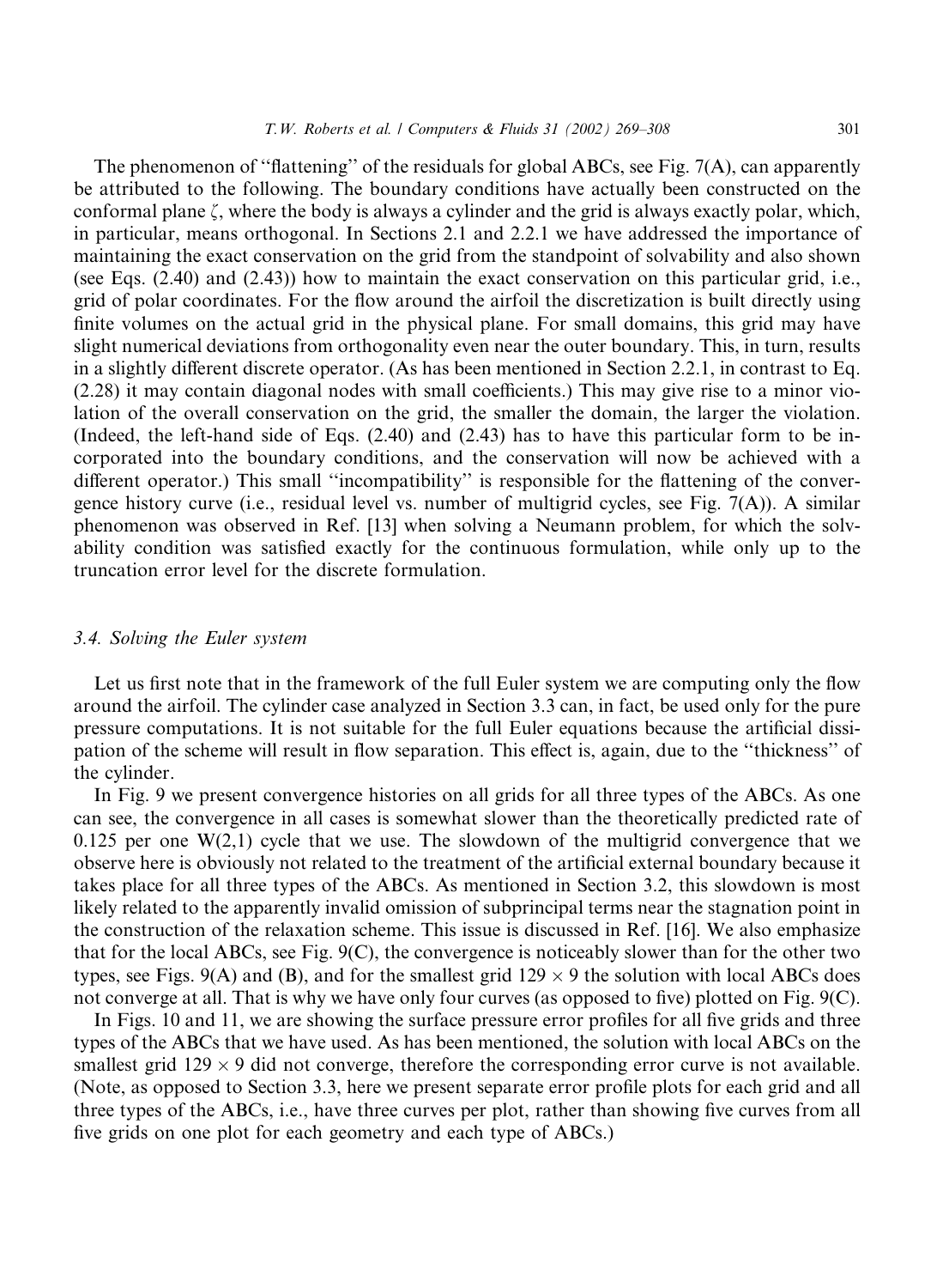The phenomenon of "flattening" of the residuals for global ABCs, see Fig. 7(A), can apparently be attributed to the following. The boundary conditions have actually been constructed on the conformal plane $\zeta$, where the body is always a cylinder and the grid is always exactly polar, which, in particular, means orthogonal. In Sections 2.1 and 2.2.1 we have addressed the importance of maintaining the exact conservation on the grid from the standpoint of solvability and also shown (see Eqs. (2.40) and (2.43)) how to maintain the exact conservation on this particular grid, i.e., grid of polar coordinates. For the flow around the airfoil the discretization is built directly using finite volumes on the actual grid in the physical plane. For small domains, this grid may have slight numerical deviations from orthogonality even near the outer boundary. This, in turn, results in a slightly different discrete operator. (As has been mentioned in Section 2.2.1, in contrast to Eq. (2.28) it may contain diagonal nodes with small coefficients.) This may give rise to a minor violation of the overall conservation on the grid, the smaller the domain, the larger the violation. (Indeed, the left-hand side of Eqs. (2.40) and (2.43) has to have this particular form to be incorporated into the boundary conditions, and the conservation will now be achieved with a different operator.) This small "incompatibility" is responsible for the flattening of the convergence history curve (i.e., residual level vs. number of multigrid cycles, see Fig. 7(A)). A similar phenomenon was observed in Ref. [13] when solving a Neumann problem, for which the solvability condition was satisfied exactly for the continuous formulation, while only up to the truncation error level for the discrete formulation.

### 3.4. Solving the Euler system

Let us first note that in the framework of the full Euler system we are computing only the flow around the airfoil. The cylinder case analyzed in Section 3.3 can, in fact, be used only for the pure pressure computations. It is not suitable for the full Euler equations because the artificial dissipation of the scheme will result in flow separation. This effect is, again, due to the "thickness" of the cylinder.

In Fig. 9 we present convergence histories on all grids for all three types of the ABCs. As one can see, the convergence in all cases is somewhat slower than the theoretically predicted rate of 0.125 per one W(2,1) cycle that we use. The slowdown of the multigrid convergence that we observe here is obviously not related to the treatment of the artificial external boundary because it takes place for all three types of the ABCs. As mentioned in Section 3.2, this slowdown is most likely related to the apparently invalid omission of subprincipal terms near the stagnation point in the construction of the relaxation scheme. This issue is discussed in Ref. [16]. We also emphasize that for the local ABCs, see Fig. 9(C), the convergence is noticeably slower than for the other two types, see Figs. 9(A) and (B), and for the smallest grid $129 \times 9$ the solution with local ABCs does not converge at all. That is why we have only four curves (as opposed to five) plotted on Fig. 9(C).

In Figs. 10 and 11, we are showing the surface pressure error profiles for all five grids and three types of the ABCs that we have used. As has been mentioned, the solution with local ABCs on the smallest grid $129 \times 9$ did not converge, therefore the corresponding error curve is not available. (Note, as opposed to Section 3.3, here we present separate error profile plots for each grid and all three types of the ABCs, i.e., have three curves per plot, rather than showing five curves from all five grids on one plot for each geometry and each type of ABCs.)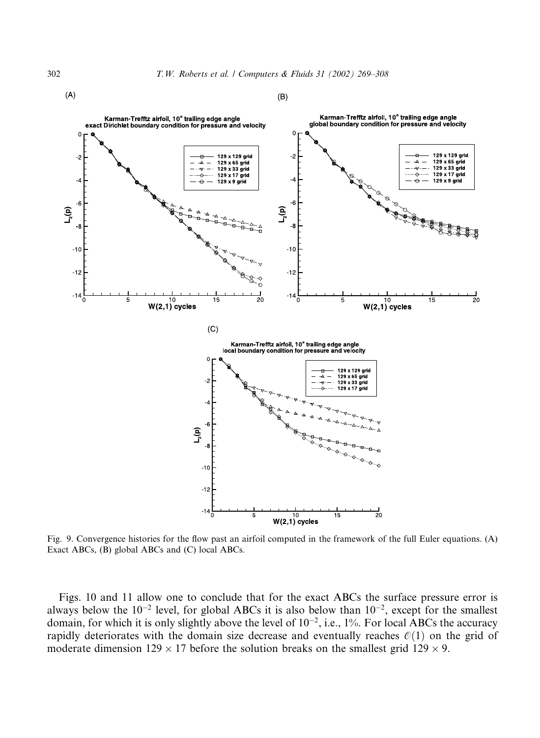(A)

Karman-Trefftz airfoil, 10° trailing edge angle
exact Dirichlet boundary condition for pressure and velocity

$L_2(p)$

W(2,1) cycles

129 x 129 grid
129 x 65 grid
129 x 33 grid
129 x 17 grid
129 x 9 grid

0
-2
-4
-6
-8
-10
-12
-14

0 5 10 15 20

(B)

Karman-Trefftz airfoil, 10° trailing edge angle
global boundary condition for pressure and velocity

$L_2(p)$

W(2,1) cycles

129 x 129 grid
129 x 65 grid
129 x 33 grid
129 x 17 grid
129 x 9 grid

0
-2
-4
-6
-8
-10
-12
-14

0 5 10 15 20

(C)

Karman-Trefftz airfoil, 10° trailing edge angle
local boundary condition for pressure and velocity

$L_2(p)$

W(2,1) cycles

129 x 129 grid
129 x 65 grid
129 x 33 grid
129 x 17 grid

0
-2
-4
-6
-8
-10
-12
-14

0 5 10 15 20

Fig. 9. Convergence histories for the flow past an airfoil computed in the framework of the full Euler equations. (A) Exact ABCs, (B) global ABCs and (C) local ABCs.

Figs. 10 and 11 allow one to conclude that for the exact ABCs the surface pressure error is always below the $10^{-2}$ level, for global ABCs it is also below than $10^{-2}$, except for the smallest domain, for which it is only slightly above the level of $10^{-2}$, i.e., 1%. For local ABCs the accuracy rapidly deteriorates with the domain size decrease and eventually reaches $\mathcal{O}(1)$ on the grid of moderate dimension $129 \times 17$ before the solution breaks on the smallest grid $129 \times 9$.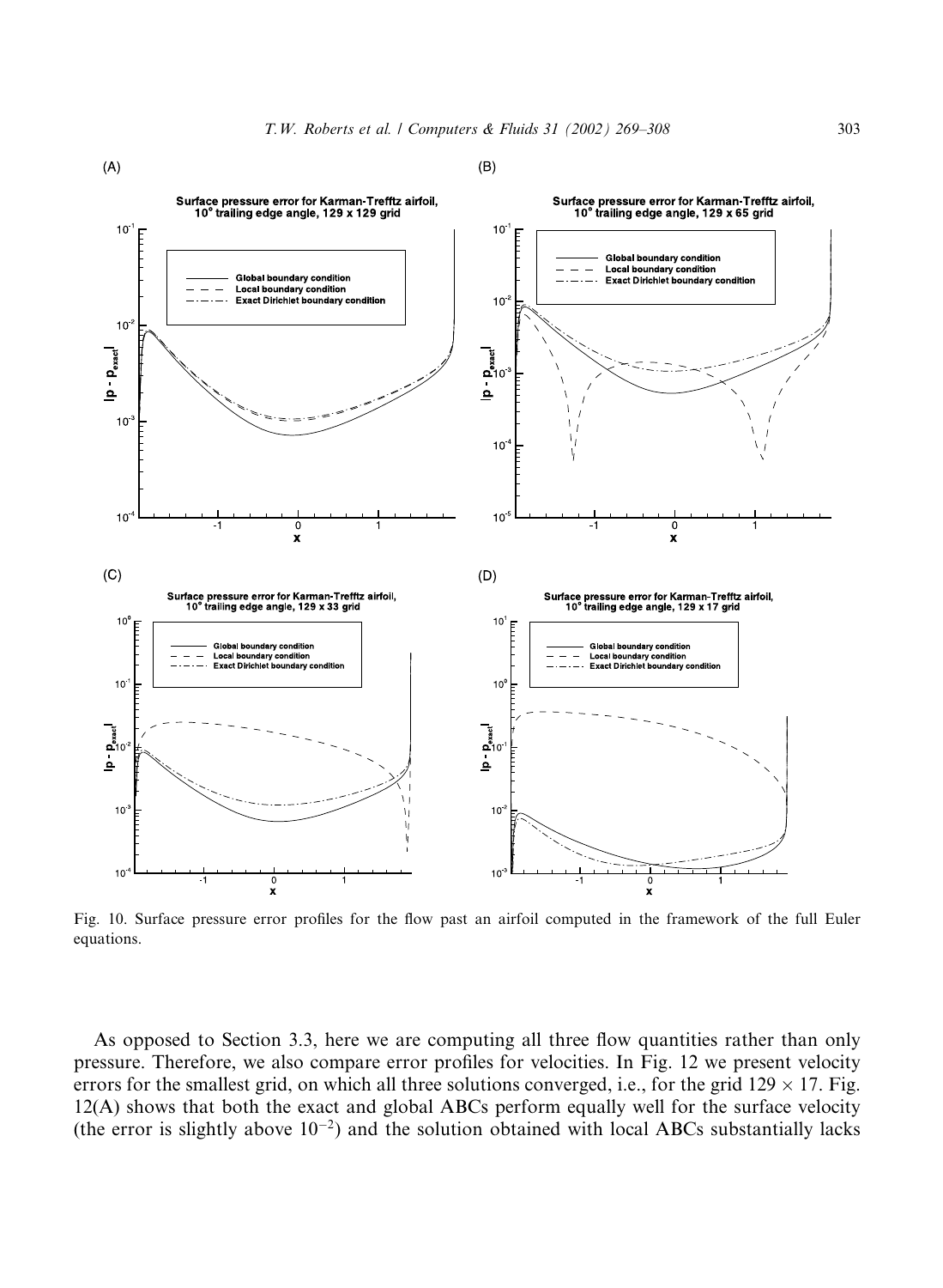(A)

Surface pressure error for Karman-Trefftz airfoil, 10° trailing edge angle, 129 x 129 grid

Global boundary condition
Local boundary condition
Exact Dirichlet boundary condition

$|p - p_{exact}|$

$10^{-1}$
$10^{-2}$
$10^{-3}$
$10^{-4}$

-1
0
1
x

(B)

Surface pressure error for Karman-Trefftz airfoil, 10° trailing edge angle, 129 x 65 grid

Global boundary condition
Local boundary condition
Exact Dirichlet boundary condition

$|p - p_{exact}|$

$10^{-1}$
$10^{-2}$
$10^{-3}$
$10^{-4}$
$10^{-5}$

-1
0
1
x

(C)

Surface pressure error for Karman-Trefftz airfoil, 10° trailing edge angle, 129 x 33 grid

Global boundary condition
Local boundary condition
Exact Dirichlet boundary condition

$|p - p_{exact}|$

$10^{0}$
$10^{-1}$
$10^{-2}$
$10^{-3}$
$10^{-4}$

-1
0
1
x

(D)

Surface pressure error for Karman-Trefftz airfoil, 10° trailing edge angle, 129 x 17 grid

Global boundary condition
Local boundary condition
Exact Dirichlet boundary condition

$|p - p_{exact}|$

$10^{1}$
$10^{0}$
$10^{-1}$
$10^{-2}$
$10^{-3}$

-1
0
1
x

Fig. 10. Surface pressure error profiles for the flow past an airfoil computed in the framework of the full Euler equations.

As opposed to Section 3.3, here we are computing all three flow quantities rather than only pressure. Therefore, we also compare error profiles for velocities. In Fig. 12 we present velocity errors for the smallest grid, on which all three solutions converged, i.e., for the grid $129 \times 17$. Fig. 12(A) shows that both the exact and global ABCs perform equally well for the surface velocity (the error is slightly above $10^{-2}$) and the solution obtained with local ABCs substantially lacks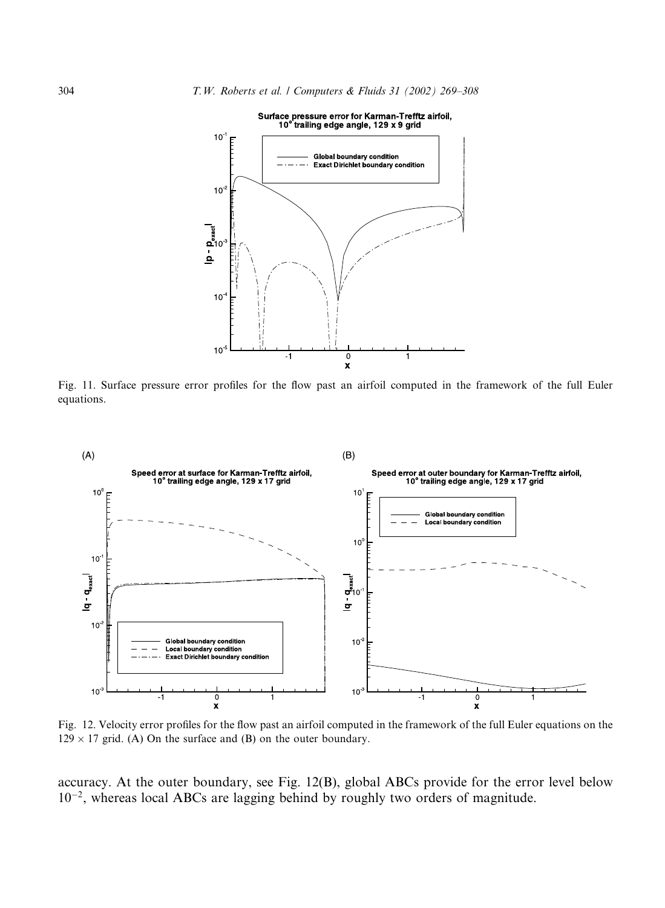Surface pressure error for Karman-Trefftz airfoil,
10° trailing edge angle, 129 x 9 grid

Global boundary condition
Exact Dirichlet boundary condition

$10^{-1}$
$10^{-2}$
$10^{-3}$
$10^{-4}$
$10^{-5}$

$|p - p_{exact}|$

-1
0
1
x

Fig. 11. Surface pressure error profiles for the flow past an airfoil computed in the framework of the full Euler equations.

(A)

Speed error at surface for Karman-Trefftz airfoil,
10° trailing edge angle, 129 x 17 grid

$10^{0}$
$10^{-1}$
$10^{-2}$
$10^{-3}$

$|q - q_{exact}|$

Global boundary condition
Local boundary condition
Exact Dirichlet boundary condition

-1
0
1
x

(B)

Speed error at outer boundary for Karman-Trefftz airfoil,
10° trailing edge angle, 129 x 17 grid

$10^{1}$
$10^{0}$
$10^{-1}$
$10^{-2}$
$10^{-3}$

$|q - q_{exact}|$

Global boundary condition
Local boundary condition

-1
0
1
x

Fig. 12. Velocity error profiles for the flow past an airfoil computed in the framework of the full Euler equations on the $129 \times 17$ grid. (A) On the surface and (B) on the outer boundary.

accuracy. At the outer boundary, see Fig. 12(B), global ABCs provide for the error level below $10^{-2}$, whereas local ABCs are lagging behind by roughly two orders of magnitude.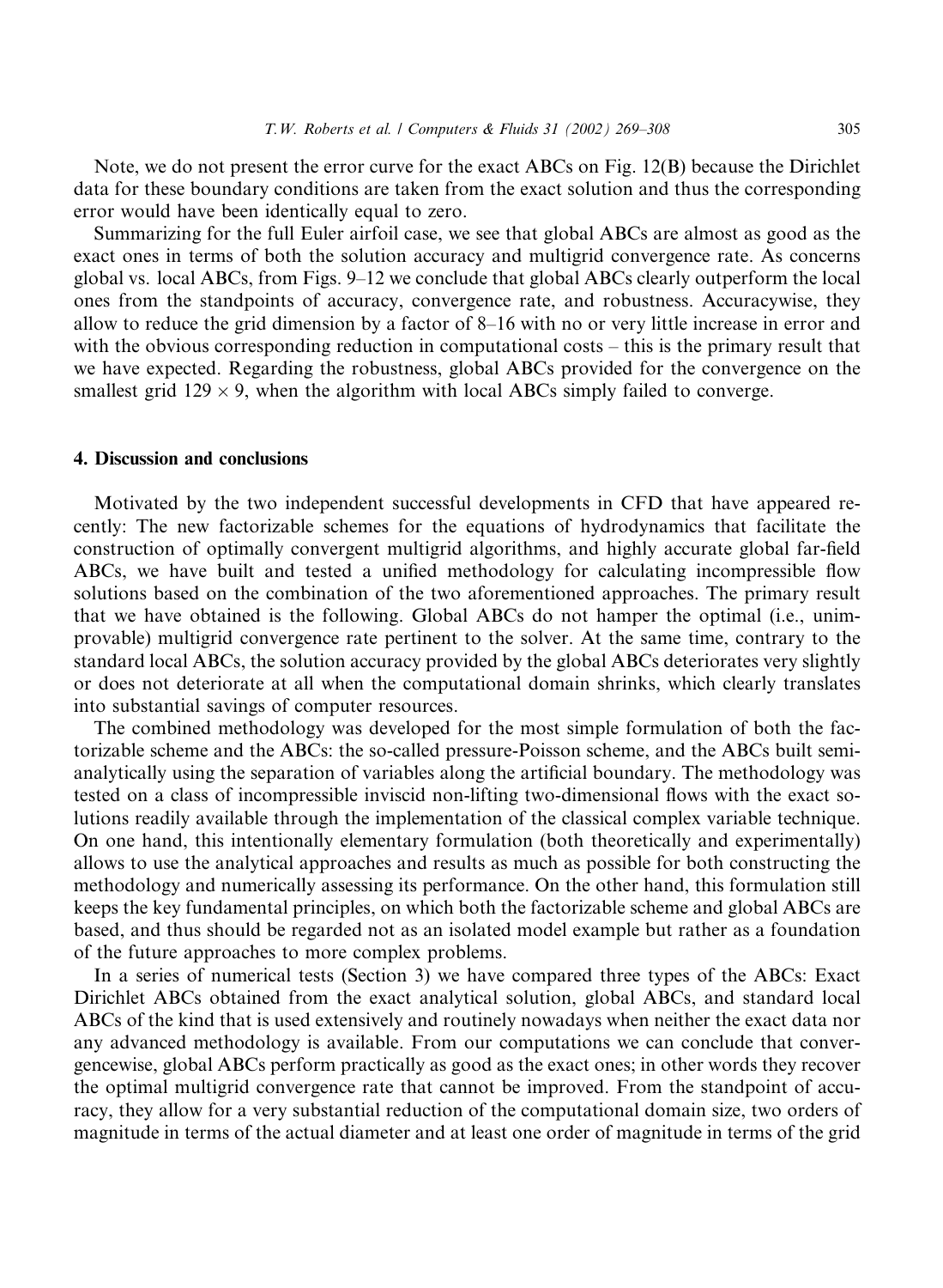Note, we do not present the error curve for the exact ABCs on Fig. 12(B) because the Dirichlet data for these boundary conditions are taken from the exact solution and thus the corresponding error would have been identically equal to zero.

Summarizing for the full Euler airfoil case, we see that global ABCs are almost as good as the exact ones in terms of both the solution accuracy and multigrid convergence rate. As concerns global vs. local ABCs, from Figs. 9–12 we conclude that global ABCs clearly outperform the local ones from the standpoints of accuracy, convergence rate, and robustness. Accuracywise, they allow to reduce the grid dimension by a factor of 8–16 with no or very little increase in error and with the obvious corresponding reduction in computational costs – this is the primary result that we have expected. Regarding the robustness, global ABCs provided for the convergence on the smallest grid $129 \times 9$, when the algorithm with local ABCs simply failed to converge.

## 4. Discussion and conclusions

Motivated by the two independent successful developments in CFD that have appeared recently: The new factorizable schemes for the equations of hydrodynamics that facilitate the construction of optimally convergent multigrid algorithms, and highly accurate global far-field ABCs, we have built and tested a unified methodology for calculating incompressible flow solutions based on the combination of the two aforementioned approaches. The primary result that we have obtained is the following. Global ABCs do not hamper the optimal (i.e., unimprovable) multigrid convergence rate pertinent to the solver. At the same time, contrary to the standard local ABCs, the solution accuracy provided by the global ABCs deteriorates very slightly or does not deteriorate at all when the computational domain shrinks, which clearly translates into substantial savings of computer resources.

The combined methodology was developed for the most simple formulation of both the factorizable scheme and the ABCs: the so-called pressure-Poisson scheme, and the ABCs built semi-analytically using the separation of variables along the artificial boundary. The methodology was tested on a class of incompressible inviscid non-lifting two-dimensional flows with the exact solutions readily available through the implementation of the classical complex variable technique. On one hand, this intentionally elementary formulation (both theoretically and experimentally) allows to use the analytical approaches and results as much as possible for both constructing the methodology and numerically assessing its performance. On the other hand, this formulation still keeps the key fundamental principles, on which both the factorizable scheme and global ABCs are based, and thus should be regarded not as an isolated model example but rather as a foundation of the future approaches to more complex problems.

In a series of numerical tests (Section 3) we have compared three types of the ABCs: Exact Dirichlet ABCs obtained from the exact analytical solution, global ABCs, and standard local ABCs of the kind that is used extensively and routinely nowadays when neither the exact data nor any advanced methodology is available. From our computations we can conclude that convergencewise, global ABCs perform practically as good as the exact ones; in other words they recover the optimal multigrid convergence rate that cannot be improved. From the standpoint of accuracy, they allow for a very substantial reduction of the computational domain size, two orders of magnitude in terms of the actual diameter and at least one order of magnitude in terms of the grid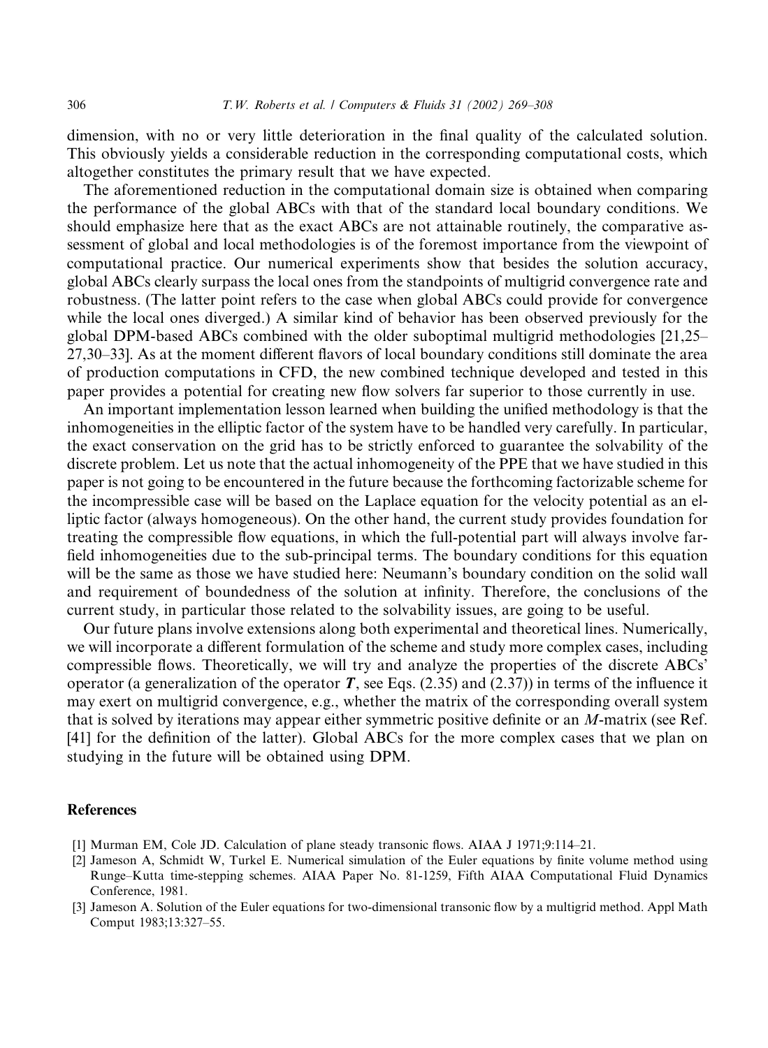dimension, with no or very little deterioration in the final quality of the calculated solution. This obviously yields a considerable reduction in the corresponding computational costs, which altogether constitutes the primary result that we have expected.

The aforementioned reduction in the computational domain size is obtained when comparing the performance of the global ABCs with that of the standard local boundary conditions. We should emphasize here that as the exact ABCs are not attainable routinely, the comparative assessment of global and local methodologies is of the foremost importance from the viewpoint of computational practice. Our numerical experiments show that besides the solution accuracy, global ABCs clearly surpass the local ones from the standpoints of multigrid convergence rate and robustness. (The latter point refers to the case when global ABCs could provide for convergence while the local ones diverged.) A similar kind of behavior has been observed previously for the global DPM-based ABCs combined with the older suboptimal multigrid methodologies [21,25–27,30–33]. As at the moment different flavors of local boundary conditions still dominate the area of production computations in CFD, the new combined technique developed and tested in this paper provides a potential for creating new flow solvers far superior to those currently in use.

An important implementation lesson learned when building the unified methodology is that the inhomogeneities in the elliptic factor of the system have to be handled very carefully. In particular, the exact conservation on the grid has to be strictly enforced to guarantee the solvability of the discrete problem. Let us note that the actual inhomogeneity of the PPE that we have studied in this paper is not going to be encountered in the future because the forthcoming factorizable scheme for the incompressible case will be based on the Laplace equation for the velocity potential as an elliptic factor (always homogeneous). On the other hand, the current study provides foundation for treating the compressible flow equations, in which the full-potential part will always involve far-field inhomogeneities due to the sub-principal terms. The boundary conditions for this equation will be the same as those we have studied here: Neumann's boundary condition on the solid wall and requirement of boundedness of the solution at infinity. Therefore, the conclusions of the current study, in particular those related to the solvability issues, are going to be useful.

Our future plans involve extensions along both experimental and theoretical lines. Numerically, we will incorporate a different formulation of the scheme and study more complex cases, including compressible flows. Theoretically, we will try and analyze the properties of the discrete ABCs' operator (a generalization of the operator $\boldsymbol{T}$, see Eqs. (2.35) and (2.37)) in terms of the influence it may exert on multigrid convergence, e.g., whether the matrix of the corresponding overall system that is solved by iterations may appear either symmetric positive definite or an $M$-matrix (see Ref. [41] for the definition of the latter). Global ABCs for the more complex cases that we plan on studying in the future will be obtained using DPM.

## References

[1] Murman EM, Cole JD. Calculation of plane steady transonic flows. AIAA J 1971;9:114–21.

[2] Jameson A, Schmidt W, Turkel E. Numerical simulation of the Euler equations by finite volume method using Runge–Kutta time-stepping schemes. AIAA Paper No. 81-1259, Fifth AIAA Computational Fluid Dynamics Conference, 1981.

[3] Jameson A. Solution of the Euler equations for two-dimensional transonic flow by a multigrid method. Appl Math Comput 1983;13:327–55.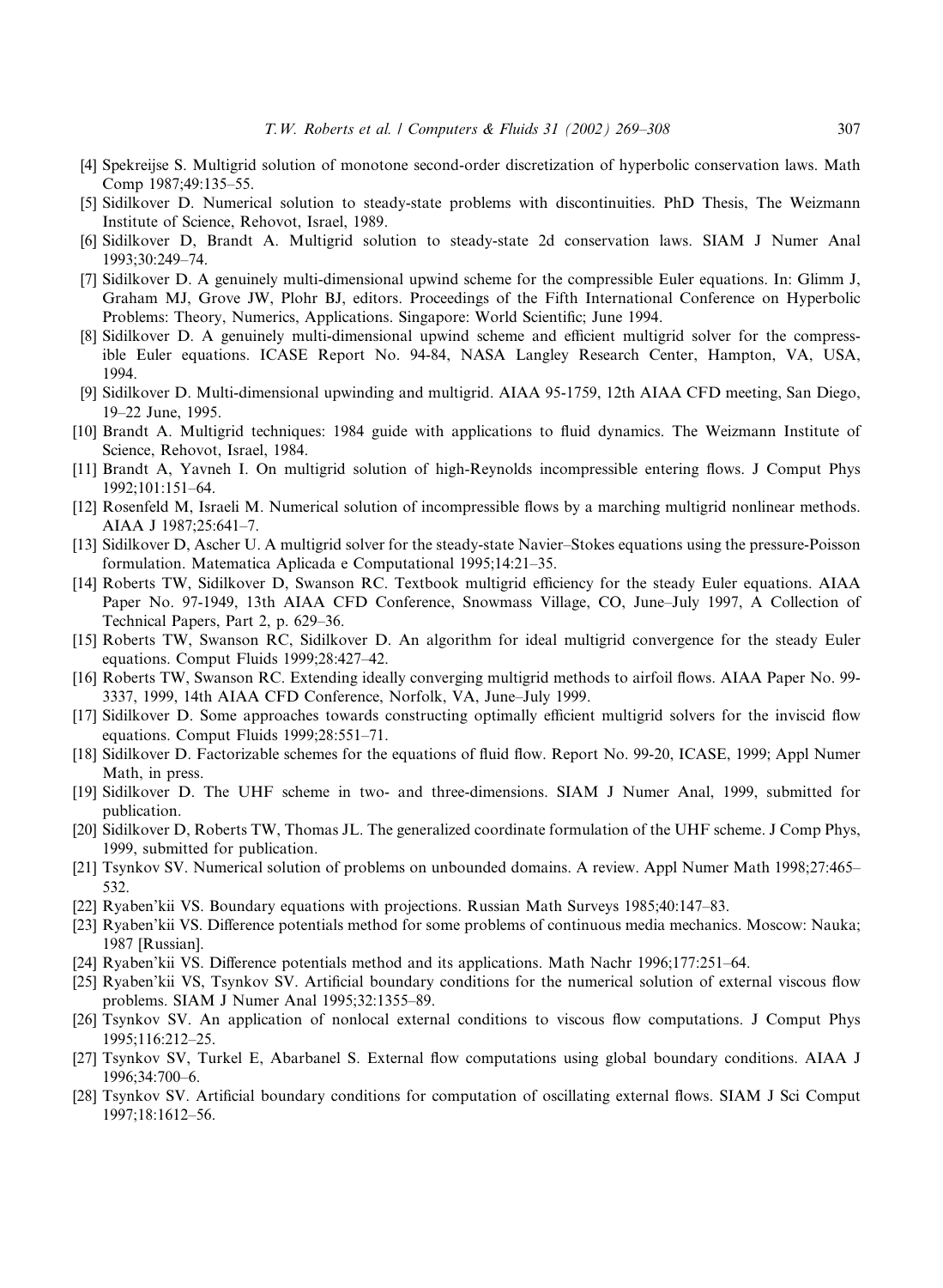[4] Spekreijse S. Multigrid solution of monotone second-order discretization of hyperbolic conservation laws. Math Comp 1987;49:135–55.

[5] Sidilkover D. Numerical solution to steady-state problems with discontinuities. PhD Thesis, The Weizmann Institute of Science, Rehovot, Israel, 1989.

[6] Sidilkover D, Brandt A. Multigrid solution to steady-state 2d conservation laws. SIAM J Numer Anal 1993;30:249–74.

[7] Sidilkover D. A genuinely multi-dimensional upwind scheme for the compressible Euler equations. In: Glimm J, Graham MJ, Grove JW, Plohr BJ, editors. Proceedings of the Fifth International Conference on Hyperbolic Problems: Theory, Numerics, Applications. Singapore: World Scientific; June 1994.

[8] Sidilkover D. A genuinely multi-dimensional upwind scheme and efficient multigrid solver for the compressible Euler equations. ICASE Report No. 94-84, NASA Langley Research Center, Hampton, VA, USA, 1994.

[9] Sidilkover D. Multi-dimensional upwinding and multigrid. AIAA 95-1759, 12th AIAA CFD meeting, San Diego, 19–22 June, 1995.

[10] Brandt A. Multigrid techniques: 1984 guide with applications to fluid dynamics. The Weizmann Institute of Science, Rehovot, Israel, 1984.

[11] Brandt A, Yavneh I. On multigrid solution of high-Reynolds incompressible entering flows. J Comput Phys 1992;101:151–64.

[12] Rosenfeld M, Israeli M. Numerical solution of incompressible flows by a marching multigrid nonlinear methods. AIAA J 1987;25:641–7.

[13] Sidilkover D, Ascher U. A multigrid solver for the steady-state Navier–Stokes equations using the pressure-Poisson formulation. Matematica Aplicada e Computational 1995;14:21–35.

[14] Roberts TW, Sidilkover D, Swanson RC. Textbook multigrid efficiency for the steady Euler equations. AIAA Paper No. 97-1949, 13th AIAA CFD Conference, Snowmass Village, CO, June–July 1997, A Collection of Technical Papers, Part 2, p. 629–36.

[15] Roberts TW, Swanson RC, Sidilkover D. An algorithm for ideal multigrid convergence for the steady Euler equations. Comput Fluids 1999;28:427–42.

[16] Roberts TW, Swanson RC. Extending ideally converging multigrid methods to airfoil flows. AIAA Paper No. 99-3337, 1999, 14th AIAA CFD Conference, Norfolk, VA, June–July 1999.

[17] Sidilkover D. Some approaches towards constructing optimally efficient multigrid solvers for the inviscid flow equations. Comput Fluids 1999;28:551–71.

[18] Sidilkover D. Factorizable schemes for the equations of fluid flow. Report No. 99-20, ICASE, 1999; Appl Numer Math, in press.

[19] Sidilkover D. The UHF scheme in two- and three-dimensions. SIAM J Numer Anal, 1999, submitted for publication.

[20] Sidilkover D, Roberts TW, Thomas JL. The generalized coordinate formulation of the UHF scheme. J Comp Phys, 1999, submitted for publication.

[21] Tsynkov SV. Numerical solution of problems on unbounded domains. A review. Appl Numer Math 1998;27:465–532.

[22] Ryaben'kii VS. Boundary equations with projections. Russian Math Surveys 1985;40:147–83.

[23] Ryaben'kii VS. Difference potentials method for some problems of continuous media mechanics. Moscow: Nauka; 1987 [Russian].

[24] Ryaben'kii VS. Difference potentials method and its applications. Math Nachr 1996;177:251–64.

[25] Ryaben'kii VS, Tsynkov SV. Artificial boundary conditions for the numerical solution of external viscous flow problems. SIAM J Numer Anal 1995;32:1355–89.

[26] Tsynkov SV. An application of nonlocal external conditions to viscous flow computations. J Comput Phys 1995;116:212–25.

[27] Tsynkov SV, Turkel E, Abarbanel S. External flow computations using global boundary conditions. AIAA J 1996;34:700–6.

[28] Tsynkov SV. Artificial boundary conditions for computation of oscillating external flows. SIAM J Sci Comput 1997;18:1612–56.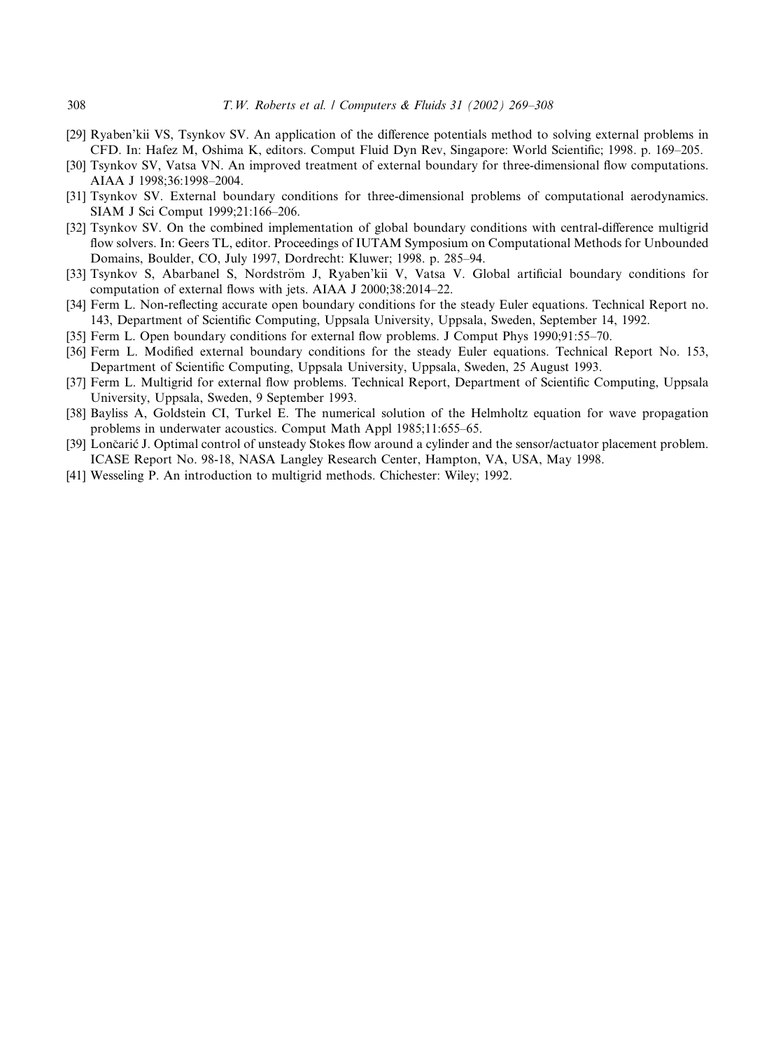[29] Ryaben'kii VS, Tsynkov SV. An application of the difference potentials method to solving external problems in CFD. In: Hafez M, Oshima K, editors. Comput Fluid Dyn Rev, Singapore: World Scientific; 1998. p. 169–205.

[30] Tsynkov SV, Vatsa VN. An improved treatment of external boundary for three-dimensional flow computations. AIAA J 1998;36:1998–2004.

[31] Tsynkov SV. External boundary conditions for three-dimensional problems of computational aerodynamics. SIAM J Sci Comput 1999;21:166–206.

[32] Tsynkov SV. On the combined implementation of global boundary conditions with central-difference multigrid flow solvers. In: Geers TL, editor. Proceedings of IUTAM Symposium on Computational Methods for Unbounded Domains, Boulder, CO, July 1997, Dordrecht: Kluwer; 1998. p. 285–94.

[33] Tsynkov S, Abarbanel S, Nordström J, Ryaben'kii V, Vatsa V. Global artificial boundary conditions for computation of external flows with jets. AIAA J 2000;38:2014–22.

[34] Ferm L. Non-reflecting accurate open boundary conditions for the steady Euler equations. Technical Report no. 143, Department of Scientific Computing, Uppsala University, Uppsala, Sweden, September 14, 1992.

[35] Ferm L. Open boundary conditions for external flow problems. J Comput Phys 1990;91:55–70.

[36] Ferm L. Modified external boundary conditions for the steady Euler equations. Technical Report No. 153, Department of Scientific Computing, Uppsala University, Uppsala, Sweden, 25 August 1993.

[37] Ferm L. Multigrid for external flow problems. Technical Report, Department of Scientific Computing, Uppsala University, Uppsala, Sweden, 9 September 1993.

[38] Bayliss A, Goldstein CI, Turkel E. The numerical solution of the Helmholtz equation for wave propagation problems in underwater acoustics. Comput Math Appl 1985;11:655–65.

[39] Lončarić J. Optimal control of unsteady Stokes flow around a cylinder and the sensor/actuator placement problem. ICASE Report No. 98-18, NASA Langley Research Center, Hampton, VA, USA, May 1998.

[41] Wesseling P. An introduction to multigrid methods. Chichester: Wiley; 1992.